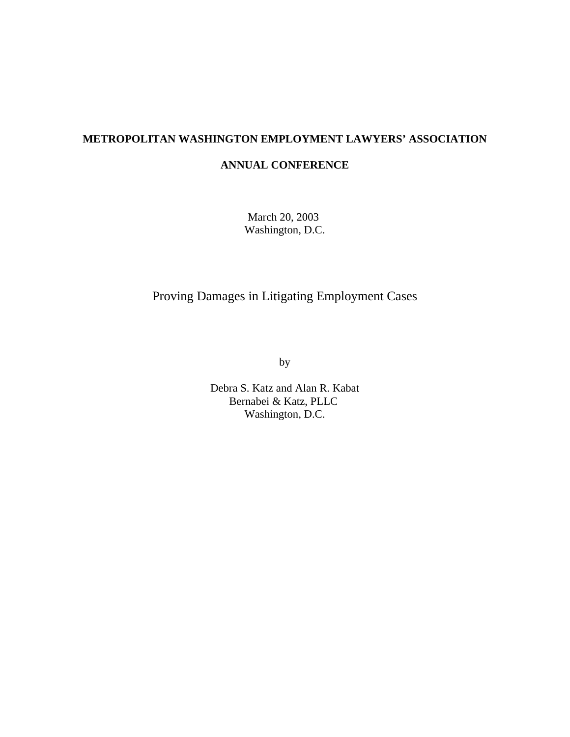**METROPOLITAN WASHINGTON EMPLOYMENT LAWYERS' ASSOCIATION**

**ANNUAL CONFERENCE**

March 20, 2003
Washington, D.C.

# Proving Damages in Litigating Employment Cases

by

Debra S. Katz and Alan R. Kabat
Bernabei & Katz, PLLC
Washington, D.C.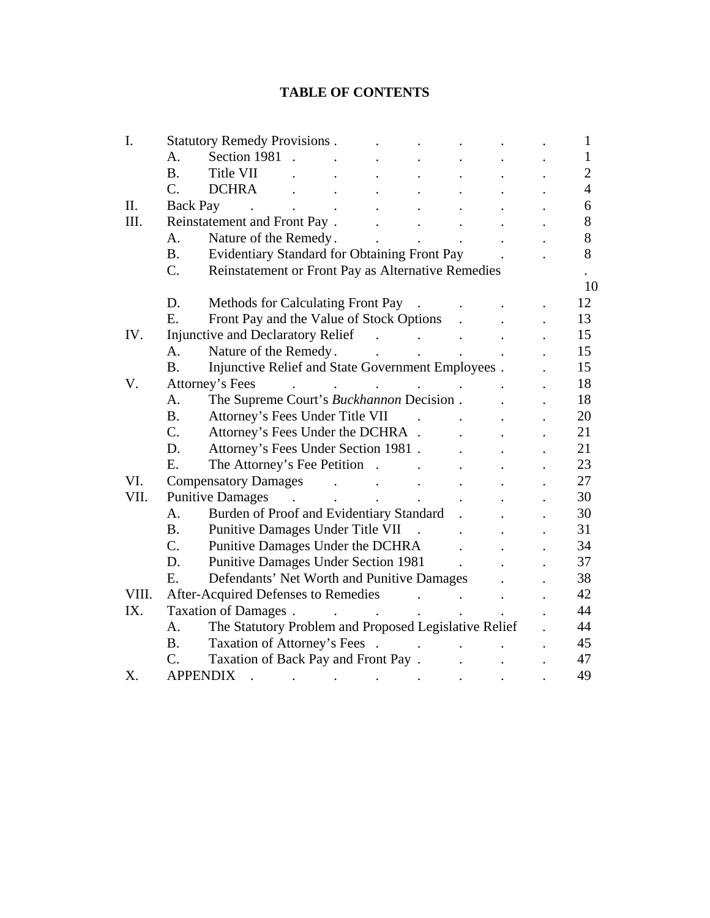# TABLE OF CONTENTS

| | | Page |
|---|---|---|
| I. | Statutory Remedy Provisions | 1 |
| | A. Section 1981 | 1 |
| | B. Title VII | 2 |
| | C. DCHRA | 4 |
| II. | Back Pay | 6 |
| III. | Reinstatement and Front Pay | 8 |
| | A. Nature of the Remedy | 8 |
| | B. Evidentiary Standard for Obtaining Front Pay | 8 |
| | C. Reinstatement or Front Pay as Alternative Remedies | 10 |
| | D. Methods for Calculating Front Pay | 12 |
| | E. Front Pay and the Value of Stock Options | 13 |
| IV. | Injunctive and Declaratory Relief | 15 |
| | A. Nature of the Remedy | 15 |
| | B. Injunctive Relief and State Government Employees | 15 |
| V. | Attorney's Fees | 18 |
| | A. The Supreme Court's *Buckhannon* Decision | 18 |
| | B. Attorney's Fees Under Title VII | 20 |
| | C. Attorney's Fees Under the DCHRA | 21 |
| | D. Attorney's Fees Under Section 1981 | 21 |
| | E. The Attorney's Fee Petition | 23 |
| VI. | Compensatory Damages | 27 |
| VII. | Punitive Damages | 30 |
| | A. Burden of Proof and Evidentiary Standard | 30 |
| | B. Punitive Damages Under Title VII | 31 |
| | C. Punitive Damages Under the DCHRA | 34 |
| | D. Punitive Damages Under Section 1981 | 37 |
| | E. Defendants' Net Worth and Punitive Damages | 38 |
| VIII. | After-Acquired Defenses to Remedies | 42 |
| IX. | Taxation of Damages | 44 |
| | A. The Statutory Problem and Proposed Legislative Relief | 44 |
| | B. Taxation of Attorney's Fees | 45 |
| | C. Taxation of Back Pay and Front Pay | 47 |
| X. | APPENDIX | 49 |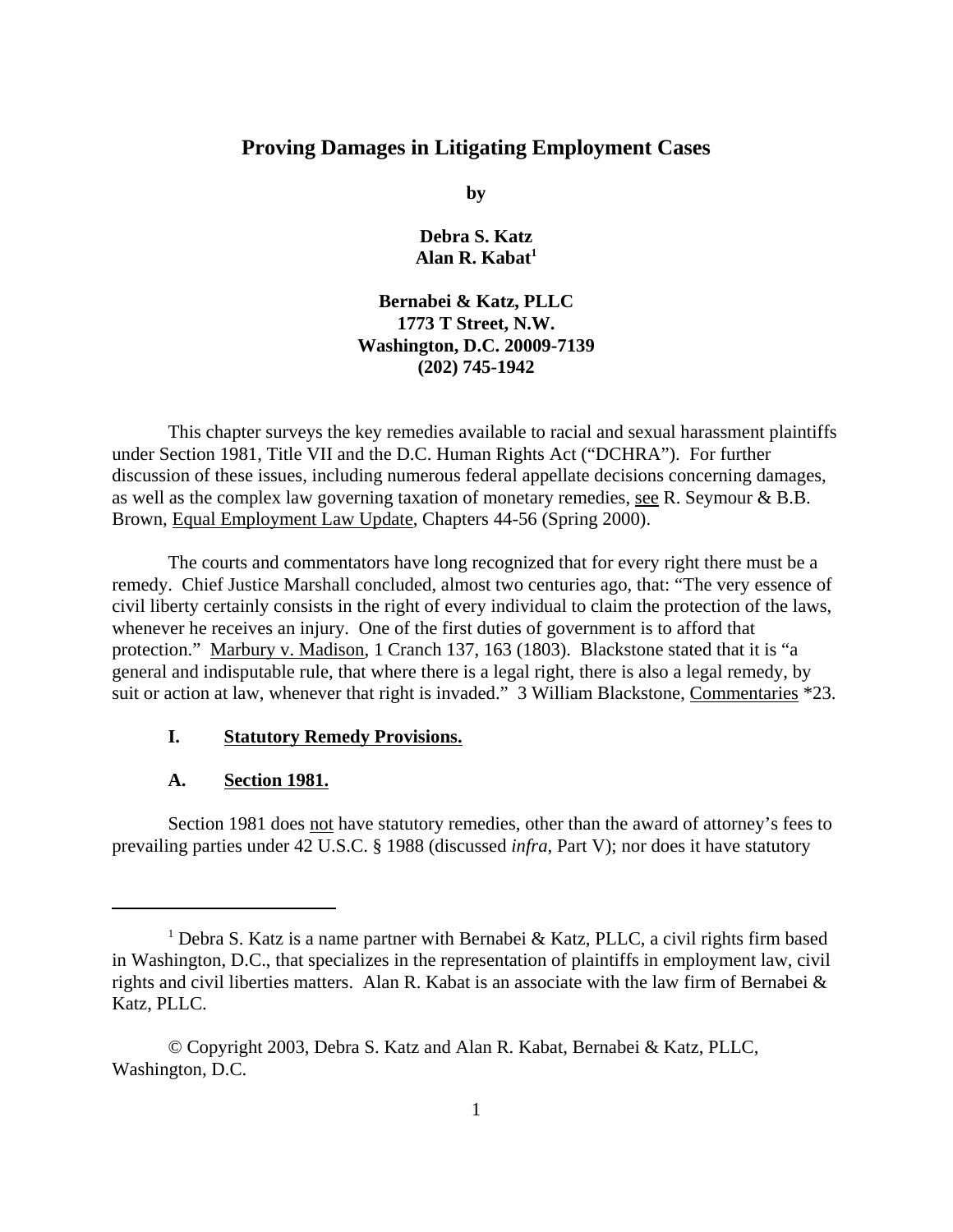## Proving Damages in Litigating Employment Cases

**by**

**Debra S. Katz**
**Alan R. Kabat[1]**

**Bernabei & Katz, PLLC**
**1773 T Street, N.W.**
**Washington, D.C. 20009-7139**
**(202) 745-1942**

This chapter surveys the key remedies available to racial and sexual harassment plaintiffs under Section 1981, Title VII and the D.C. Human Rights Act ("DCHRA"). For further discussion of these issues, including numerous federal appellate decisions concerning damages, as well as the complex law governing taxation of monetary remedies, see R. Seymour & B.B. Brown, Equal Employment Law Update, Chapters 44-56 (Spring 2000).

The courts and commentators have long recognized that for every right there must be a remedy. Chief Justice Marshall concluded, almost two centuries ago, that: "The very essence of civil liberty certainly consists in the right of every individual to claim the protection of the laws, whenever he receives an injury. One of the first duties of government is to afford that protection." Marbury v. Madison, 1 Cranch 137, 163 (1803). Blackstone stated that it is "a general and indisputable rule, that where there is a legal right, there is also a legal remedy, by suit or action at law, whenever that right is invaded." 3 William Blackstone, Commentaries *23.

### I. Statutory Remedy Provisions.

### A. Section 1981.

Section 1981 does not have statutory remedies, other than the award of attorney's fees to prevailing parties under 42 U.S.C. § 1988 (discussed *infra*, Part V); nor does it have statutory

[1] Debra S. Katz is a name partner with Bernabei & Katz, PLLC, a civil rights firm based in Washington, D.C., that specializes in the representation of plaintiffs in employment law, civil rights and civil liberties matters. Alan R. Kabat is an associate with the law firm of Bernabei & Katz, PLLC.

© Copyright 2003, Debra S. Katz and Alan R. Kabat, Bernabei & Katz, PLLC, Washington, D.C.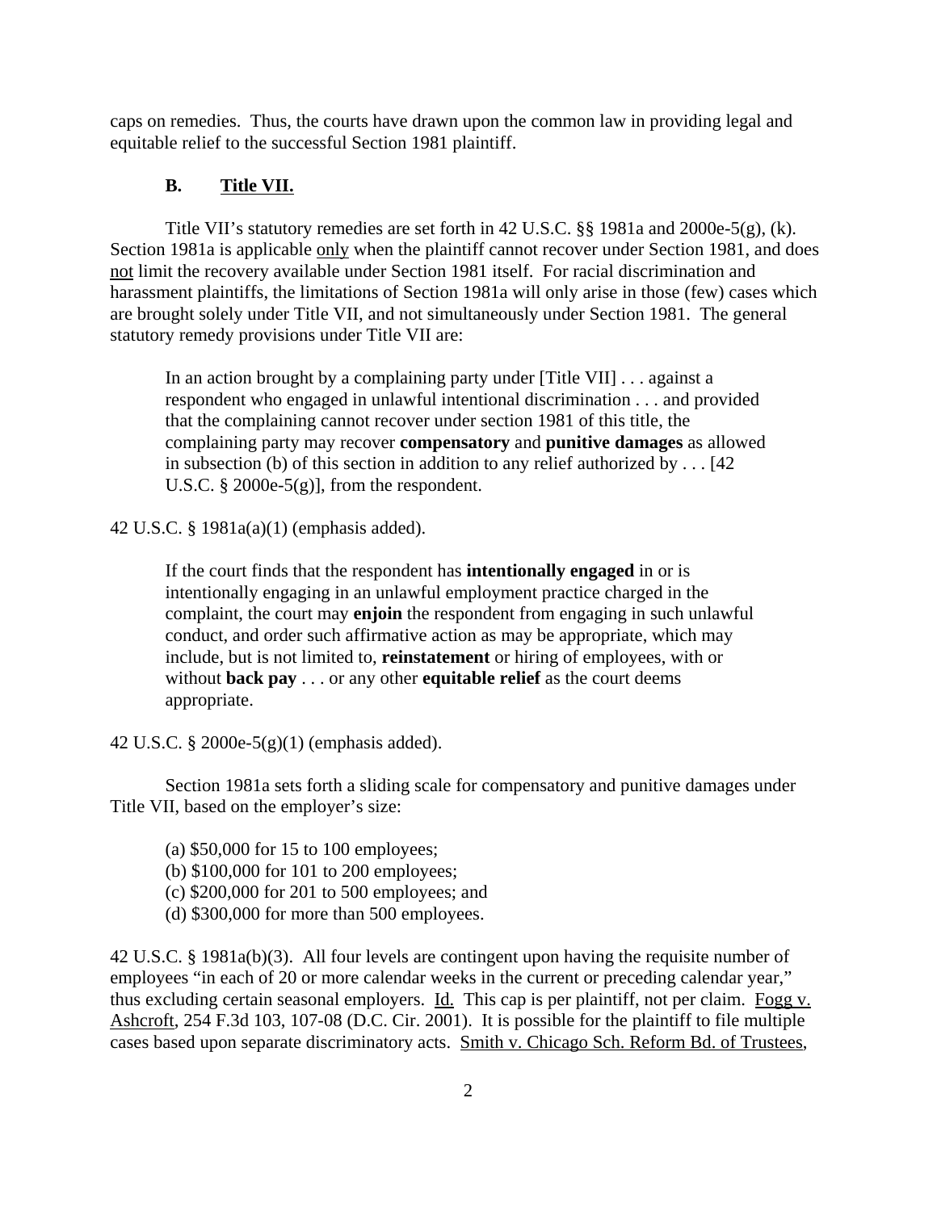caps on remedies. Thus, the courts have drawn upon the common law in providing legal and equitable relief to the successful Section 1981 plaintiff.

### B. Title VII.

Title VII's statutory remedies are set forth in 42 U.S.C. §§ 1981a and 2000e-5(g), (k). Section 1981a is applicable only when the plaintiff cannot recover under Section 1981, and does not limit the recovery available under Section 1981 itself. For racial discrimination and harassment plaintiffs, the limitations of Section 1981a will only arise in those (few) cases which are brought solely under Title VII, and not simultaneously under Section 1981. The general statutory remedy provisions under Title VII are:

> In an action brought by a complaining party under [Title VII] . . . against a respondent who engaged in unlawful intentional discrimination . . . and provided that the complaining cannot recover under section 1981 of this title, the complaining party may recover **compensatory** and **punitive damages** as allowed in subsection (b) of this section in addition to any relief authorized by . . . [42 U.S.C. § 2000e-5(g)], from the respondent.

42 U.S.C. § 1981a(a)(1) (emphasis added).

> If the court finds that the respondent has **intentionally engaged** in or is intentionally engaging in an unlawful employment practice charged in the complaint, the court may **enjoin** the respondent from engaging in such unlawful conduct, and order such affirmative action as may be appropriate, which may include, but is not limited to, **reinstatement** or hiring of employees, with or without **back pay** . . . or any other **equitable relief** as the court deems appropriate.

42 U.S.C. § 2000e-5(g)(1) (emphasis added).

Section 1981a sets forth a sliding scale for compensatory and punitive damages under Title VII, based on the employer's size:

(a) $50,000 for 15 to 100 employees;
(b) $100,000 for 101 to 200 employees;
(c) $200,000 for 201 to 500 employees; and
(d) $300,000 for more than 500 employees.

42 U.S.C. § 1981a(b)(3). All four levels are contingent upon having the requisite number of employees "in each of 20 or more calendar weeks in the current or preceding calendar year," thus excluding certain seasonal employers. Id. This cap is per plaintiff, not per claim. Fogg v. Ashcroft, 254 F.3d 103, 107-08 (D.C. Cir. 2001). It is possible for the plaintiff to file multiple cases based upon separate discriminatory acts. Smith v. Chicago Sch. Reform Bd. of Trustees,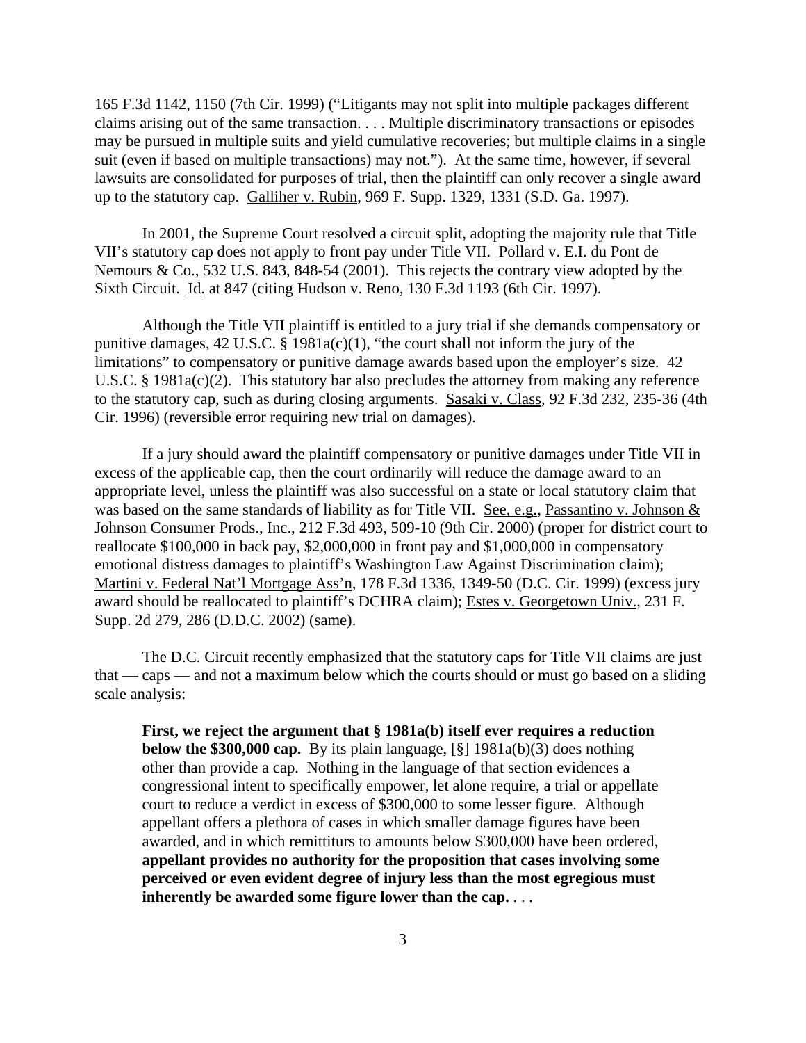165 F.3d 1142, 1150 (7th Cir. 1999) ("Litigants may not split into multiple packages different claims arising out of the same transaction. . . . Multiple discriminatory transactions or episodes may be pursued in multiple suits and yield cumulative recoveries; but multiple claims in a single suit (even if based on multiple transactions) may not."). At the same time, however, if several lawsuits are consolidated for purposes of trial, then the plaintiff can only recover a single award up to the statutory cap. Galliher v. Rubin, 969 F. Supp. 1329, 1331 (S.D. Ga. 1997).

In 2001, the Supreme Court resolved a circuit split, adopting the majority rule that Title VII's statutory cap does not apply to front pay under Title VII. Pollard v. E.I. du Pont de Nemours & Co., 532 U.S. 843, 848-54 (2001). This rejects the contrary view adopted by the Sixth Circuit. Id. at 847 (citing Hudson v. Reno, 130 F.3d 1193 (6th Cir. 1997).

Although the Title VII plaintiff is entitled to a jury trial if she demands compensatory or punitive damages, 42 U.S.C. § 1981a(c)(1), "the court shall not inform the jury of the limitations" to compensatory or punitive damage awards based upon the employer's size. 42 U.S.C. § 1981a(c)(2). This statutory bar also precludes the attorney from making any reference to the statutory cap, such as during closing arguments. Sasaki v. Class, 92 F.3d 232, 235-36 (4th Cir. 1996) (reversible error requiring new trial on damages).

If a jury should award the plaintiff compensatory or punitive damages under Title VII in excess of the applicable cap, then the court ordinarily will reduce the damage award to an appropriate level, unless the plaintiff was also successful on a state or local statutory claim that was based on the same standards of liability as for Title VII. See, e.g., Passantino v. Johnson & Johnson Consumer Prods., Inc., 212 F.3d 493, 509-10 (9th Cir. 2000) (proper for district court to reallocate \$100,000 in back pay, \$2,000,000 in front pay and \$1,000,000 in compensatory emotional distress damages to plaintiff's Washington Law Against Discrimination claim); Martini v. Federal Nat'l Mortgage Ass'n, 178 F.3d 1336, 1349-50 (D.C. Cir. 1999) (excess jury award should be reallocated to plaintiff's DCHRA claim); Estes v. Georgetown Univ., 231 F. Supp. 2d 279, 286 (D.D.C. 2002) (same).

The D.C. Circuit recently emphasized that the statutory caps for Title VII claims are just that — caps — and not a maximum below which the courts should or must go based on a sliding scale analysis:

> **First, we reject the argument that § 1981a(b) itself ever requires a reduction below the \$300,000 cap.** By its plain language, [§] 1981a(b)(3) does nothing other than provide a cap. Nothing in the language of that section evidences a congressional intent to specifically empower, let alone require, a trial or appellate court to reduce a verdict in excess of \$300,000 to some lesser figure. Although appellant offers a plethora of cases in which smaller damage figures have been awarded, and in which remittiturs to amounts below \$300,000 have been ordered, **appellant provides no authority for the proposition that cases involving some perceived or even evident degree of injury less than the most egregious must inherently be awarded some figure lower than the cap.** . . .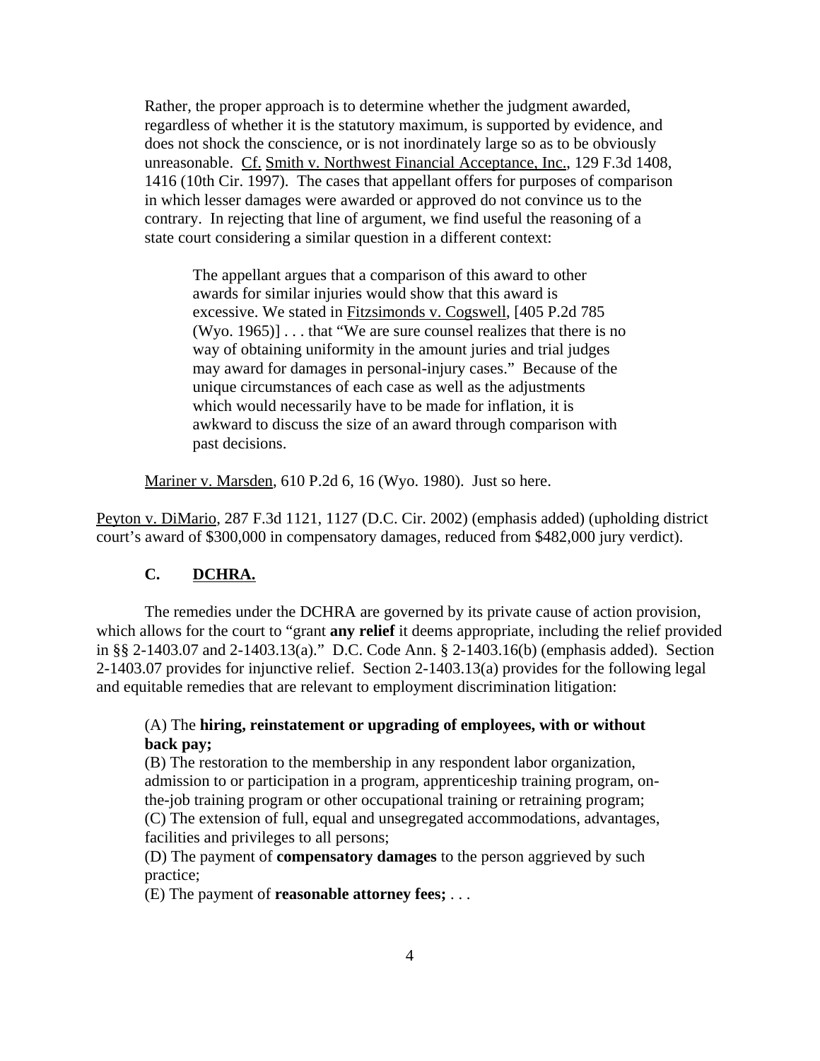> Rather, the proper approach is to determine whether the judgment awarded, regardless of whether it is the statutory maximum, is supported by evidence, and does not shock the conscience, or is not inordinately large so as to be obviously unreasonable. Cf. Smith v. Northwest Financial Acceptance, Inc., 129 F.3d 1408, 1416 (10th Cir. 1997). The cases that appellant offers for purposes of comparison in which lesser damages were awarded or approved do not convince us to the contrary. In rejecting that line of argument, we find useful the reasoning of a state court considering a similar question in a different context:
>
> > The appellant argues that a comparison of this award to other awards for similar injuries would show that this award is excessive. We stated in Fitzsimonds v. Cogswell, [405 P.2d 785 (Wyo. 1965)] . . . that "We are sure counsel realizes that there is no way of obtaining uniformity in the amount juries and trial judges may award for damages in personal-injury cases." Because of the unique circumstances of each case as well as the adjustments which would necessarily have to be made for inflation, it is awkward to discuss the size of an award through comparison with past decisions.
>
> Mariner v. Marsden, 610 P.2d 6, 16 (Wyo. 1980). Just so here.

Peyton v. DiMario, 287 F.3d 1121, 1127 (D.C. Cir. 2002) (emphasis added) (upholding district court's award of $300,000 in compensatory damages, reduced from $482,000 jury verdict).

### C. DCHRA.

The remedies under the DCHRA are governed by its private cause of action provision, which allows for the court to "grant **any relief** it deems appropriate, including the relief provided in §§ 2-1403.07 and 2-1403.13(a)." D.C. Code Ann. § 2-1403.16(b) (emphasis added). Section 2-1403.07 provides for injunctive relief. Section 2-1403.13(a) provides for the following legal and equitable remedies that are relevant to employment discrimination litigation:

> (A) The **hiring, reinstatement or upgrading of employees, with or without back pay;**
> (B) The restoration to the membership in any respondent labor organization, admission to or participation in a program, apprenticeship training program, on-the-job training program or other occupational training or retraining program;
> (C) The extension of full, equal and unsegregated accommodations, advantages, facilities and privileges to all persons;
> (D) The payment of **compensatory damages** to the person aggrieved by such practice;
> (E) The payment of **reasonable attorney fees;** . . .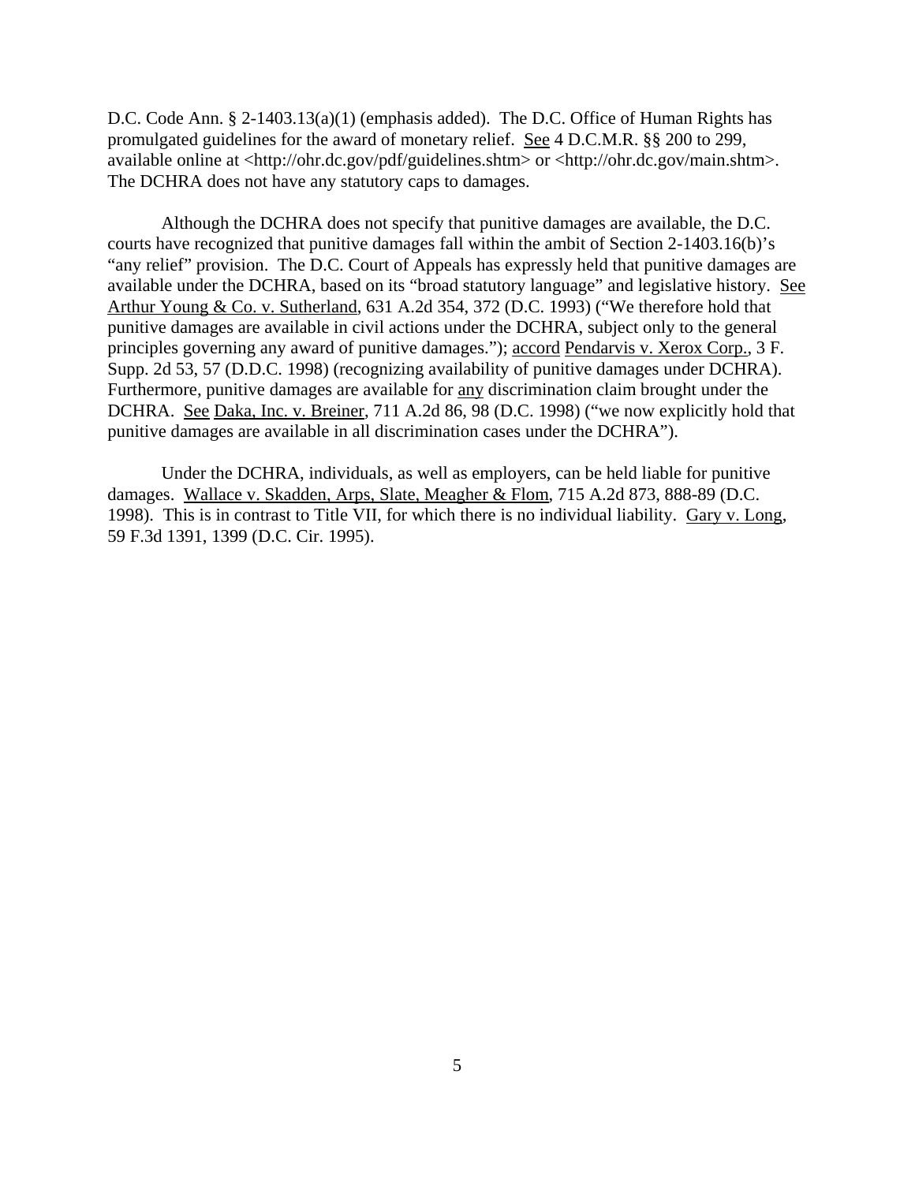D.C. Code Ann. § 2-1403.13(a)(1) (emphasis added). The D.C. Office of Human Rights has promulgated guidelines for the award of monetary relief. See 4 D.C.M.R. §§ 200 to 299, available online at <http://ohr.dc.gov/pdf/guidelines.shtm> or <http://ohr.dc.gov/main.shtm>. The DCHRA does not have any statutory caps to damages.

Although the DCHRA does not specify that punitive damages are available, the D.C. courts have recognized that punitive damages fall within the ambit of Section 2-1403.16(b)'s "any relief" provision. The D.C. Court of Appeals has expressly held that punitive damages are available under the DCHRA, based on its "broad statutory language" and legislative history. See Arthur Young & Co. v. Sutherland, 631 A.2d 354, 372 (D.C. 1993) ("We therefore hold that punitive damages are available in civil actions under the DCHRA, subject only to the general principles governing any award of punitive damages."); accord Pendarvis v. Xerox Corp., 3 F. Supp. 2d 53, 57 (D.D.C. 1998) (recognizing availability of punitive damages under DCHRA). Furthermore, punitive damages are available for any discrimination claim brought under the DCHRA. See Daka, Inc. v. Breiner, 711 A.2d 86, 98 (D.C. 1998) ("we now explicitly hold that punitive damages are available in all discrimination cases under the DCHRA").

Under the DCHRA, individuals, as well as employers, can be held liable for punitive damages. Wallace v. Skadden, Arps, Slate, Meagher & Flom, 715 A.2d 873, 888-89 (D.C. 1998). This is in contrast to Title VII, for which there is no individual liability. Gary v. Long, 59 F.3d 1391, 1399 (D.C. Cir. 1995).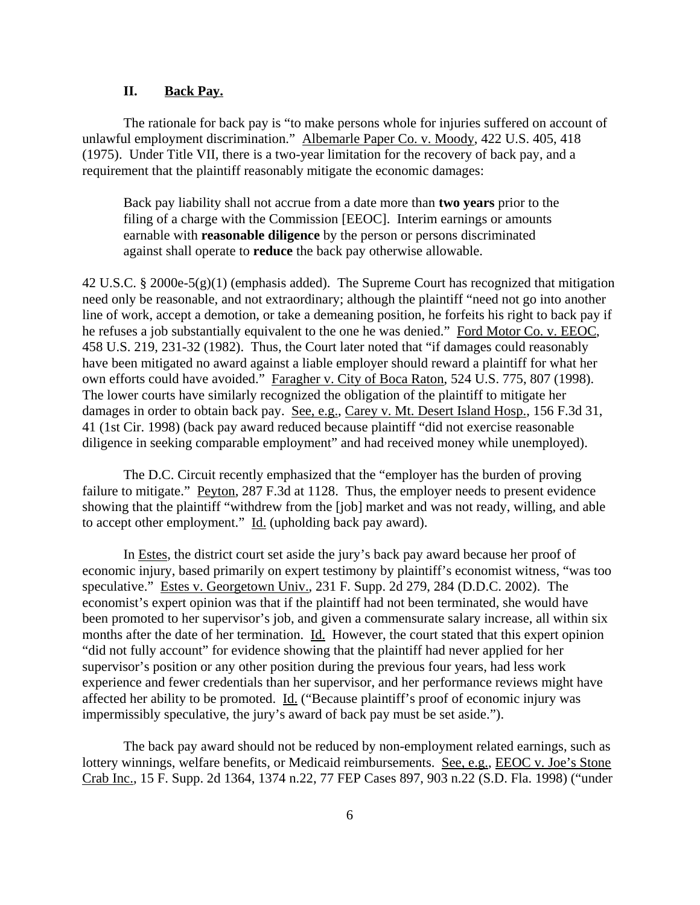## II. Back Pay.

The rationale for back pay is "to make persons whole for injuries suffered on account of unlawful employment discrimination." Albemarle Paper Co. v. Moody, 422 U.S. 405, 418 (1975). Under Title VII, there is a two-year limitation for the recovery of back pay, and a requirement that the plaintiff reasonably mitigate the economic damages:

> Back pay liability shall not accrue from a date more than **two years** prior to the filing of a charge with the Commission [EEOC]. Interim earnings or amounts earnable with **reasonable diligence** by the person or persons discriminated against shall operate to **reduce** the back pay otherwise allowable.

42 U.S.C. § 2000e-5(g)(1) (emphasis added). The Supreme Court has recognized that mitigation need only be reasonable, and not extraordinary; although the plaintiff "need not go into another line of work, accept a demotion, or take a demeaning position, he forfeits his right to back pay if he refuses a job substantially equivalent to the one he was denied." Ford Motor Co. v. EEOC, 458 U.S. 219, 231-32 (1982). Thus, the Court later noted that "if damages could reasonably have been mitigated no award against a liable employer should reward a plaintiff for what her own efforts could have avoided." Faragher v. City of Boca Raton, 524 U.S. 775, 807 (1998). The lower courts have similarly recognized the obligation of the plaintiff to mitigate her damages in order to obtain back pay. See, e.g., Carey v. Mt. Desert Island Hosp., 156 F.3d 31, 41 (1st Cir. 1998) (back pay award reduced because plaintiff "did not exercise reasonable diligence in seeking comparable employment" and had received money while unemployed).

The D.C. Circuit recently emphasized that the "employer has the burden of proving failure to mitigate." Peyton, 287 F.3d at 1128. Thus, the employer needs to present evidence showing that the plaintiff "withdrew from the [job] market and was not ready, willing, and able to accept other employment." Id. (upholding back pay award).

In Estes, the district court set aside the jury's back pay award because her proof of economic injury, based primarily on expert testimony by plaintiff's economist witness, "was too speculative." Estes v. Georgetown Univ., 231 F. Supp. 2d 279, 284 (D.D.C. 2002). The economist's expert opinion was that if the plaintiff had not been terminated, she would have been promoted to her supervisor's job, and given a commensurate salary increase, all within six months after the date of her termination. Id. However, the court stated that this expert opinion "did not fully account" for evidence showing that the plaintiff had never applied for her supervisor's position or any other position during the previous four years, had less work experience and fewer credentials than her supervisor, and her performance reviews might have affected her ability to be promoted. Id. ("Because plaintiff's proof of economic injury was impermissibly speculative, the jury's award of back pay must be set aside.").

The back pay award should not be reduced by non-employment related earnings, such as lottery winnings, welfare benefits, or Medicaid reimbursements. See, e.g., EEOC v. Joe's Stone Crab Inc., 15 F. Supp. 2d 1364, 1374 n.22, 77 FEP Cases 897, 903 n.22 (S.D. Fla. 1998) ("under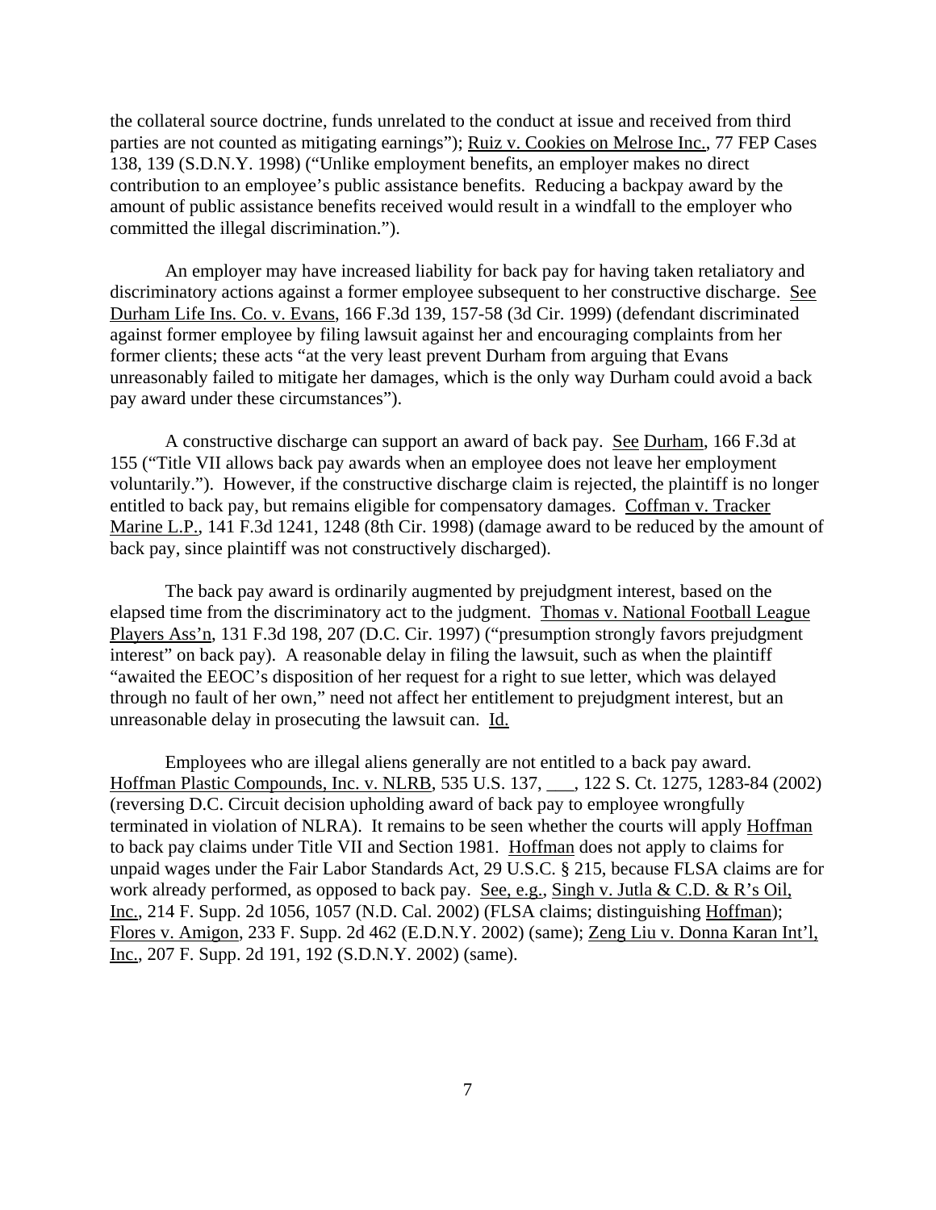the collateral source doctrine, funds unrelated to the conduct at issue and received from third parties are not counted as mitigating earnings"); Ruiz v. Cookies on Melrose Inc., 77 FEP Cases 138, 139 (S.D.N.Y. 1998) ("Unlike employment benefits, an employer makes no direct contribution to an employee's public assistance benefits. Reducing a backpay award by the amount of public assistance benefits received would result in a windfall to the employer who committed the illegal discrimination.").

An employer may have increased liability for back pay for having taken retaliatory and discriminatory actions against a former employee subsequent to her constructive discharge. See Durham Life Ins. Co. v. Evans, 166 F.3d 139, 157-58 (3d Cir. 1999) (defendant discriminated against former employee by filing lawsuit against her and encouraging complaints from her former clients; these acts "at the very least prevent Durham from arguing that Evans unreasonably failed to mitigate her damages, which is the only way Durham could avoid a back pay award under these circumstances").

A constructive discharge can support an award of back pay. See Durham, 166 F.3d at 155 ("Title VII allows back pay awards when an employee does not leave her employment voluntarily."). However, if the constructive discharge claim is rejected, the plaintiff is no longer entitled to back pay, but remains eligible for compensatory damages. Coffman v. Tracker Marine L.P., 141 F.3d 1241, 1248 (8th Cir. 1998) (damage award to be reduced by the amount of back pay, since plaintiff was not constructively discharged).

The back pay award is ordinarily augmented by prejudgment interest, based on the elapsed time from the discriminatory act to the judgment. Thomas v. National Football League Players Ass'n, 131 F.3d 198, 207 (D.C. Cir. 1997) ("presumption strongly favors prejudgment interest" on back pay). A reasonable delay in filing the lawsuit, such as when the plaintiff "awaited the EEOC's disposition of her request for a right to sue letter, which was delayed through no fault of her own," need not affect her entitlement to prejudgment interest, but an unreasonable delay in prosecuting the lawsuit can. Id.

Employees who are illegal aliens generally are not entitled to a back pay award. Hoffman Plastic Compounds, Inc. v. NLRB, 535 U.S. 137, ___, 122 S. Ct. 1275, 1283-84 (2002) (reversing D.C. Circuit decision upholding award of back pay to employee wrongfully terminated in violation of NLRA). It remains to be seen whether the courts will apply Hoffman to back pay claims under Title VII and Section 1981. Hoffman does not apply to claims for unpaid wages under the Fair Labor Standards Act, 29 U.S.C. § 215, because FLSA claims are for work already performed, as opposed to back pay. See, e.g., Singh v. Jutla & C.D. & R's Oil, Inc., 214 F. Supp. 2d 1056, 1057 (N.D. Cal. 2002) (FLSA claims; distinguishing Hoffman); Flores v. Amigon, 233 F. Supp. 2d 462 (E.D.N.Y. 2002) (same); Zeng Liu v. Donna Karan Int'l, Inc., 207 F. Supp. 2d 191, 192 (S.D.N.Y. 2002) (same).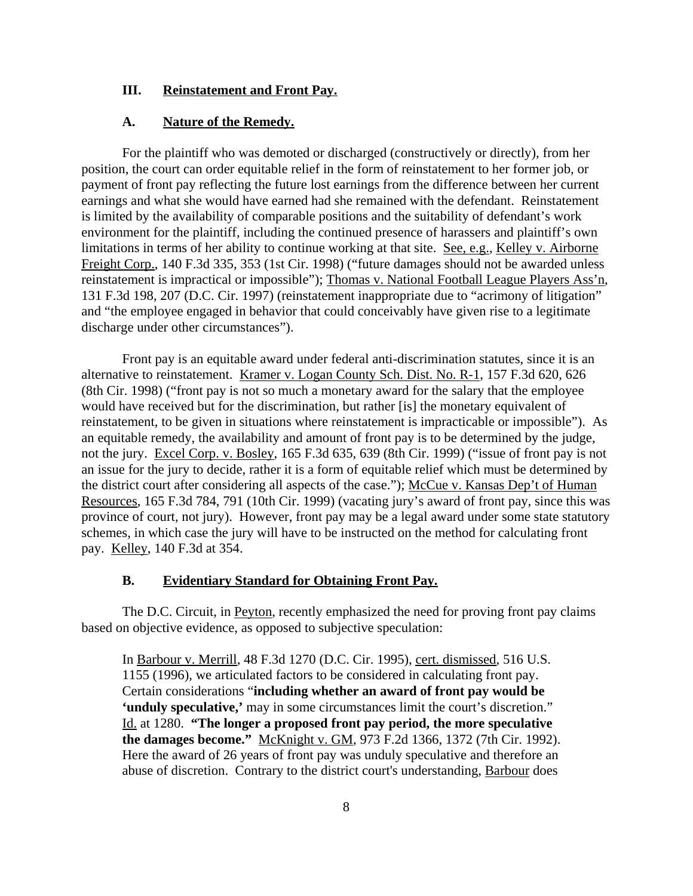## III. Reinstatement and Front Pay.

### A. Nature of the Remedy.

For the plaintiff who was demoted or discharged (constructively or directly), from her position, the court can order equitable relief in the form of reinstatement to her former job, or payment of front pay reflecting the future lost earnings from the difference between her current earnings and what she would have earned had she remained with the defendant. Reinstatement is limited by the availability of comparable positions and the suitability of defendant's work environment for the plaintiff, including the continued presence of harassers and plaintiff's own limitations in terms of her ability to continue working at that site. See, e.g., Kelley v. Airborne Freight Corp., 140 F.3d 335, 353 (1st Cir. 1998) ("future damages should not be awarded unless reinstatement is impractical or impossible"); Thomas v. National Football League Players Ass'n, 131 F.3d 198, 207 (D.C. Cir. 1997) (reinstatement inappropriate due to "acrimony of litigation" and "the employee engaged in behavior that could conceivably have given rise to a legitimate discharge under other circumstances").

Front pay is an equitable award under federal anti-discrimination statutes, since it is an alternative to reinstatement. Kramer v. Logan County Sch. Dist. No. R-1, 157 F.3d 620, 626 (8th Cir. 1998) ("front pay is not so much a monetary award for the salary that the employee would have received but for the discrimination, but rather [is] the monetary equivalent of reinstatement, to be given in situations where reinstatement is impracticable or impossible"). As an equitable remedy, the availability and amount of front pay is to be determined by the judge, not the jury. Excel Corp. v. Bosley, 165 F.3d 635, 639 (8th Cir. 1999) ("issue of front pay is not an issue for the jury to decide, rather it is a form of equitable relief which must be determined by the district court after considering all aspects of the case."); McCue v. Kansas Dep't of Human Resources, 165 F.3d 784, 791 (10th Cir. 1999) (vacating jury's award of front pay, since this was province of court, not jury). However, front pay may be a legal award under some state statutory schemes, in which case the jury will have to be instructed on the method for calculating front pay. Kelley, 140 F.3d at 354.

### B. Evidentiary Standard for Obtaining Front Pay.

The D.C. Circuit, in Peyton, recently emphasized the need for proving front pay claims based on objective evidence, as opposed to subjective speculation:

> In Barbour v. Merrill, 48 F.3d 1270 (D.C. Cir. 1995), cert. dismissed, 516 U.S. 1155 (1996), we articulated factors to be considered in calculating front pay. Certain considerations "**including whether an award of front pay would be 'unduly speculative,'** may in some circumstances limit the court's discretion." Id. at 1280. **"The longer a proposed front pay period, the more speculative the damages become."** McKnight v. GM, 973 F.2d 1366, 1372 (7th Cir. 1992). Here the award of 26 years of front pay was unduly speculative and therefore an abuse of discretion. Contrary to the district court's understanding, Barbour does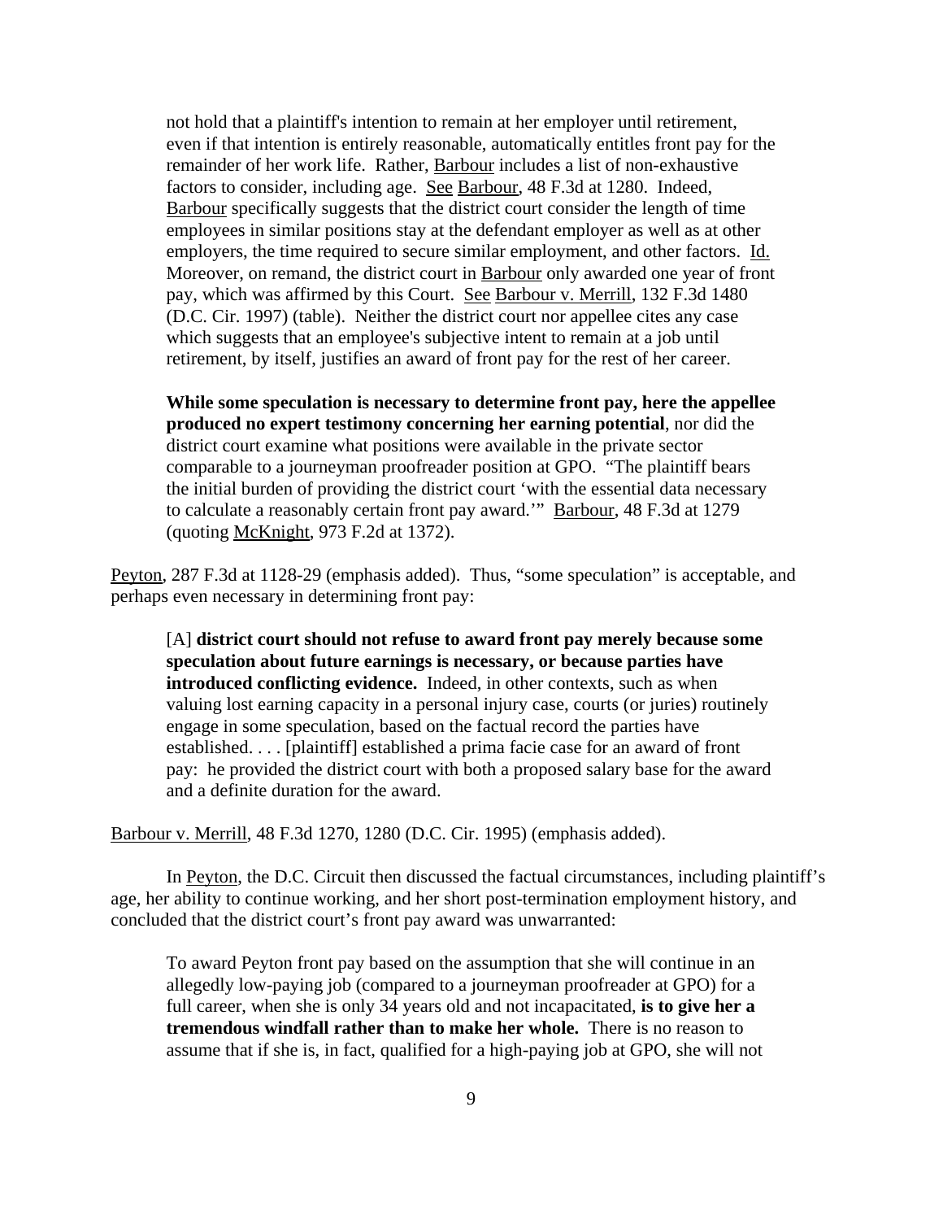> not hold that a plaintiff's intention to remain at her employer until retirement, even if that intention is entirely reasonable, automatically entitles front pay for the remainder of her work life. Rather, Barbour includes a list of non-exhaustive factors to consider, including age. See Barbour, 48 F.3d at 1280. Indeed, Barbour specifically suggests that the district court consider the length of time employees in similar positions stay at the defendant employer as well as at other employers, the time required to secure similar employment, and other factors. Id. Moreover, on remand, the district court in Barbour only awarded one year of front pay, which was affirmed by this Court. See Barbour v. Merrill, 132 F.3d 1480 (D.C. Cir. 1997) (table). Neither the district court nor appellee cites any case which suggests that an employee's subjective intent to remain at a job until retirement, by itself, justifies an award of front pay for the rest of her career.
>
> **While some speculation is necessary to determine front pay, here the appellee produced no expert testimony concerning her earning potential**, nor did the district court examine what positions were available in the private sector comparable to a journeyman proofreader position at GPO. "The plaintiff bears the initial burden of providing the district court 'with the essential data necessary to calculate a reasonably certain front pay award.'" Barbour, 48 F.3d at 1279 (quoting McKnight, 973 F.2d at 1372).

Peyton, 287 F.3d at 1128-29 (emphasis added). Thus, "some speculation" is acceptable, and perhaps even necessary in determining front pay:

> [A] **district court should not refuse to award front pay merely because some speculation about future earnings is necessary, or because parties have introduced conflicting evidence.** Indeed, in other contexts, such as when valuing lost earning capacity in a personal injury case, courts (or juries) routinely engage in some speculation, based on the factual record the parties have established. . . . [plaintiff] established a prima facie case for an award of front pay: he provided the district court with both a proposed salary base for the award and a definite duration for the award.

Barbour v. Merrill, 48 F.3d 1270, 1280 (D.C. Cir. 1995) (emphasis added).

In Peyton, the D.C. Circuit then discussed the factual circumstances, including plaintiff's age, her ability to continue working, and her short post-termination employment history, and concluded that the district court's front pay award was unwarranted:

> To award Peyton front pay based on the assumption that she will continue in an allegedly low-paying job (compared to a journeyman proofreader at GPO) for a full career, when she is only 34 years old and not incapacitated, **is to give her a tremendous windfall rather than to make her whole.** There is no reason to assume that if she is, in fact, qualified for a high-paying job at GPO, she will not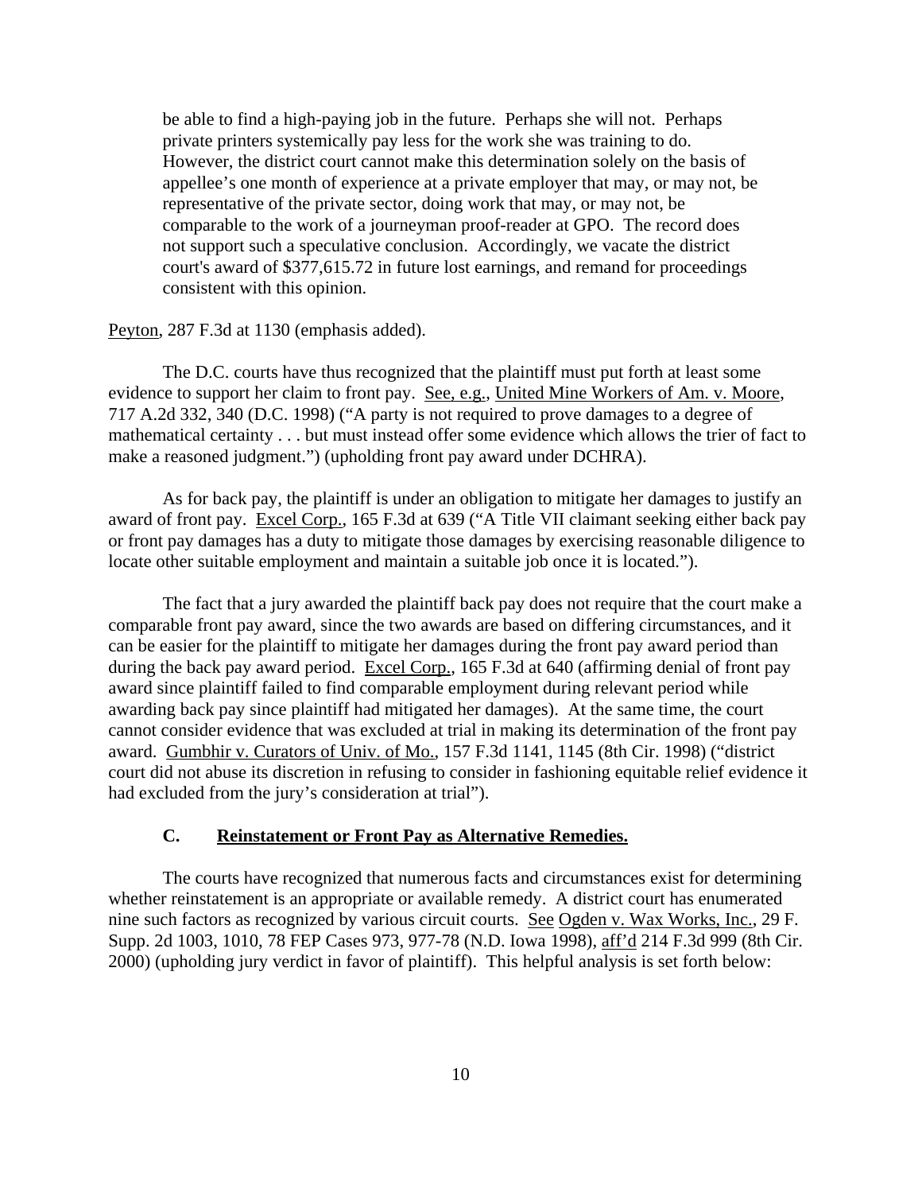> be able to find a high-paying job in the future. Perhaps she will not. Perhaps private printers systemically pay less for the work she was training to do. However, the district court cannot make this determination solely on the basis of appellee's one month of experience at a private employer that may, or may not, be representative of the private sector, doing work that may, or may not, be comparable to the work of a journeyman proof-reader at GPO. The record does not support such a speculative conclusion. Accordingly, we vacate the district court's award of $377,615.72 in future lost earnings, and remand for proceedings consistent with this opinion.

Peyton, 287 F.3d at 1130 (emphasis added).

The D.C. courts have thus recognized that the plaintiff must put forth at least some evidence to support her claim to front pay. See, e.g., United Mine Workers of Am. v. Moore, 717 A.2d 332, 340 (D.C. 1998) ("A party is not required to prove damages to a degree of mathematical certainty . . . but must instead offer some evidence which allows the trier of fact to make a reasoned judgment.") (upholding front pay award under DCHRA).

As for back pay, the plaintiff is under an obligation to mitigate her damages to justify an award of front pay. Excel Corp., 165 F.3d at 639 ("A Title VII claimant seeking either back pay or front pay damages has a duty to mitigate those damages by exercising reasonable diligence to locate other suitable employment and maintain a suitable job once it is located.").

The fact that a jury awarded the plaintiff back pay does not require that the court make a comparable front pay award, since the two awards are based on differing circumstances, and it can be easier for the plaintiff to mitigate her damages during the front pay award period than during the back pay award period. Excel Corp., 165 F.3d at 640 (affirming denial of front pay award since plaintiff failed to find comparable employment during relevant period while awarding back pay since plaintiff had mitigated her damages). At the same time, the court cannot consider evidence that was excluded at trial in making its determination of the front pay award. Gumbhir v. Curators of Univ. of Mo., 157 F.3d 1141, 1145 (8th Cir. 1998) ("district court did not abuse its discretion in refusing to consider in fashioning equitable relief evidence it had excluded from the jury's consideration at trial").

### C. Reinstatement or Front Pay as Alternative Remedies.

The courts have recognized that numerous facts and circumstances exist for determining whether reinstatement is an appropriate or available remedy. A district court has enumerated nine such factors as recognized by various circuit courts. See Ogden v. Wax Works, Inc., 29 F. Supp. 2d 1003, 1010, 78 FEP Cases 973, 977-78 (N.D. Iowa 1998), aff'd 214 F.3d 999 (8th Cir. 2000) (upholding jury verdict in favor of plaintiff). This helpful analysis is set forth below: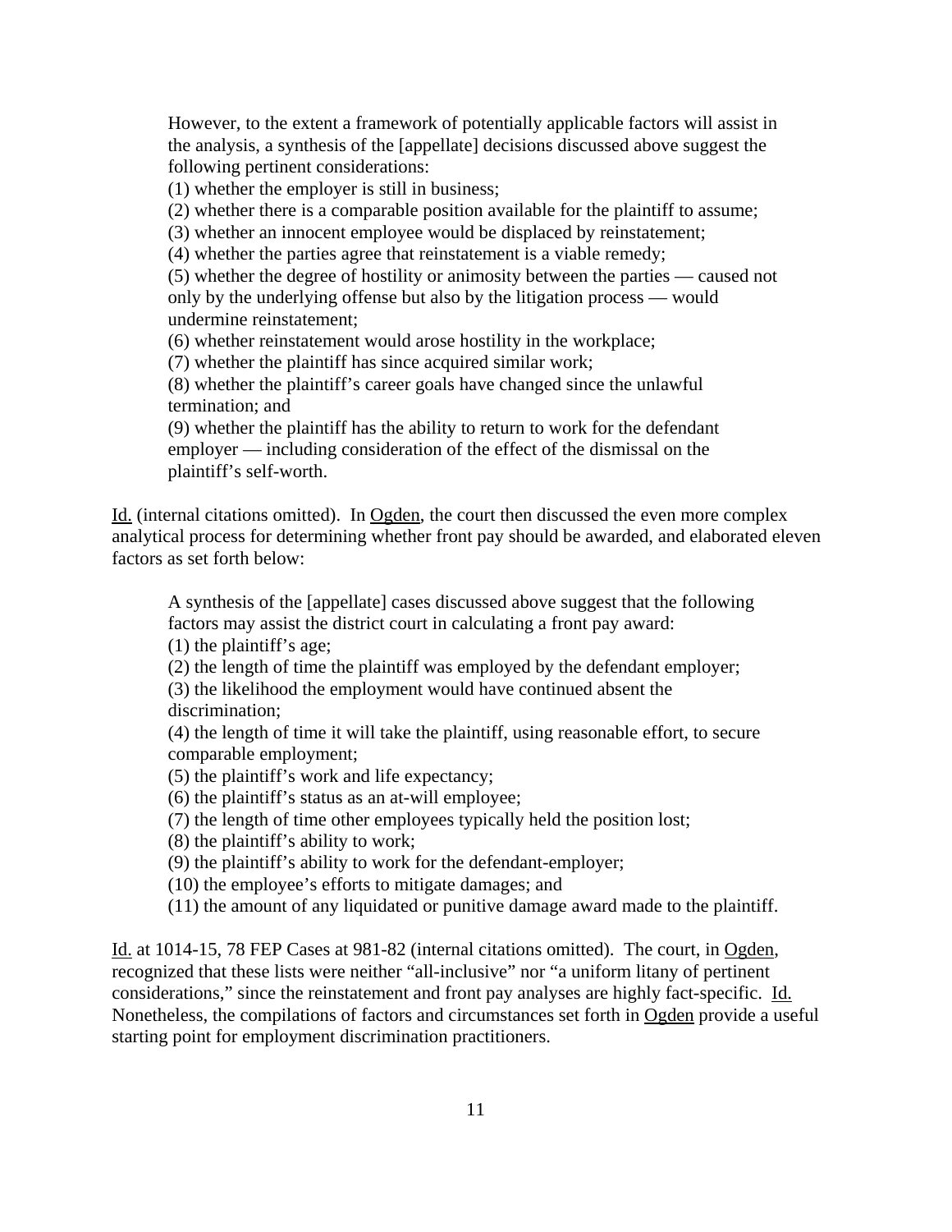> However, to the extent a framework of potentially applicable factors will assist in the analysis, a synthesis of the [appellate] decisions discussed above suggest the following pertinent considerations:
> (1) whether the employer is still in business;
> (2) whether there is a comparable position available for the plaintiff to assume;
> (3) whether an innocent employee would be displaced by reinstatement;
> (4) whether the parties agree that reinstatement is a viable remedy;
> (5) whether the degree of hostility or animosity between the parties — caused not only by the underlying offense but also by the litigation process — would undermine reinstatement;
> (6) whether reinstatement would arose hostility in the workplace;
> (7) whether the plaintiff has since acquired similar work;
> (8) whether the plaintiff's career goals have changed since the unlawful termination; and
> (9) whether the plaintiff has the ability to return to work for the defendant employer — including consideration of the effect of the dismissal on the plaintiff's self-worth.

Id. (internal citations omitted). In Ogden, the court then discussed the even more complex analytical process for determining whether front pay should be awarded, and elaborated eleven factors as set forth below:

> A synthesis of the [appellate] cases discussed above suggest that the following factors may assist the district court in calculating a front pay award:
> (1) the plaintiff's age;
> (2) the length of time the plaintiff was employed by the defendant employer;
> (3) the likelihood the employment would have continued absent the discrimination;
> (4) the length of time it will take the plaintiff, using reasonable effort, to secure comparable employment;
> (5) the plaintiff's work and life expectancy;
> (6) the plaintiff's status as an at-will employee;
> (7) the length of time other employees typically held the position lost;
> (8) the plaintiff's ability to work;
> (9) the plaintiff's ability to work for the defendant-employer;
> (10) the employee's efforts to mitigate damages; and
> (11) the amount of any liquidated or punitive damage award made to the plaintiff.

Id. at 1014-15, 78 FEP Cases at 981-82 (internal citations omitted). The court, in Ogden, recognized that these lists were neither "all-inclusive" nor "a uniform litany of pertinent considerations," since the reinstatement and front pay analyses are highly fact-specific. Id. Nonetheless, the compilations of factors and circumstances set forth in Ogden provide a useful starting point for employment discrimination practitioners.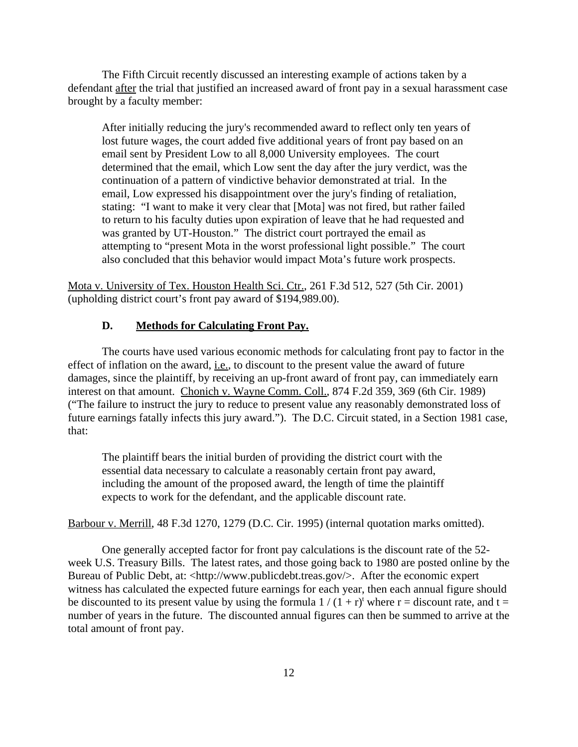The Fifth Circuit recently discussed an interesting example of actions taken by a defendant <u>after</u> the trial that justified an increased award of front pay in a sexual harassment case brought by a faculty member:

> After initially reducing the jury's recommended award to reflect only ten years of lost future wages, the court added five additional years of front pay based on an email sent by President Low to all 8,000 University employees. The court determined that the email, which Low sent the day after the jury verdict, was the continuation of a pattern of vindictive behavior demonstrated at trial. In the email, Low expressed his disappointment over the jury's finding of retaliation, stating: "I want to make it very clear that [Mota] was not fired, but rather failed to return to his faculty duties upon expiration of leave that he had requested and was granted by UT-Houston." The district court portrayed the email as attempting to "present Mota in the worst professional light possible." The court also concluded that this behavior would impact Mota's future work prospects.

<u>Mota v. University of Tex. Houston Health Sci. Ctr.</u>, 261 F.3d 512, 527 (5th Cir. 2001) (upholding district court's front pay award of $194,989.00).

### D. Methods for Calculating Front Pay.

The courts have used various economic methods for calculating front pay to factor in the effect of inflation on the award, <u>i.e.</u>, to discount to the present value the award of future damages, since the plaintiff, by receiving an up-front award of front pay, can immediately earn interest on that amount. <u>Chonich v. Wayne Comm. Coll.</u>, 874 F.2d 359, 369 (6th Cir. 1989) ("The failure to instruct the jury to reduce to present value any reasonably demonstrated loss of future earnings fatally infects this jury award."). The D.C. Circuit stated, in a Section 1981 case, that:

> The plaintiff bears the initial burden of providing the district court with the essential data necessary to calculate a reasonably certain front pay award, including the amount of the proposed award, the length of time the plaintiff expects to work for the defendant, and the applicable discount rate.

<u>Barbour v. Merrill</u>, 48 F.3d 1270, 1279 (D.C. Cir. 1995) (internal quotation marks omitted).

One generally accepted factor for front pay calculations is the discount rate of the 52-week U.S. Treasury Bills. The latest rates, and those going back to 1980 are posted online by the Bureau of Public Debt, at: <http://www.publicdebt.treas.gov/>. After the economic expert witness has calculated the expected future earnings for each year, then each annual figure should be discounted to its present value by using the formula $1 / (1 + r)^t$ where $r$ = discount rate, and $t$ = number of years in the future. The discounted annual figures can then be summed to arrive at the total amount of front pay.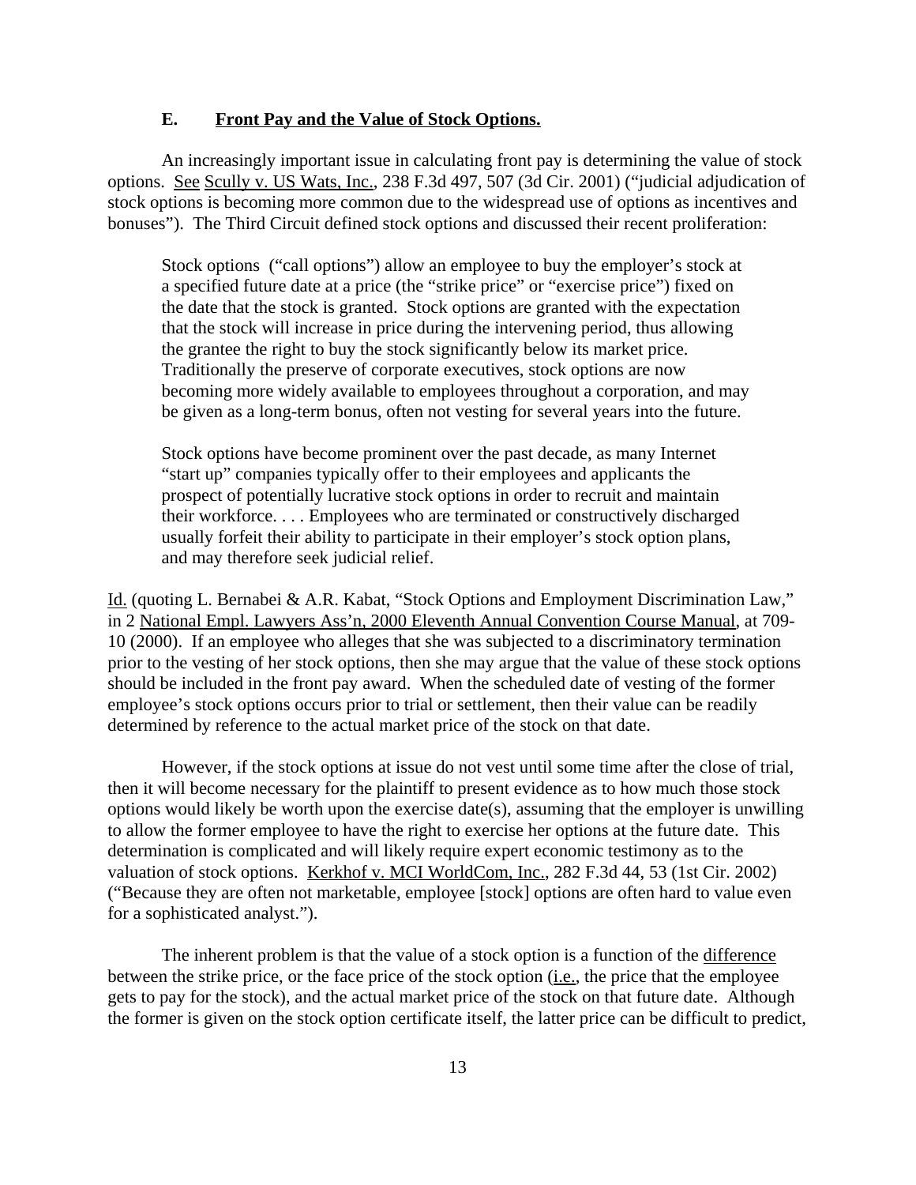### E. Front Pay and the Value of Stock Options.

An increasingly important issue in calculating front pay is determining the value of stock options. See Scully v. US Wats, Inc., 238 F.3d 497, 507 (3d Cir. 2001) ("judicial adjudication of stock options is becoming more common due to the widespread use of options as incentives and bonuses"). The Third Circuit defined stock options and discussed their recent proliferation:

> Stock options ("call options") allow an employee to buy the employer's stock at a specified future date at a price (the "strike price" or "exercise price") fixed on the date that the stock is granted. Stock options are granted with the expectation that the stock will increase in price during the intervening period, thus allowing the grantee the right to buy the stock significantly below its market price. Traditionally the preserve of corporate executives, stock options are now becoming more widely available to employees throughout a corporation, and may be given as a long-term bonus, often not vesting for several years into the future.
>
> Stock options have become prominent over the past decade, as many Internet "start up" companies typically offer to their employees and applicants the prospect of potentially lucrative stock options in order to recruit and maintain their workforce. . . . Employees who are terminated or constructively discharged usually forfeit their ability to participate in their employer's stock option plans, and may therefore seek judicial relief.

Id. (quoting L. Bernabei & A.R. Kabat, "Stock Options and Employment Discrimination Law," in 2 National Empl. Lawyers Ass'n, 2000 Eleventh Annual Convention Course Manual, at 709-10 (2000). If an employee who alleges that she was subjected to a discriminatory termination prior to the vesting of her stock options, then she may argue that the value of these stock options should be included in the front pay award. When the scheduled date of vesting of the former employee's stock options occurs prior to trial or settlement, then their value can be readily determined by reference to the actual market price of the stock on that date.

However, if the stock options at issue do not vest until some time after the close of trial, then it will become necessary for the plaintiff to present evidence as to how much those stock options would likely be worth upon the exercise date(s), assuming that the employer is unwilling to allow the former employee to have the right to exercise her options at the future date. This determination is complicated and will likely require expert economic testimony as to the valuation of stock options. Kerkhof v. MCI WorldCom, Inc., 282 F.3d 44, 53 (1st Cir. 2002) ("Because they are often not marketable, employee [stock] options are often hard to value even for a sophisticated analyst.").

The inherent problem is that the value of a stock option is a function of the difference between the strike price, or the face price of the stock option (i.e., the price that the employee gets to pay for the stock), and the actual market price of the stock on that future date. Although the former is given on the stock option certificate itself, the latter price can be difficult to predict,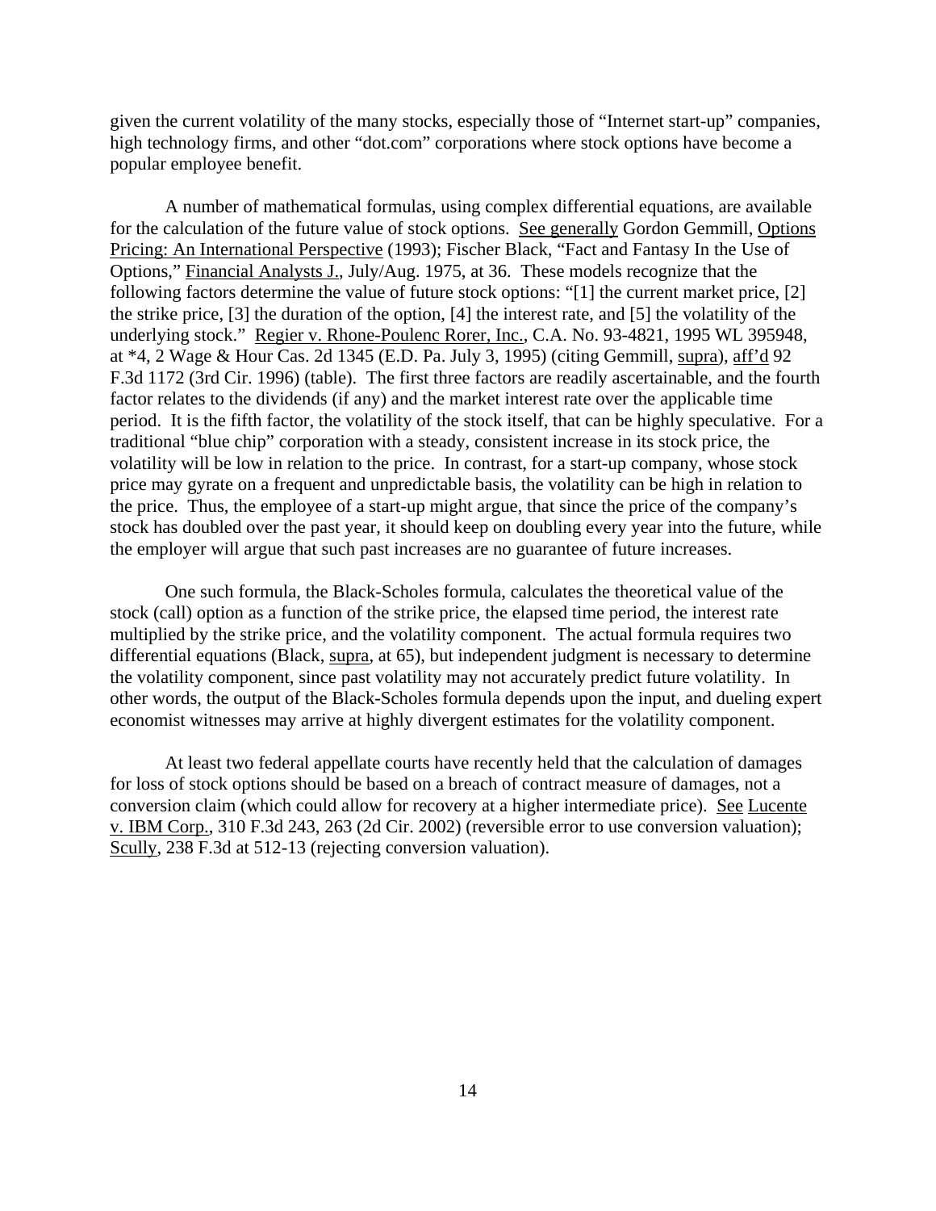given the current volatility of the many stocks, especially those of "Internet start-up" companies, high technology firms, and other "dot.com" corporations where stock options have become a popular employee benefit.

A number of mathematical formulas, using complex differential equations, are available for the calculation of the future value of stock options. See generally Gordon Gemmill, Options Pricing: An International Perspective (1993); Fischer Black, "Fact and Fantasy In the Use of Options," Financial Analysts J., July/Aug. 1975, at 36. These models recognize that the following factors determine the value of future stock options: "[1] the current market price, [2] the strike price, [3] the duration of the option, [4] the interest rate, and [5] the volatility of the underlying stock." Regier v. Rhone-Poulenc Rorer, Inc., C.A. No. 93-4821, 1995 WL 395948, at *4, 2 Wage & Hour Cas. 2d 1345 (E.D. Pa. July 3, 1995) (citing Gemmill, supra), aff'd 92 F.3d 1172 (3rd Cir. 1996) (table). The first three factors are readily ascertainable, and the fourth factor relates to the dividends (if any) and the market interest rate over the applicable time period. It is the fifth factor, the volatility of the stock itself, that can be highly speculative. For a traditional "blue chip" corporation with a steady, consistent increase in its stock price, the volatility will be low in relation to the price. In contrast, for a start-up company, whose stock price may gyrate on a frequent and unpredictable basis, the volatility can be high in relation to the price. Thus, the employee of a start-up might argue, that since the price of the company's stock has doubled over the past year, it should keep on doubling every year into the future, while the employer will argue that such past increases are no guarantee of future increases.

One such formula, the Black-Scholes formula, calculates the theoretical value of the stock (call) option as a function of the strike price, the elapsed time period, the interest rate multiplied by the strike price, and the volatility component. The actual formula requires two differential equations (Black, supra, at 65), but independent judgment is necessary to determine the volatility component, since past volatility may not accurately predict future volatility. In other words, the output of the Black-Scholes formula depends upon the input, and dueling expert economist witnesses may arrive at highly divergent estimates for the volatility component.

At least two federal appellate courts have recently held that the calculation of damages for loss of stock options should be based on a breach of contract measure of damages, not a conversion claim (which could allow for recovery at a higher intermediate price). See Lucente v. IBM Corp., 310 F.3d 243, 263 (2d Cir. 2002) (reversible error to use conversion valuation); Scully, 238 F.3d at 512-13 (rejecting conversion valuation).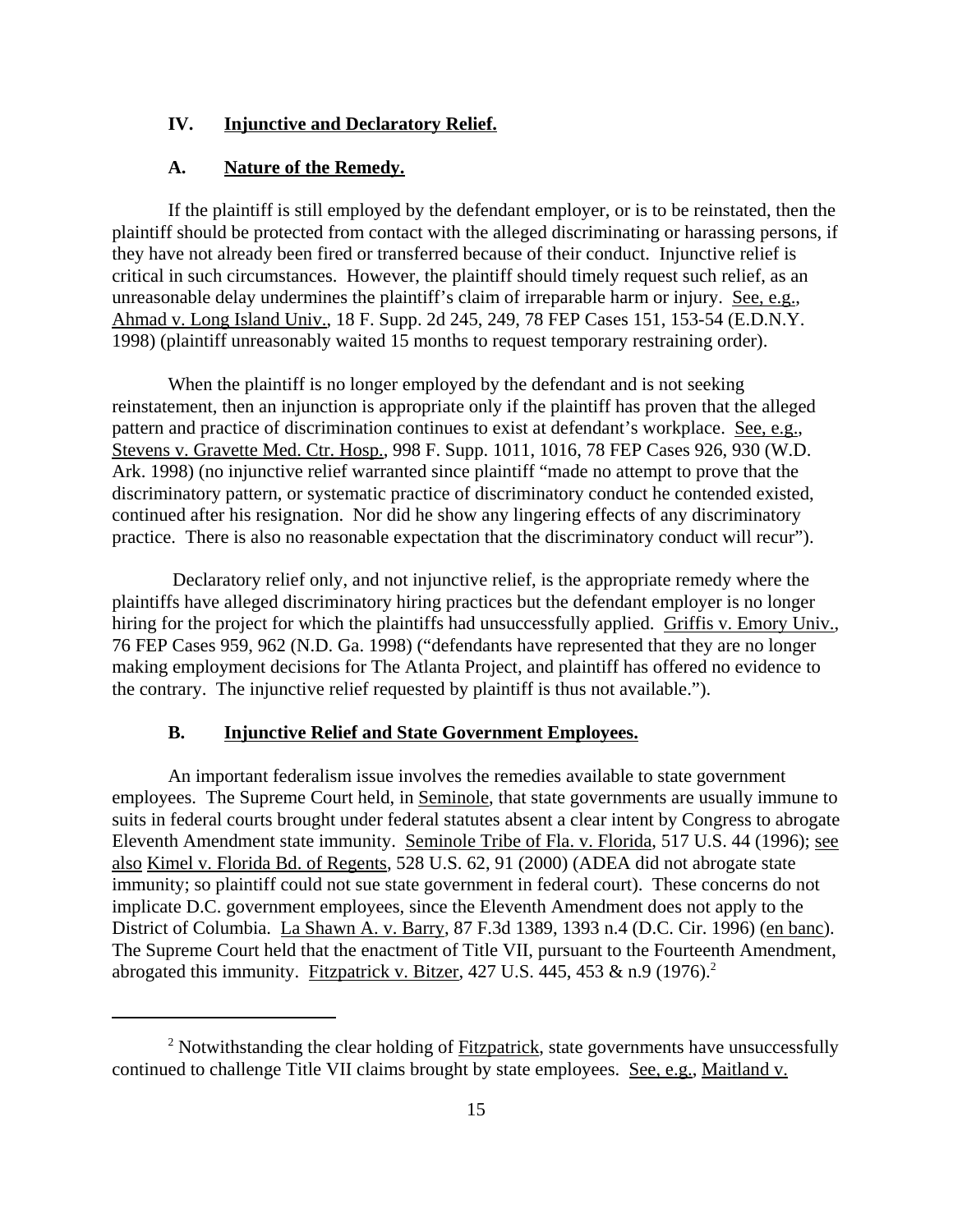## IV. Injunctive and Declaratory Relief.

### A. Nature of the Remedy.

If the plaintiff is still employed by the defendant employer, or is to be reinstated, then the plaintiff should be protected from contact with the alleged discriminating or harassing persons, if they have not already been fired or transferred because of their conduct. Injunctive relief is critical in such circumstances. However, the plaintiff should timely request such relief, as an unreasonable delay undermines the plaintiff's claim of irreparable harm or injury. See, e.g., Ahmad v. Long Island Univ., 18 F. Supp. 2d 245, 249, 78 FEP Cases 151, 153-54 (E.D.N.Y. 1998) (plaintiff unreasonably waited 15 months to request temporary restraining order).

When the plaintiff is no longer employed by the defendant and is not seeking reinstatement, then an injunction is appropriate only if the plaintiff has proven that the alleged pattern and practice of discrimination continues to exist at defendant's workplace. See, e.g., Stevens v. Gravette Med. Ctr. Hosp., 998 F. Supp. 1011, 1016, 78 FEP Cases 926, 930 (W.D. Ark. 1998) (no injunctive relief warranted since plaintiff "made no attempt to prove that the discriminatory pattern, or systematic practice of discriminatory conduct he contended existed, continued after his resignation. Nor did he show any lingering effects of any discriminatory practice. There is also no reasonable expectation that the discriminatory conduct will recur").

Declaratory relief only, and not injunctive relief, is the appropriate remedy where the plaintiffs have alleged discriminatory hiring practices but the defendant employer is no longer hiring for the project for which the plaintiffs had unsuccessfully applied. Griffis v. Emory Univ., 76 FEP Cases 959, 962 (N.D. Ga. 1998) ("defendants have represented that they are no longer making employment decisions for The Atlanta Project, and plaintiff has offered no evidence to the contrary. The injunctive relief requested by plaintiff is thus not available.").

### B. Injunctive Relief and State Government Employees.

An important federalism issue involves the remedies available to state government employees. The Supreme Court held, in Seminole, that state governments are usually immune to suits in federal courts brought under federal statutes absent a clear intent by Congress to abrogate Eleventh Amendment state immunity. Seminole Tribe of Fla. v. Florida, 517 U.S. 44 (1996); see also Kimel v. Florida Bd. of Regents, 528 U.S. 62, 91 (2000) (ADEA did not abrogate state immunity; so plaintiff could not sue state government in federal court). These concerns do not implicate D.C. government employees, since the Eleventh Amendment does not apply to the District of Columbia. La Shawn A. v. Barry, 87 F.3d 1389, 1393 n.4 (D.C. Cir. 1996) (en banc). The Supreme Court held that the enactment of Title VII, pursuant to the Fourteenth Amendment, abrogated this immunity. Fitzpatrick v. Bitzer, 427 U.S. 445, 453 & n.9 (1976).[2]

---

[2] Notwithstanding the clear holding of Fitzpatrick, state governments have unsuccessfully continued to challenge Title VII claims brought by state employees. See, e.g., Maitland v.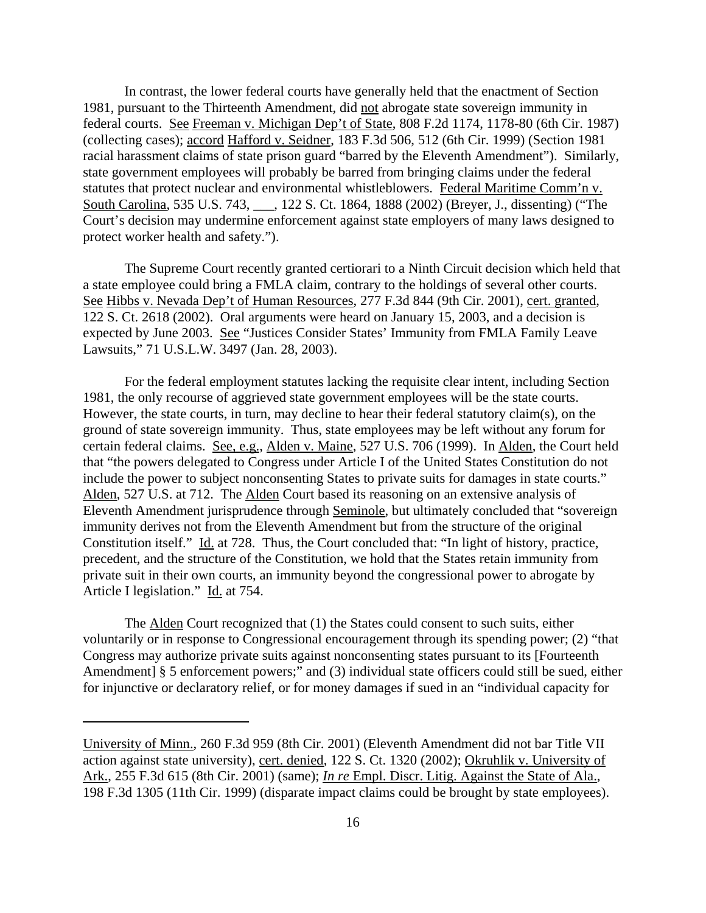In contrast, the lower federal courts have generally held that the enactment of Section 1981, pursuant to the Thirteenth Amendment, did not abrogate state sovereign immunity in federal courts. See Freeman v. Michigan Dep't of State, 808 F.2d 1174, 1178-80 (6th Cir. 1987) (collecting cases); accord Hafford v. Seidner, 183 F.3d 506, 512 (6th Cir. 1999) (Section 1981 racial harassment claims of state prison guard "barred by the Eleventh Amendment"). Similarly, state government employees will probably be barred from bringing claims under the federal statutes that protect nuclear and environmental whistleblowers. Federal Maritime Comm'n v. South Carolina, 535 U.S. 743, ___, 122 S. Ct. 1864, 1888 (2002) (Breyer, J., dissenting) ("The Court's decision may undermine enforcement against state employers of many laws designed to protect worker health and safety.").

The Supreme Court recently granted certiorari to a Ninth Circuit decision which held that a state employee could bring a FMLA claim, contrary to the holdings of several other courts. See Hibbs v. Nevada Dep't of Human Resources, 277 F.3d 844 (9th Cir. 2001), cert. granted, 122 S. Ct. 2618 (2002). Oral arguments were heard on January 15, 2003, and a decision is expected by June 2003. See "Justices Consider States' Immunity from FMLA Family Leave Lawsuits," 71 U.S.L.W. 3497 (Jan. 28, 2003).

For the federal employment statutes lacking the requisite clear intent, including Section 1981, the only recourse of aggrieved state government employees will be the state courts. However, the state courts, in turn, may decline to hear their federal statutory claim(s), on the ground of state sovereign immunity. Thus, state employees may be left without any forum for certain federal claims. See, e.g., Alden v. Maine, 527 U.S. 706 (1999). In Alden, the Court held that "the powers delegated to Congress under Article I of the United States Constitution do not include the power to subject nonconsenting States to private suits for damages in state courts." Alden, 527 U.S. at 712. The Alden Court based its reasoning on an extensive analysis of Eleventh Amendment jurisprudence through Seminole, but ultimately concluded that "sovereign immunity derives not from the Eleventh Amendment but from the structure of the original Constitution itself." Id. at 728. Thus, the Court concluded that: "In light of history, practice, precedent, and the structure of the Constitution, we hold that the States retain immunity from private suit in their own courts, an immunity beyond the congressional power to abrogate by Article I legislation." Id. at 754.

The Alden Court recognized that (1) the States could consent to such suits, either voluntarily or in response to Congressional encouragement through its spending power; (2) "that Congress may authorize private suits against nonconsenting states pursuant to its [Fourteenth Amendment] § 5 enforcement powers;" and (3) individual state officers could still be sued, either for injunctive or declaratory relief, or for money damages if sued in an "individual capacity for

---

University of Minn., 260 F.3d 959 (8th Cir. 2001) (Eleventh Amendment did not bar Title VII action against state university), cert. denied, 122 S. Ct. 1320 (2002); Okruhlik v. University of Ark., 255 F.3d 615 (8th Cir. 2001) (same); *In re* Empl. Discr. Litig. Against the State of Ala., 198 F.3d 1305 (11th Cir. 1999) (disparate impact claims could be brought by state employees).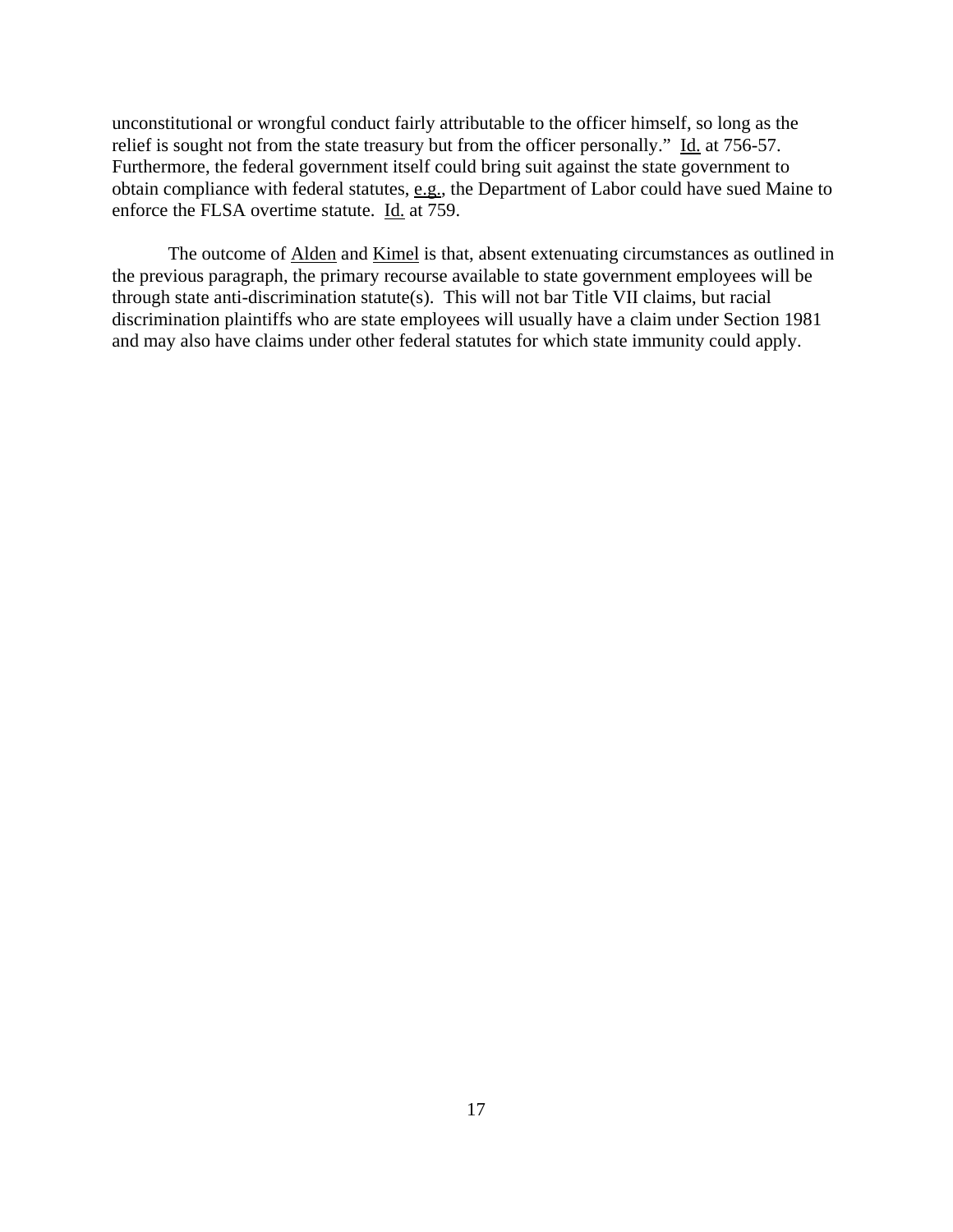unconstitutional or wrongful conduct fairly attributable to the officer himself, so long as the relief is sought not from the state treasury but from the officer personally." Id. at 756-57. Furthermore, the federal government itself could bring suit against the state government to obtain compliance with federal statutes, e.g., the Department of Labor could have sued Maine to enforce the FLSA overtime statute. Id. at 759.

The outcome of Alden and Kimel is that, absent extenuating circumstances as outlined in the previous paragraph, the primary recourse available to state government employees will be through state anti-discrimination statute(s). This will not bar Title VII claims, but racial discrimination plaintiffs who are state employees will usually have a claim under Section 1981 and may also have claims under other federal statutes for which state immunity could apply.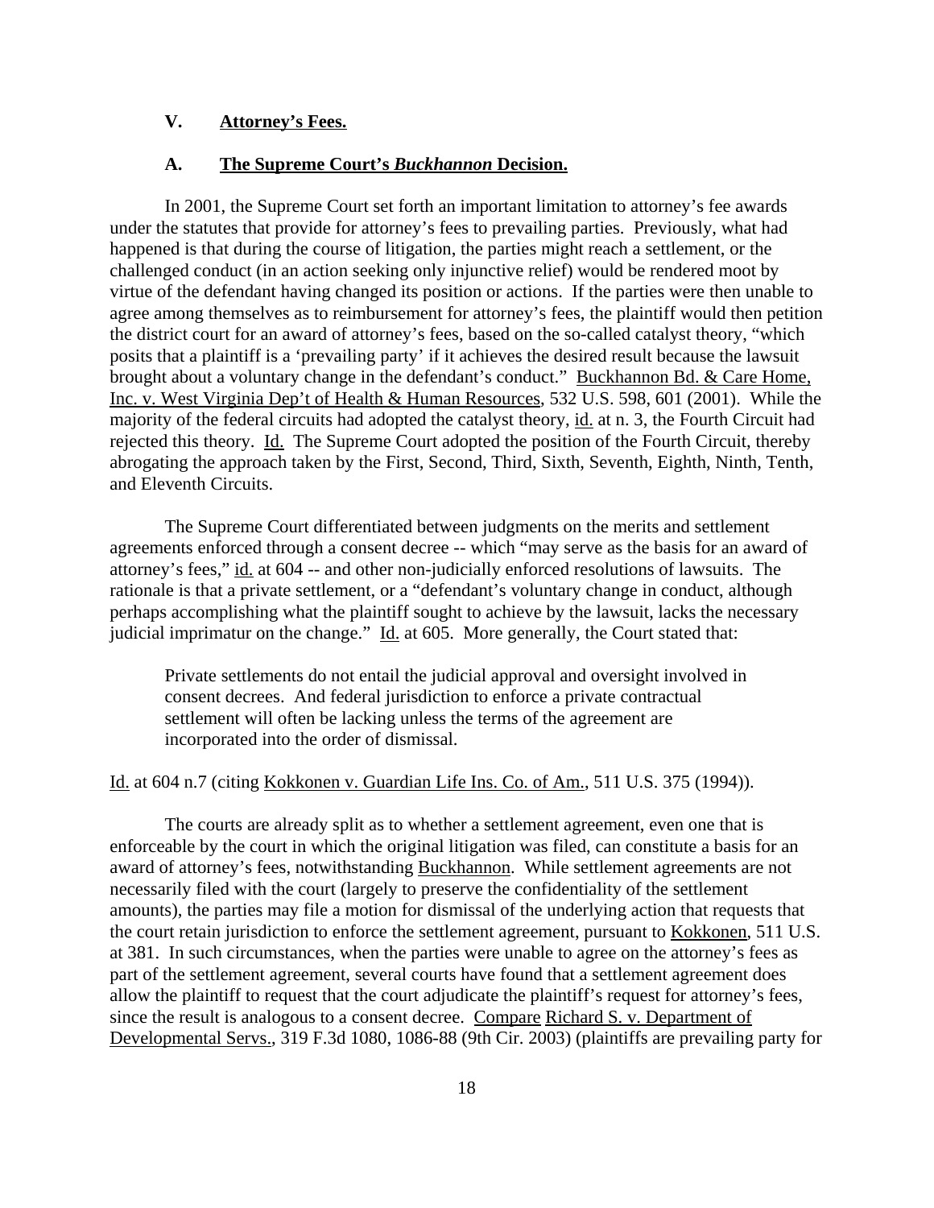## V. Attorney's Fees.

### A. The Supreme Court's *Buckhannon* Decision.

In 2001, the Supreme Court set forth an important limitation to attorney's fee awards under the statutes that provide for attorney's fees to prevailing parties. Previously, what had happened is that during the course of litigation, the parties might reach a settlement, or the challenged conduct (in an action seeking only injunctive relief) would be rendered moot by virtue of the defendant having changed its position or actions. If the parties were then unable to agree among themselves as to reimbursement for attorney's fees, the plaintiff would then petition the district court for an award of attorney's fees, based on the so-called catalyst theory, "which posits that a plaintiff is a 'prevailing party' if it achieves the desired result because the lawsuit brought about a voluntary change in the defendant's conduct." Buckhannon Bd. & Care Home, Inc. v. West Virginia Dep't of Health & Human Resources, 532 U.S. 598, 601 (2001). While the majority of the federal circuits had adopted the catalyst theory, id. at n. 3, the Fourth Circuit had rejected this theory. Id. The Supreme Court adopted the position of the Fourth Circuit, thereby abrogating the approach taken by the First, Second, Third, Sixth, Seventh, Eighth, Ninth, Tenth, and Eleventh Circuits.

The Supreme Court differentiated between judgments on the merits and settlement agreements enforced through a consent decree -- which "may serve as the basis for an award of attorney's fees," id. at 604 -- and other non-judicially enforced resolutions of lawsuits. The rationale is that a private settlement, or a "defendant's voluntary change in conduct, although perhaps accomplishing what the plaintiff sought to achieve by the lawsuit, lacks the necessary judicial imprimatur on the change." Id. at 605. More generally, the Court stated that:

> Private settlements do not entail the judicial approval and oversight involved in consent decrees. And federal jurisdiction to enforce a private contractual settlement will often be lacking unless the terms of the agreement are incorporated into the order of dismissal.

Id. at 604 n.7 (citing Kokkonen v. Guardian Life Ins. Co. of Am., 511 U.S. 375 (1994)).

The courts are already split as to whether a settlement agreement, even one that is enforceable by the court in which the original litigation was filed, can constitute a basis for an award of attorney's fees, notwithstanding Buckhannon. While settlement agreements are not necessarily filed with the court (largely to preserve the confidentiality of the settlement amounts), the parties may file a motion for dismissal of the underlying action that requests that the court retain jurisdiction to enforce the settlement agreement, pursuant to Kokkonen, 511 U.S. at 381. In such circumstances, when the parties were unable to agree on the attorney's fees as part of the settlement agreement, several courts have found that a settlement agreement does allow the plaintiff to request that the court adjudicate the plaintiff's request for attorney's fees, since the result is analogous to a consent decree. Compare Richard S. v. Department of Developmental Servs., 319 F.3d 1080, 1086-88 (9th Cir. 2003) (plaintiffs are prevailing party for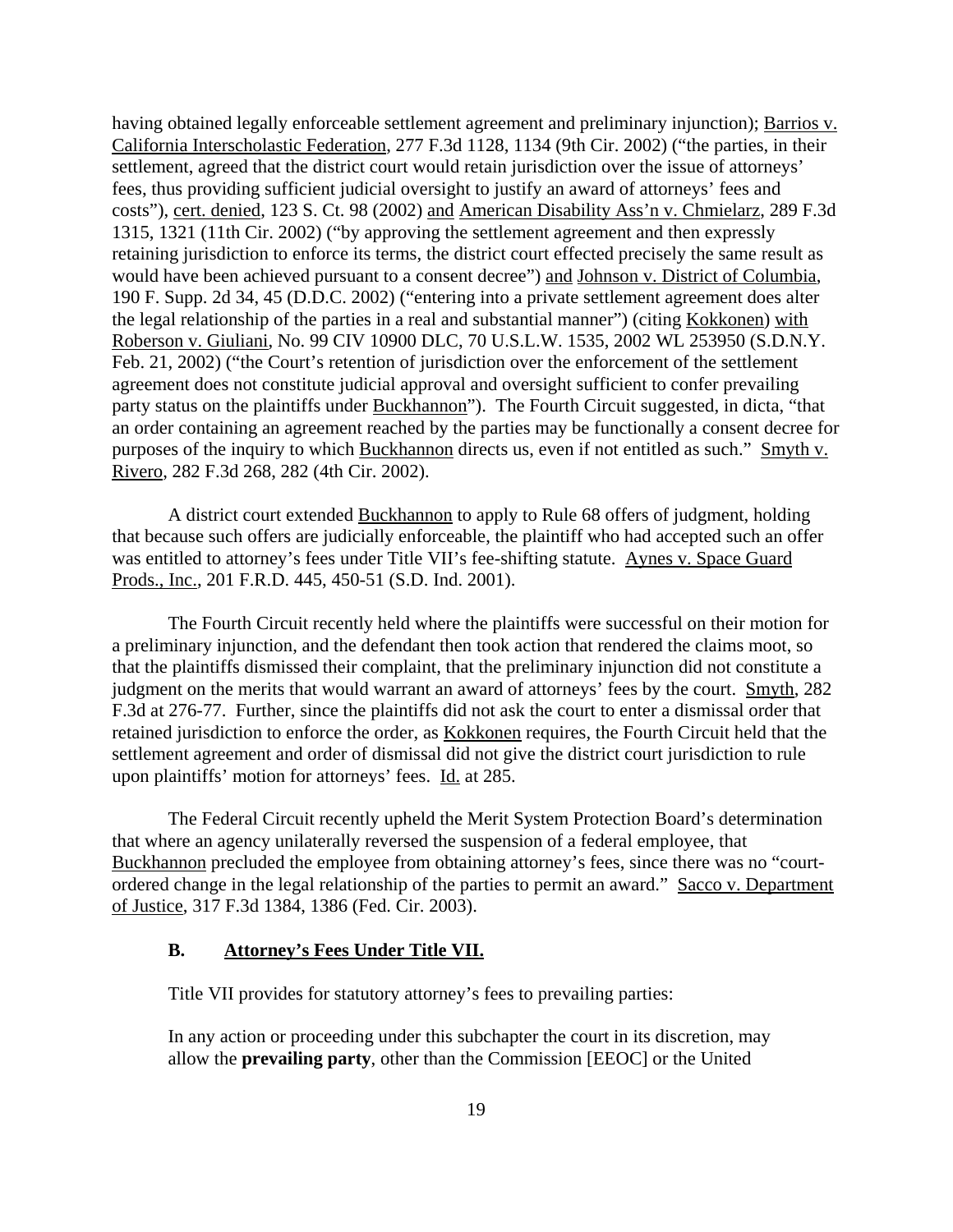having obtained legally enforceable settlement agreement and preliminary injunction); Barrios v. California Interscholastic Federation, 277 F.3d 1128, 1134 (9th Cir. 2002) ("the parties, in their settlement, agreed that the district court would retain jurisdiction over the issue of attorneys' fees, thus providing sufficient judicial oversight to justify an award of attorneys' fees and costs"), cert. denied, 123 S. Ct. 98 (2002) and American Disability Ass'n v. Chmielarz, 289 F.3d 1315, 1321 (11th Cir. 2002) ("by approving the settlement agreement and then expressly retaining jurisdiction to enforce its terms, the district court effected precisely the same result as would have been achieved pursuant to a consent decree") and Johnson v. District of Columbia, 190 F. Supp. 2d 34, 45 (D.D.C. 2002) ("entering into a private settlement agreement does alter the legal relationship of the parties in a real and substantial manner") (citing Kokkonen) with Roberson v. Giuliani, No. 99 CIV 10900 DLC, 70 U.S.L.W. 1535, 2002 WL 253950 (S.D.N.Y. Feb. 21, 2002) ("the Court's retention of jurisdiction over the enforcement of the settlement agreement does not constitute judicial approval and oversight sufficient to confer prevailing party status on the plaintiffs under Buckhannon"). The Fourth Circuit suggested, in dicta, "that an order containing an agreement reached by the parties may be functionally a consent decree for purposes of the inquiry to which Buckhannon directs us, even if not entitled as such." Smyth v. Rivero, 282 F.3d 268, 282 (4th Cir. 2002).

A district court extended Buckhannon to apply to Rule 68 offers of judgment, holding that because such offers are judicially enforceable, the plaintiff who had accepted such an offer was entitled to attorney's fees under Title VII's fee-shifting statute. Aynes v. Space Guard Prods., Inc., 201 F.R.D. 445, 450-51 (S.D. Ind. 2001).

The Fourth Circuit recently held where the plaintiffs were successful on their motion for a preliminary injunction, and the defendant then took action that rendered the claims moot, so that the plaintiffs dismissed their complaint, that the preliminary injunction did not constitute a judgment on the merits that would warrant an award of attorneys' fees by the court. Smyth, 282 F.3d at 276-77. Further, since the plaintiffs did not ask the court to enter a dismissal order that retained jurisdiction to enforce the order, as Kokkonen requires, the Fourth Circuit held that the settlement agreement and order of dismissal did not give the district court jurisdiction to rule upon plaintiffs' motion for attorneys' fees. Id. at 285.

The Federal Circuit recently upheld the Merit System Protection Board's determination that where an agency unilaterally reversed the suspension of a federal employee, that Buckhannon precluded the employee from obtaining attorney's fees, since there was no "court-ordered change in the legal relationship of the parties to permit an award." Sacco v. Department of Justice, 317 F.3d 1384, 1386 (Fed. Cir. 2003).

### B. Attorney's Fees Under Title VII.

Title VII provides for statutory attorney's fees to prevailing parties:

In any action or proceeding under this subchapter the court in its discretion, may allow the **prevailing party**, other than the Commission [EEOC] or the United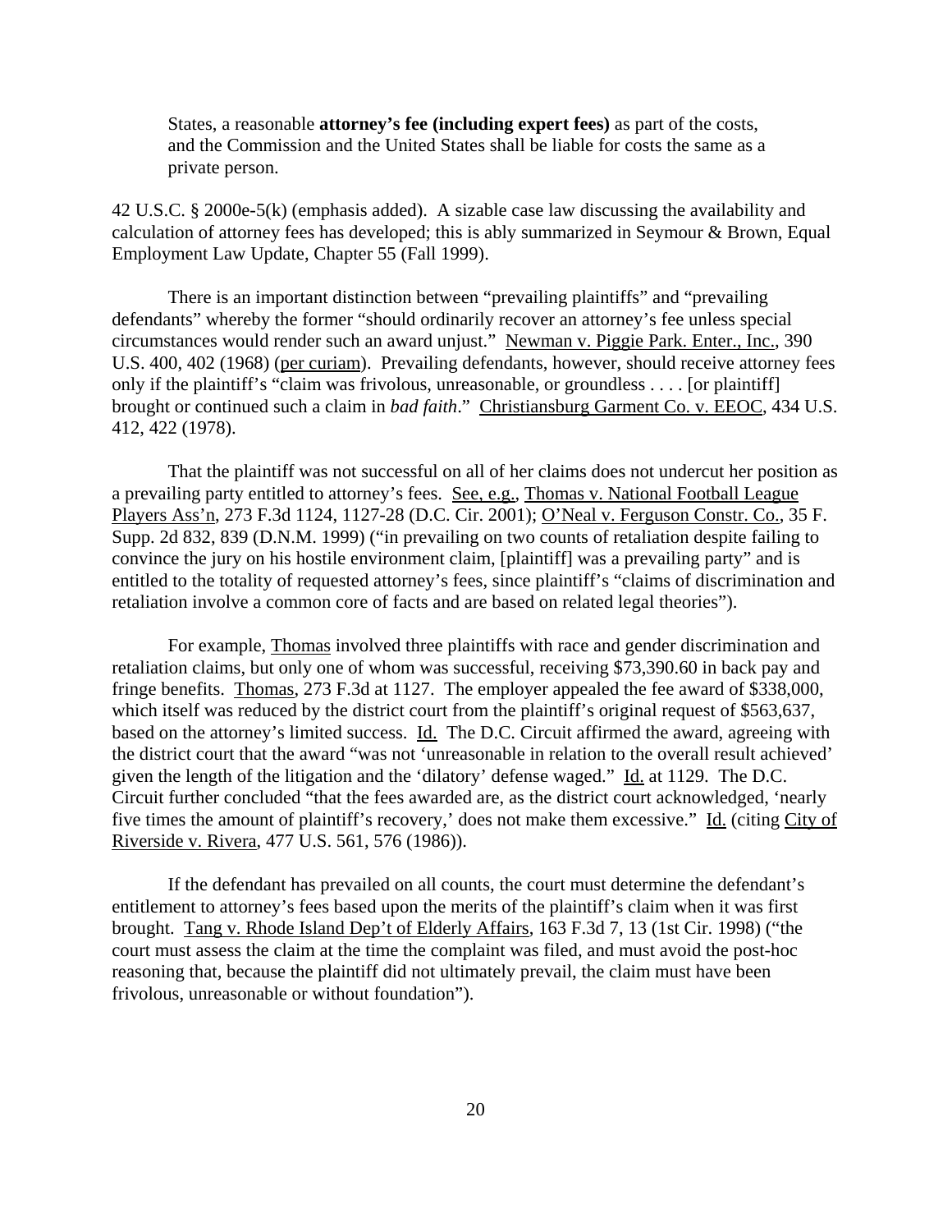> States, a reasonable **attorney's fee (including expert fees)** as part of the costs, and the Commission and the United States shall be liable for costs the same as a private person.

42 U.S.C. § 2000e-5(k) (emphasis added). A sizable case law discussing the availability and calculation of attorney fees has developed; this is ably summarized in Seymour & Brown, Equal Employment Law Update, Chapter 55 (Fall 1999).

There is an important distinction between "prevailing plaintiffs" and "prevailing defendants" whereby the former "should ordinarily recover an attorney's fee unless special circumstances would render such an award unjust." Newman v. Piggie Park. Enter., Inc., 390 U.S. 400, 402 (1968) (per curiam). Prevailing defendants, however, should receive attorney fees only if the plaintiff's "claim was frivolous, unreasonable, or groundless . . . . [or plaintiff] brought or continued such a claim in *bad faith*." Christiansburg Garment Co. v. EEOC, 434 U.S. 412, 422 (1978).

That the plaintiff was not successful on all of her claims does not undercut her position as a prevailing party entitled to attorney's fees. See, e.g., Thomas v. National Football League Players Ass'n, 273 F.3d 1124, 1127-28 (D.C. Cir. 2001); O'Neal v. Ferguson Constr. Co., 35 F. Supp. 2d 832, 839 (D.N.M. 1999) ("in prevailing on two counts of retaliation despite failing to convince the jury on his hostile environment claim, [plaintiff] was a prevailing party" and is entitled to the totality of requested attorney's fees, since plaintiff's "claims of discrimination and retaliation involve a common core of facts and are based on related legal theories").

For example, Thomas involved three plaintiffs with race and gender discrimination and retaliation claims, but only one of whom was successful, receiving $73,390.60 in back pay and fringe benefits. Thomas, 273 F.3d at 1127. The employer appealed the fee award of $338,000, which itself was reduced by the district court from the plaintiff's original request of $563,637, based on the attorney's limited success. Id. The D.C. Circuit affirmed the award, agreeing with the district court that the award "was not 'unreasonable in relation to the overall result achieved' given the length of the litigation and the 'dilatory' defense waged." Id. at 1129. The D.C. Circuit further concluded "that the fees awarded are, as the district court acknowledged, 'nearly five times the amount of plaintiff's recovery,' does not make them excessive." Id. (citing City of Riverside v. Rivera, 477 U.S. 561, 576 (1986)).

If the defendant has prevailed on all counts, the court must determine the defendant's entitlement to attorney's fees based upon the merits of the plaintiff's claim when it was first brought. Tang v. Rhode Island Dep't of Elderly Affairs, 163 F.3d 7, 13 (1st Cir. 1998) ("the court must assess the claim at the time the complaint was filed, and must avoid the post-hoc reasoning that, because the plaintiff did not ultimately prevail, the claim must have been frivolous, unreasonable or without foundation").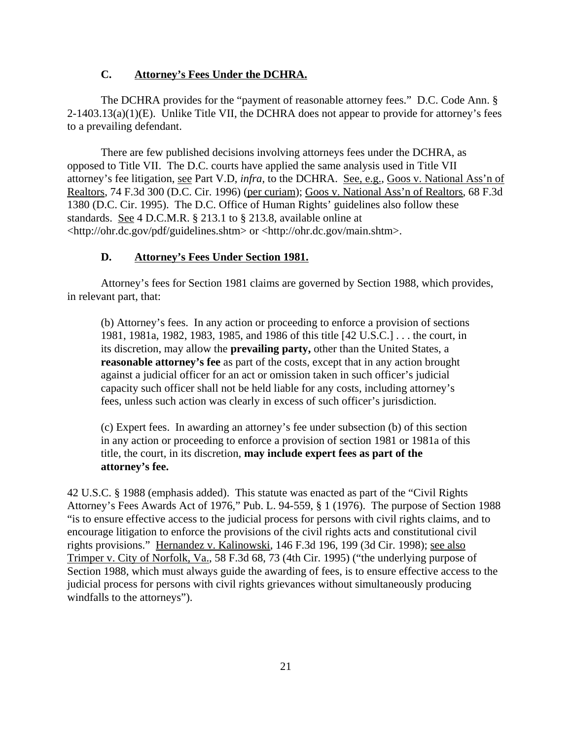### C. Attorney's Fees Under the DCHRA.

The DCHRA provides for the "payment of reasonable attorney fees." D.C. Code Ann. § 2-1403.13(a)(1)(E). Unlike Title VII, the DCHRA does not appear to provide for attorney's fees to a prevailing defendant.

There are few published decisions involving attorneys fees under the DCHRA, as opposed to Title VII. The D.C. courts have applied the same analysis used in Title VII attorney's fee litigation, see Part V.D, *infra*, to the DCHRA. See, e.g., Goos v. National Ass'n of Realtors, 74 F.3d 300 (D.C. Cir. 1996) (per curiam); Goos v. National Ass'n of Realtors, 68 F.3d 1380 (D.C. Cir. 1995). The D.C. Office of Human Rights' guidelines also follow these standards. See 4 D.C.M.R. § 213.1 to § 213.8, available online at <http://ohr.dc.gov/pdf/guidelines.shtm> or <http://ohr.dc.gov/main.shtm>.

### D. Attorney's Fees Under Section 1981.

Attorney's fees for Section 1981 claims are governed by Section 1988, which provides, in relevant part, that:

> (b) Attorney's fees. In any action or proceeding to enforce a provision of sections 1981, 1981a, 1982, 1983, 1985, and 1986 of this title [42 U.S.C.] . . . the court, in its discretion, may allow the **prevailing party,** other than the United States, a **reasonable attorney's fee** as part of the costs, except that in any action brought against a judicial officer for an act or omission taken in such officer's judicial capacity such officer shall not be held liable for any costs, including attorney's fees, unless such action was clearly in excess of such officer's jurisdiction.
>
> (c) Expert fees. In awarding an attorney's fee under subsection (b) of this section in any action or proceeding to enforce a provision of section 1981 or 1981a of this title, the court, in its discretion, **may include expert fees as part of the attorney's fee.**

42 U.S.C. § 1988 (emphasis added). This statute was enacted as part of the "Civil Rights Attorney's Fees Awards Act of 1976," Pub. L. 94-559, § 1 (1976). The purpose of Section 1988 "is to ensure effective access to the judicial process for persons with civil rights claims, and to encourage litigation to enforce the provisions of the civil rights acts and constitutional civil rights provisions." Hernandez v. Kalinowski, 146 F.3d 196, 199 (3d Cir. 1998); see also Trimper v. City of Norfolk, Va., 58 F.3d 68, 73 (4th Cir. 1995) ("the underlying purpose of Section 1988, which must always guide the awarding of fees, is to ensure effective access to the judicial process for persons with civil rights grievances without simultaneously producing windfalls to the attorneys").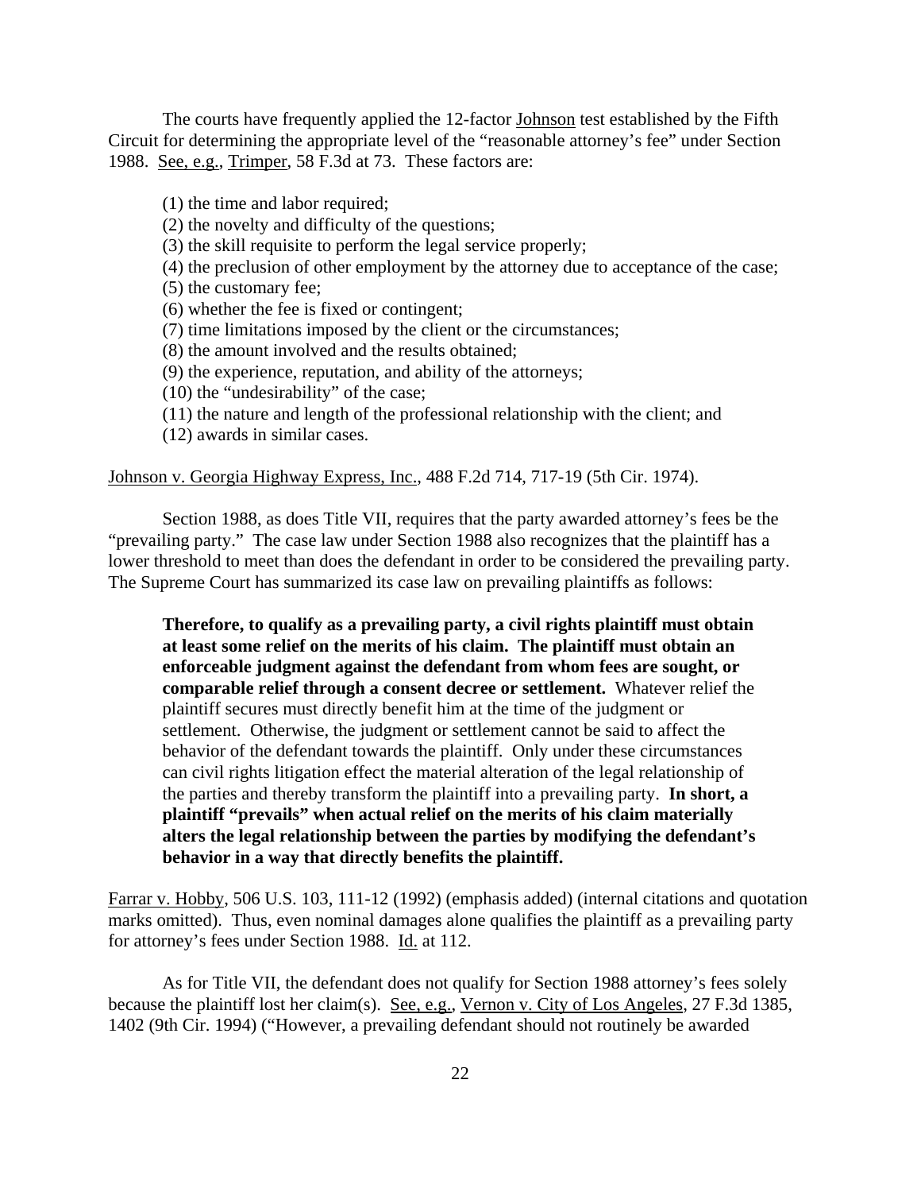The courts have frequently applied the 12-factor Johnson test established by the Fifth Circuit for determining the appropriate level of the "reasonable attorney's fee" under Section 1988. See, e.g., Trimper, 58 F.3d at 73. These factors are:

(1) the time and labor required;
(2) the novelty and difficulty of the questions;
(3) the skill requisite to perform the legal service properly;
(4) the preclusion of other employment by the attorney due to acceptance of the case;
(5) the customary fee;
(6) whether the fee is fixed or contingent;
(7) time limitations imposed by the client or the circumstances;
(8) the amount involved and the results obtained;
(9) the experience, reputation, and ability of the attorneys;
(10) the "undesirability" of the case;
(11) the nature and length of the professional relationship with the client; and
(12) awards in similar cases.

Johnson v. Georgia Highway Express, Inc., 488 F.2d 714, 717-19 (5th Cir. 1974).

Section 1988, as does Title VII, requires that the party awarded attorney's fees be the "prevailing party." The case law under Section 1988 also recognizes that the plaintiff has a lower threshold to meet than does the defendant in order to be considered the prevailing party. The Supreme Court has summarized its case law on prevailing plaintiffs as follows:

> **Therefore, to qualify as a prevailing party, a civil rights plaintiff must obtain at least some relief on the merits of his claim. The plaintiff must obtain an enforceable judgment against the defendant from whom fees are sought, or comparable relief through a consent decree or settlement.** Whatever relief the plaintiff secures must directly benefit him at the time of the judgment or settlement. Otherwise, the judgment or settlement cannot be said to affect the behavior of the defendant towards the plaintiff. Only under these circumstances can civil rights litigation effect the material alteration of the legal relationship of the parties and thereby transform the plaintiff into a prevailing party. **In short, a plaintiff "prevails" when actual relief on the merits of his claim materially alters the legal relationship between the parties by modifying the defendant's behavior in a way that directly benefits the plaintiff.**

Farrar v. Hobby, 506 U.S. 103, 111-12 (1992) (emphasis added) (internal citations and quotation marks omitted). Thus, even nominal damages alone qualifies the plaintiff as a prevailing party for attorney's fees under Section 1988. Id. at 112.

As for Title VII, the defendant does not qualify for Section 1988 attorney's fees solely because the plaintiff lost her claim(s). See, e.g., Vernon v. City of Los Angeles, 27 F.3d 1385, 1402 (9th Cir. 1994) ("However, a prevailing defendant should not routinely be awarded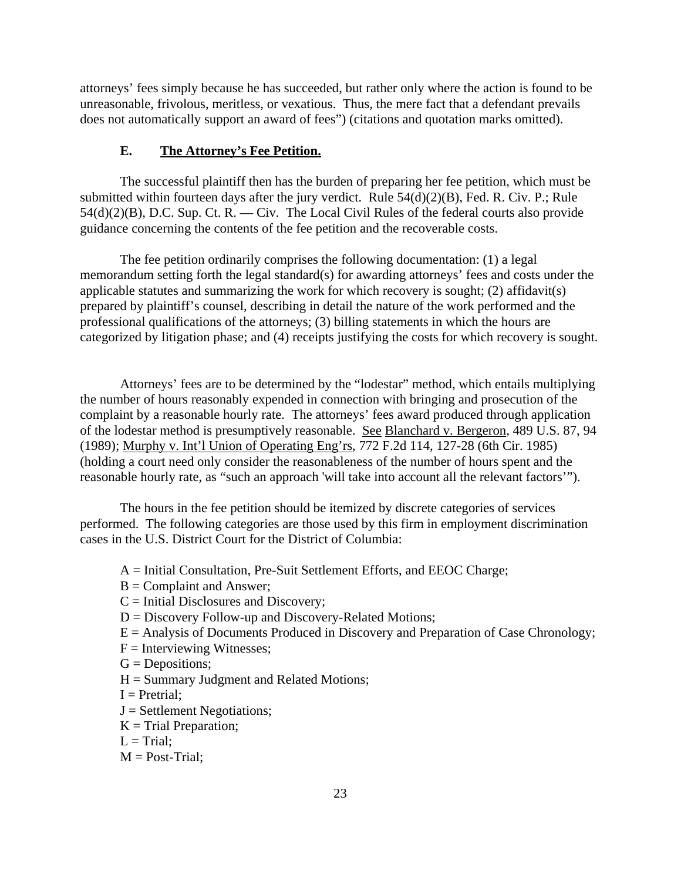attorneys' fees simply because he has succeeded, but rather only where the action is found to be unreasonable, frivolous, meritless, or vexatious. Thus, the mere fact that a defendant prevails does not automatically support an award of fees") (citations and quotation marks omitted).

### E. The Attorney's Fee Petition.

The successful plaintiff then has the burden of preparing her fee petition, which must be submitted within fourteen days after the jury verdict. Rule 54(d)(2)(B), Fed. R. Civ. P.; Rule 54(d)(2)(B), D.C. Sup. Ct. R. — Civ. The Local Civil Rules of the federal courts also provide guidance concerning the contents of the fee petition and the recoverable costs.

The fee petition ordinarily comprises the following documentation: (1) a legal memorandum setting forth the legal standard(s) for awarding attorneys' fees and costs under the applicable statutes and summarizing the work for which recovery is sought; (2) affidavit(s) prepared by plaintiff's counsel, describing in detail the nature of the work performed and the professional qualifications of the attorneys; (3) billing statements in which the hours are categorized by litigation phase; and (4) receipts justifying the costs for which recovery is sought.

Attorneys' fees are to be determined by the "lodestar" method, which entails multiplying the number of hours reasonably expended in connection with bringing and prosecution of the complaint by a reasonable hourly rate. The attorneys' fees award produced through application of the lodestar method is presumptively reasonable. See Blanchard v. Bergeron, 489 U.S. 87, 94 (1989); Murphy v. Int'l Union of Operating Eng'rs, 772 F.2d 114, 127-28 (6th Cir. 1985) (holding a court need only consider the reasonableness of the number of hours spent and the reasonable hourly rate, as "such an approach 'will take into account all the relevant factors'").

The hours in the fee petition should be itemized by discrete categories of services performed. The following categories are those used by this firm in employment discrimination cases in the U.S. District Court for the District of Columbia:

A = Initial Consultation, Pre-Suit Settlement Efforts, and EEOC Charge;
B = Complaint and Answer;
C = Initial Disclosures and Discovery;
D = Discovery Follow-up and Discovery-Related Motions;
E = Analysis of Documents Produced in Discovery and Preparation of Case Chronology;
F = Interviewing Witnesses;
G = Depositions;
H = Summary Judgment and Related Motions;
I = Pretrial;
J = Settlement Negotiations;
K = Trial Preparation;
L = Trial;
M = Post-Trial;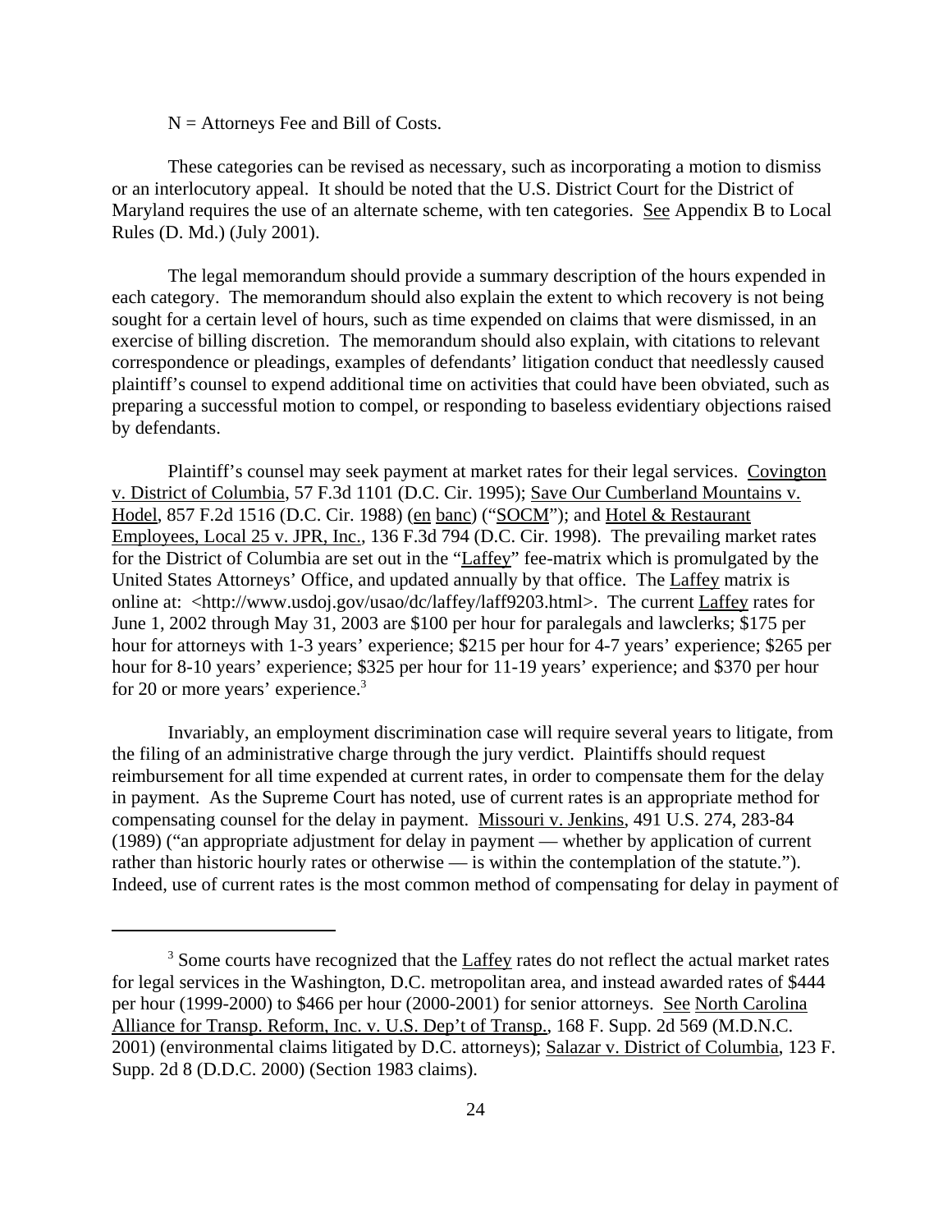N = Attorneys Fee and Bill of Costs.

These categories can be revised as necessary, such as incorporating a motion to dismiss or an interlocutory appeal. It should be noted that the U.S. District Court for the District of Maryland requires the use of an alternate scheme, with ten categories. See Appendix B to Local Rules (D. Md.) (July 2001).

The legal memorandum should provide a summary description of the hours expended in each category. The memorandum should also explain the extent to which recovery is not being sought for a certain level of hours, such as time expended on claims that were dismissed, in an exercise of billing discretion. The memorandum should also explain, with citations to relevant correspondence or pleadings, examples of defendants' litigation conduct that needlessly caused plaintiff's counsel to expend additional time on activities that could have been obviated, such as preparing a successful motion to compel, or responding to baseless evidentiary objections raised by defendants.

Plaintiff's counsel may seek payment at market rates for their legal services. Covington v. District of Columbia, 57 F.3d 1101 (D.C. Cir. 1995); Save Our Cumberland Mountains v. Hodel, 857 F.2d 1516 (D.C. Cir. 1988) (en banc) ("SOCM"); and Hotel & Restaurant Employees, Local 25 v. JPR, Inc., 136 F.3d 794 (D.C. Cir. 1998). The prevailing market rates for the District of Columbia are set out in the "Laffey" fee-matrix which is promulgated by the United States Attorneys' Office, and updated annually by that office. The Laffey matrix is online at: <http://www.usdoj.gov/usao/dc/laffey/laff9203.html>. The current Laffey rates for June 1, 2002 through May 31, 2003 are $100 per hour for paralegals and lawclerks; $175 per hour for attorneys with 1-3 years' experience; $215 per hour for 4-7 years' experience; $265 per hour for 8-10 years' experience; $325 per hour for 11-19 years' experience; and $370 per hour for 20 or more years' experience.[3]

Invariably, an employment discrimination case will require several years to litigate, from the filing of an administrative charge through the jury verdict. Plaintiffs should request reimbursement for all time expended at current rates, in order to compensate them for the delay in payment. As the Supreme Court has noted, use of current rates is an appropriate method for compensating counsel for the delay in payment. Missouri v. Jenkins, 491 U.S. 274, 283-84 (1989) ("an appropriate adjustment for delay in payment — whether by application of current rather than historic hourly rates or otherwise — is within the contemplation of the statute."). Indeed, use of current rates is the most common method of compensating for delay in payment of

---

[3] Some courts have recognized that the Laffey rates do not reflect the actual market rates for legal services in the Washington, D.C. metropolitan area, and instead awarded rates of $444 per hour (1999-2000) to $466 per hour (2000-2001) for senior attorneys. See North Carolina Alliance for Transp. Reform, Inc. v. U.S. Dep't of Transp., 168 F. Supp. 2d 569 (M.D.N.C. 2001) (environmental claims litigated by D.C. attorneys); Salazar v. District of Columbia, 123 F. Supp. 2d 8 (D.D.C. 2000) (Section 1983 claims).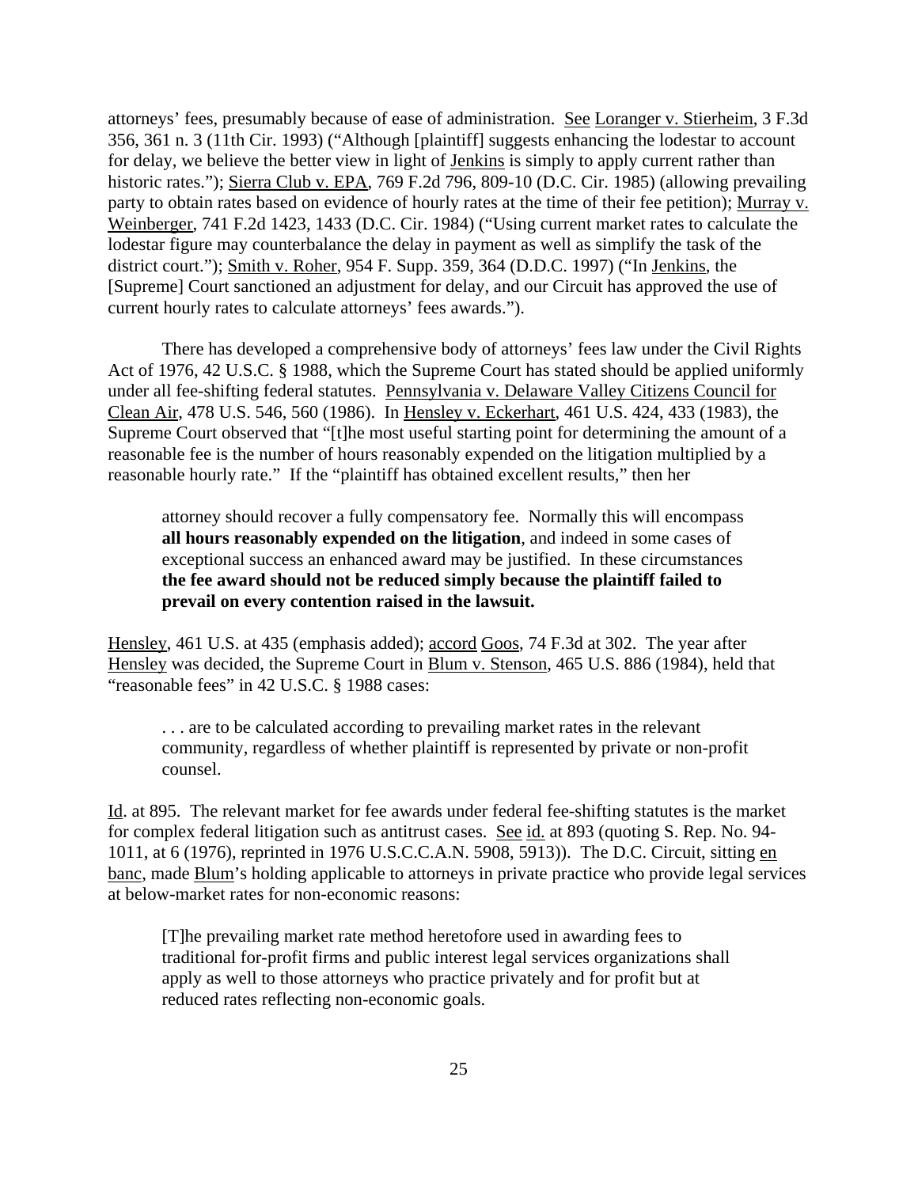attorneys' fees, presumably because of ease of administration. See Loranger v. Stierheim, 3 F.3d 356, 361 n. 3 (11th Cir. 1993) ("Although [plaintiff] suggests enhancing the lodestar to account for delay, we believe the better view in light of Jenkins is simply to apply current rather than historic rates."); Sierra Club v. EPA, 769 F.2d 796, 809-10 (D.C. Cir. 1985) (allowing prevailing party to obtain rates based on evidence of hourly rates at the time of their fee petition); Murray v. Weinberger, 741 F.2d 1423, 1433 (D.C. Cir. 1984) ("Using current market rates to calculate the lodestar figure may counterbalance the delay in payment as well as simplify the task of the district court."); Smith v. Roher, 954 F. Supp. 359, 364 (D.D.C. 1997) ("In Jenkins, the [Supreme] Court sanctioned an adjustment for delay, and our Circuit has approved the use of current hourly rates to calculate attorneys' fees awards.").

There has developed a comprehensive body of attorneys' fees law under the Civil Rights Act of 1976, 42 U.S.C. § 1988, which the Supreme Court has stated should be applied uniformly under all fee-shifting federal statutes. Pennsylvania v. Delaware Valley Citizens Council for Clean Air, 478 U.S. 546, 560 (1986). In Hensley v. Eckerhart, 461 U.S. 424, 433 (1983), the Supreme Court observed that "[t]he most useful starting point for determining the amount of a reasonable fee is the number of hours reasonably expended on the litigation multiplied by a reasonable hourly rate." If the "plaintiff has obtained excellent results," then her

> attorney should recover a fully compensatory fee. Normally this will encompass **all hours reasonably expended on the litigation**, and indeed in some cases of exceptional success an enhanced award may be justified. In these circumstances **the fee award should not be reduced simply because the plaintiff failed to prevail on every contention raised in the lawsuit.**

Hensley, 461 U.S. at 435 (emphasis added); accord Goos, 74 F.3d at 302. The year after Hensley was decided, the Supreme Court in Blum v. Stenson, 465 U.S. 886 (1984), held that "reasonable fees" in 42 U.S.C. § 1988 cases:

> . . . are to be calculated according to prevailing market rates in the relevant community, regardless of whether plaintiff is represented by private or non-profit counsel.

Id. at 895. The relevant market for fee awards under federal fee-shifting statutes is the market for complex federal litigation such as antitrust cases. See id. at 893 (quoting S. Rep. No. 94-1011, at 6 (1976), reprinted in 1976 U.S.C.C.A.N. 5908, 5913)). The D.C. Circuit, sitting en banc, made Blum's holding applicable to attorneys in private practice who provide legal services at below-market rates for non-economic reasons:

> [T]he prevailing market rate method heretofore used in awarding fees to traditional for-profit firms and public interest legal services organizations shall apply as well to those attorneys who practice privately and for profit but at reduced rates reflecting non-economic goals.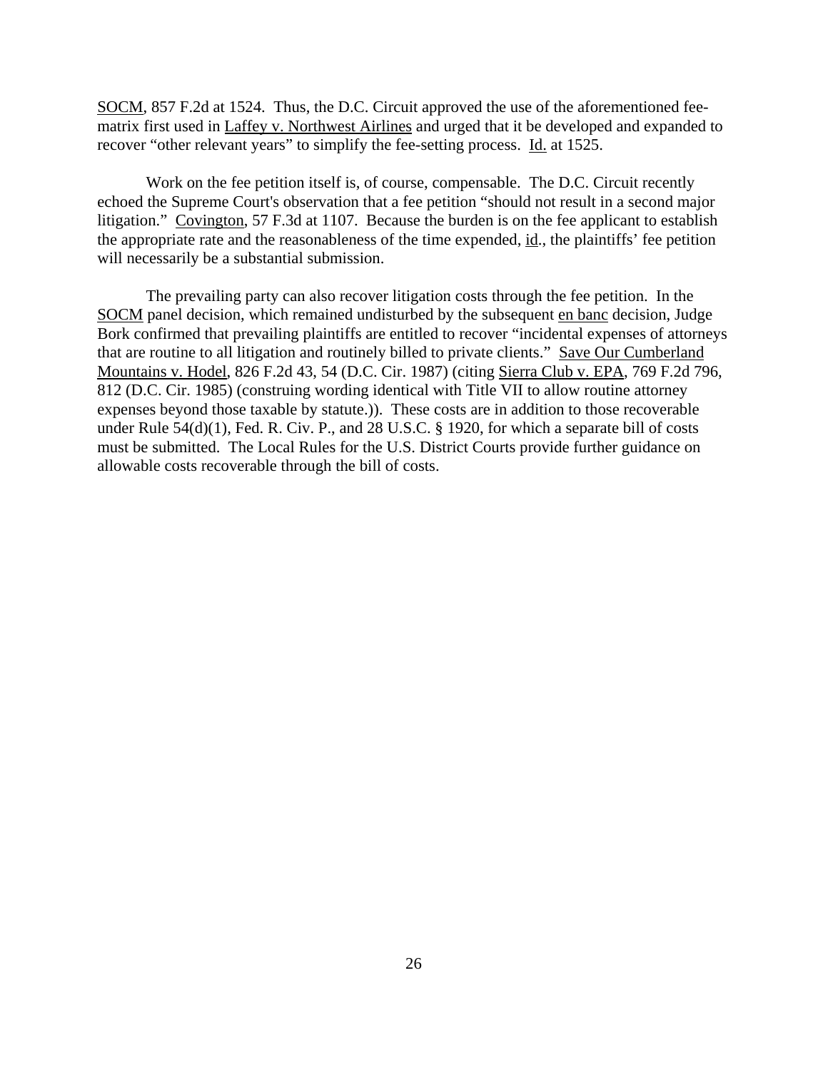SOCM, 857 F.2d at 1524. Thus, the D.C. Circuit approved the use of the aforementioned fee-matrix first used in Laffey v. Northwest Airlines and urged that it be developed and expanded to recover "other relevant years" to simplify the fee-setting process. Id. at 1525.

Work on the fee petition itself is, of course, compensable. The D.C. Circuit recently echoed the Supreme Court's observation that a fee petition "should not result in a second major litigation." Covington, 57 F.3d at 1107. Because the burden is on the fee applicant to establish the appropriate rate and the reasonableness of the time expended, id., the plaintiffs' fee petition will necessarily be a substantial submission.

The prevailing party can also recover litigation costs through the fee petition. In the SOCM panel decision, which remained undisturbed by the subsequent en banc decision, Judge Bork confirmed that prevailing plaintiffs are entitled to recover "incidental expenses of attorneys that are routine to all litigation and routinely billed to private clients." Save Our Cumberland Mountains v. Hodel, 826 F.2d 43, 54 (D.C. Cir. 1987) (citing Sierra Club v. EPA, 769 F.2d 796, 812 (D.C. Cir. 1985) (construing wording identical with Title VII to allow routine attorney expenses beyond those taxable by statute.)). These costs are in addition to those recoverable under Rule 54(d)(1), Fed. R. Civ. P., and 28 U.S.C. § 1920, for which a separate bill of costs must be submitted. The Local Rules for the U.S. District Courts provide further guidance on allowable costs recoverable through the bill of costs.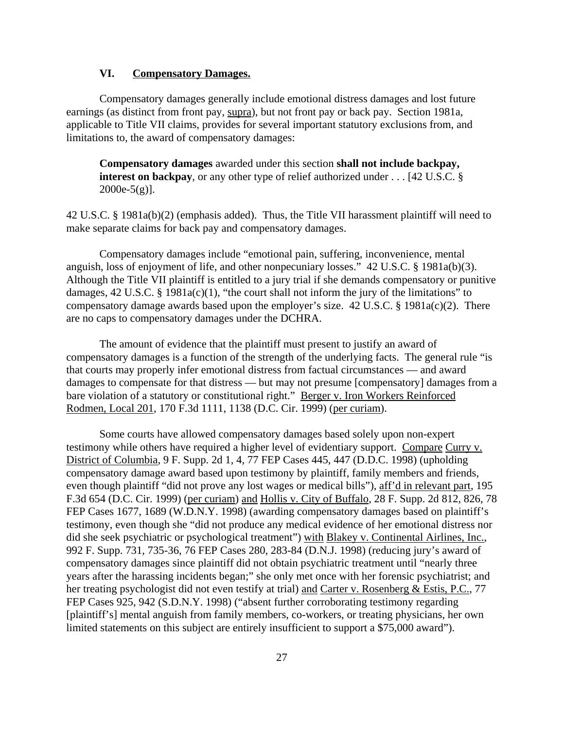## VI. Compensatory Damages.

Compensatory damages generally include emotional distress damages and lost future earnings (as distinct from front pay, supra), but not front pay or back pay. Section 1981a, applicable to Title VII claims, provides for several important statutory exclusions from, and limitations to, the award of compensatory damages:

> **Compensatory damages** awarded under this section **shall not include backpay, interest on backpay**, or any other type of relief authorized under . . . [42 U.S.C. § 2000e-5(g)].

42 U.S.C. § 1981a(b)(2) (emphasis added). Thus, the Title VII harassment plaintiff will need to make separate claims for back pay and compensatory damages.

Compensatory damages include "emotional pain, suffering, inconvenience, mental anguish, loss of enjoyment of life, and other nonpecuniary losses." 42 U.S.C. § 1981a(b)(3). Although the Title VII plaintiff is entitled to a jury trial if she demands compensatory or punitive damages, 42 U.S.C. § 1981a(c)(1), "the court shall not inform the jury of the limitations" to compensatory damage awards based upon the employer's size. 42 U.S.C. § 1981a(c)(2). There are no caps to compensatory damages under the DCHRA.

The amount of evidence that the plaintiff must present to justify an award of compensatory damages is a function of the strength of the underlying facts. The general rule "is that courts may properly infer emotional distress from factual circumstances — and award damages to compensate for that distress — but may not presume [compensatory] damages from a bare violation of a statutory or constitutional right." Berger v. Iron Workers Reinforced Rodmen, Local 201, 170 F.3d 1111, 1138 (D.C. Cir. 1999) (per curiam).

Some courts have allowed compensatory damages based solely upon non-expert testimony while others have required a higher level of evidentiary support. Compare Curry v. District of Columbia, 9 F. Supp. 2d 1, 4, 77 FEP Cases 445, 447 (D.D.C. 1998) (upholding compensatory damage award based upon testimony by plaintiff, family members and friends, even though plaintiff "did not prove any lost wages or medical bills"), aff'd in relevant part, 195 F.3d 654 (D.C. Cir. 1999) (per curiam) and Hollis v. City of Buffalo, 28 F. Supp. 2d 812, 826, 78 FEP Cases 1677, 1689 (W.D.N.Y. 1998) (awarding compensatory damages based on plaintiff's testimony, even though she "did not produce any medical evidence of her emotional distress nor did she seek psychiatric or psychological treatment") with Blakey v. Continental Airlines, Inc., 992 F. Supp. 731, 735-36, 76 FEP Cases 280, 283-84 (D.N.J. 1998) (reducing jury's award of compensatory damages since plaintiff did not obtain psychiatric treatment until "nearly three years after the harassing incidents began;" she only met once with her forensic psychiatrist; and her treating psychologist did not even testify at trial) and Carter v. Rosenberg & Estis, P.C., 77 FEP Cases 925, 942 (S.D.N.Y. 1998) ("absent further corroborating testimony regarding [plaintiff's] mental anguish from family members, co-workers, or treating physicians, her own limited statements on this subject are entirely insufficient to support a $75,000 award").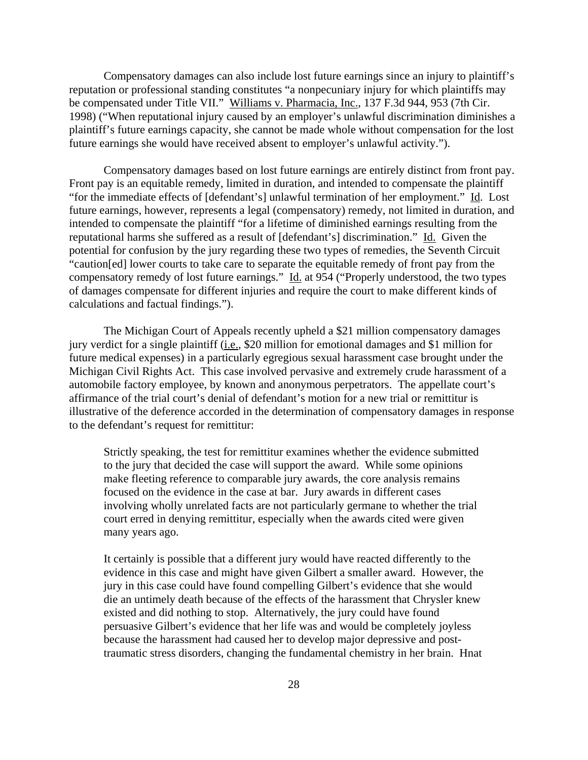Compensatory damages can also include lost future earnings since an injury to plaintiff's reputation or professional standing constitutes "a nonpecuniary injury for which plaintiffs may be compensated under Title VII." Williams v. Pharmacia, Inc., 137 F.3d 944, 953 (7th Cir. 1998) ("When reputational injury caused by an employer's unlawful discrimination diminishes a plaintiff's future earnings capacity, she cannot be made whole without compensation for the lost future earnings she would have received absent to employer's unlawful activity.").

Compensatory damages based on lost future earnings are entirely distinct from front pay. Front pay is an equitable remedy, limited in duration, and intended to compensate the plaintiff "for the immediate effects of [defendant's] unlawful termination of her employment." Id. Lost future earnings, however, represents a legal (compensatory) remedy, not limited in duration, and intended to compensate the plaintiff "for a lifetime of diminished earnings resulting from the reputational harms she suffered as a result of [defendant's] discrimination." Id. Given the potential for confusion by the jury regarding these two types of remedies, the Seventh Circuit "caution[ed] lower courts to take care to separate the equitable remedy of front pay from the compensatory remedy of lost future earnings." Id. at 954 ("Properly understood, the two types of damages compensate for different injuries and require the court to make different kinds of calculations and factual findings.").

The Michigan Court of Appeals recently upheld a $21 million compensatory damages jury verdict for a single plaintiff (i.e., $20 million for emotional damages and $1 million for future medical expenses) in a particularly egregious sexual harassment case brought under the Michigan Civil Rights Act. This case involved pervasive and extremely crude harassment of a automobile factory employee, by known and anonymous perpetrators. The appellate court's affirmance of the trial court's denial of defendant's motion for a new trial or remittitur is illustrative of the deference accorded in the determination of compensatory damages in response to the defendant's request for remittitur:

> Strictly speaking, the test for remittitur examines whether the evidence submitted to the jury that decided the case will support the award. While some opinions make fleeting reference to comparable jury awards, the core analysis remains focused on the evidence in the case at bar. Jury awards in different cases involving wholly unrelated facts are not particularly germane to whether the trial court erred in denying remittitur, especially when the awards cited were given many years ago.
>
> It certainly is possible that a different jury would have reacted differently to the evidence in this case and might have given Gilbert a smaller award. However, the jury in this case could have found compelling Gilbert's evidence that she would die an untimely death because of the effects of the harassment that Chrysler knew existed and did nothing to stop. Alternatively, the jury could have found persuasive Gilbert's evidence that her life was and would be completely joyless because the harassment had caused her to develop major depressive and post-traumatic stress disorders, changing the fundamental chemistry in her brain. Hnat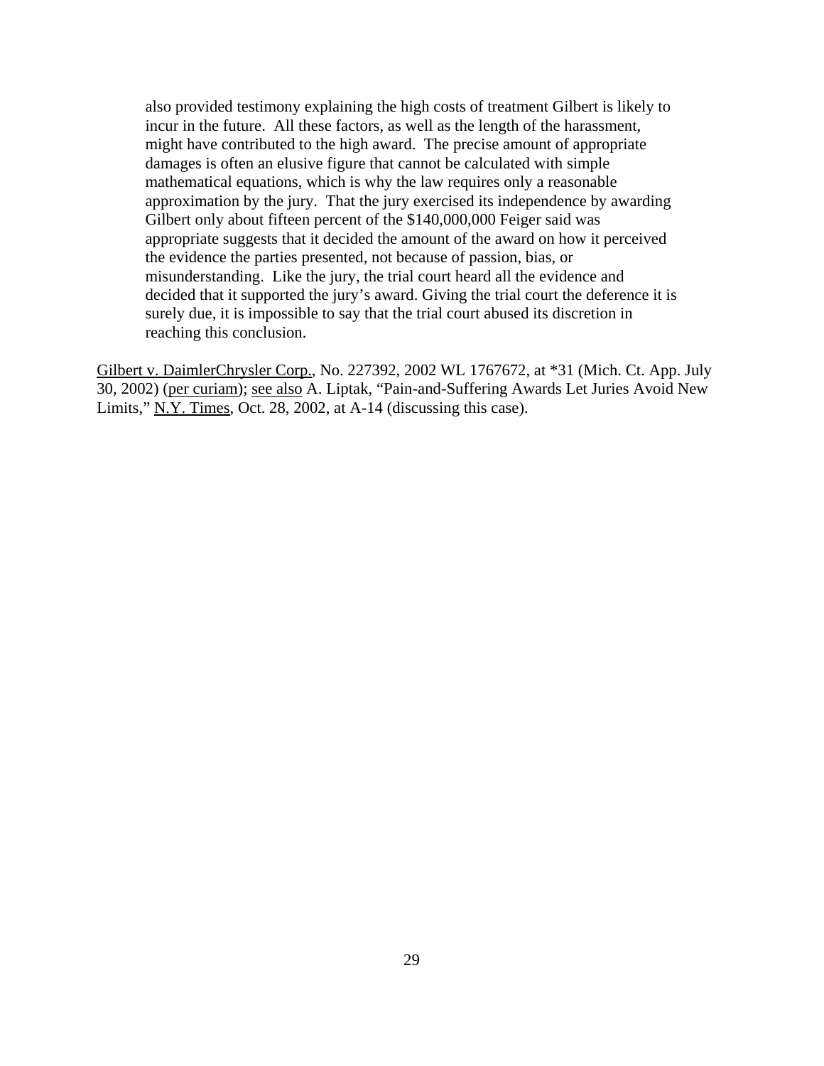> also provided testimony explaining the high costs of treatment Gilbert is likely to incur in the future. All these factors, as well as the length of the harassment, might have contributed to the high award. The precise amount of appropriate damages is often an elusive figure that cannot be calculated with simple mathematical equations, which is why the law requires only a reasonable approximation by the jury. That the jury exercised its independence by awarding Gilbert only about fifteen percent of the $140,000,000 Feiger said was appropriate suggests that it decided the amount of the award on how it perceived the evidence the parties presented, not because of passion, bias, or misunderstanding. Like the jury, the trial court heard all the evidence and decided that it supported the jury's award. Giving the trial court the deference it is surely due, it is impossible to say that the trial court abused its discretion in reaching this conclusion.

<u>Gilbert v. DaimlerChrysler Corp.</u>, No. 227392, 2002 WL 1767672, at *31 (Mich. Ct. App. July 30, 2002) (<u>per curiam</u>); <u>see also</u> A. Liptak, "Pain-and-Suffering Awards Let Juries Avoid New Limits," <u>N.Y. Times</u>, Oct. 28, 2002, at A-14 (discussing this case).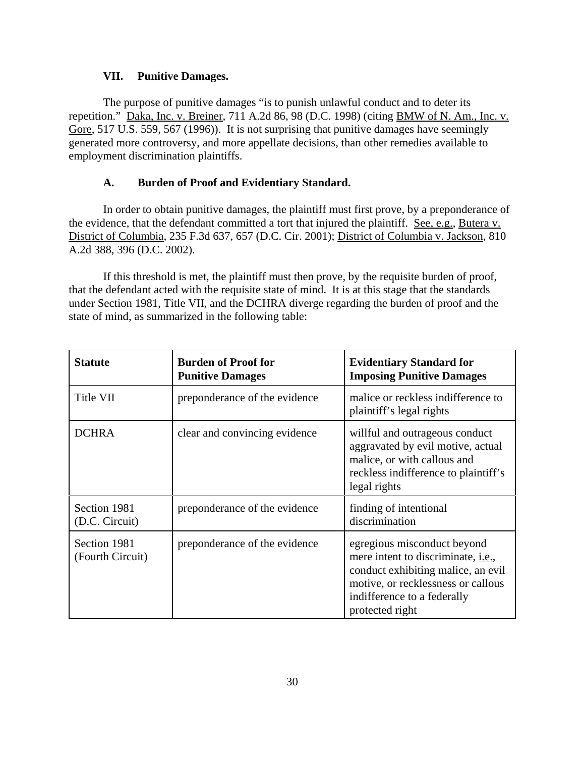## VII. Punitive Damages.

The purpose of punitive damages "is to punish unlawful conduct and to deter its repetition." Daka, Inc. v. Breiner, 711 A.2d 86, 98 (D.C. 1998) (citing BMW of N. Am., Inc. v. Gore, 517 U.S. 559, 567 (1996)). It is not surprising that punitive damages have seemingly generated more controversy, and more appellate decisions, than other remedies available to employment discrimination plaintiffs.

### A. Burden of Proof and Evidentiary Standard.

In order to obtain punitive damages, the plaintiff must first prove, by a preponderance of the evidence, that the defendant committed a tort that injured the plaintiff. See, e.g., Butera v. District of Columbia, 235 F.3d 637, 657 (D.C. Cir. 2001); District of Columbia v. Jackson, 810 A.2d 388, 396 (D.C. 2002).

If this threshold is met, the plaintiff must then prove, by the requisite burden of proof, that the defendant acted with the requisite state of mind. It is at this stage that the standards under Section 1981, Title VII, and the DCHRA diverge regarding the burden of proof and the state of mind, as summarized in the following table:

| Statute | Burden of Proof for Punitive Damages | Evidentiary Standard for Imposing Punitive Damages |
|---|---|---|
| Title VII | preponderance of the evidence | malice or reckless indifference to plaintiff's legal rights |
| DCHRA | clear and convincing evidence | willful and outrageous conduct aggravated by evil motive, actual malice, or with callous and reckless indifference to plaintiff's legal rights |
| Section 1981 (D.C. Circuit) | preponderance of the evidence | finding of intentional discrimination |
| Section 1981 (Fourth Circuit) | preponderance of the evidence | egregious misconduct beyond mere intent to discriminate, i.e., conduct exhibiting malice, an evil motive, or recklessness or callous indifference to a federally protected right |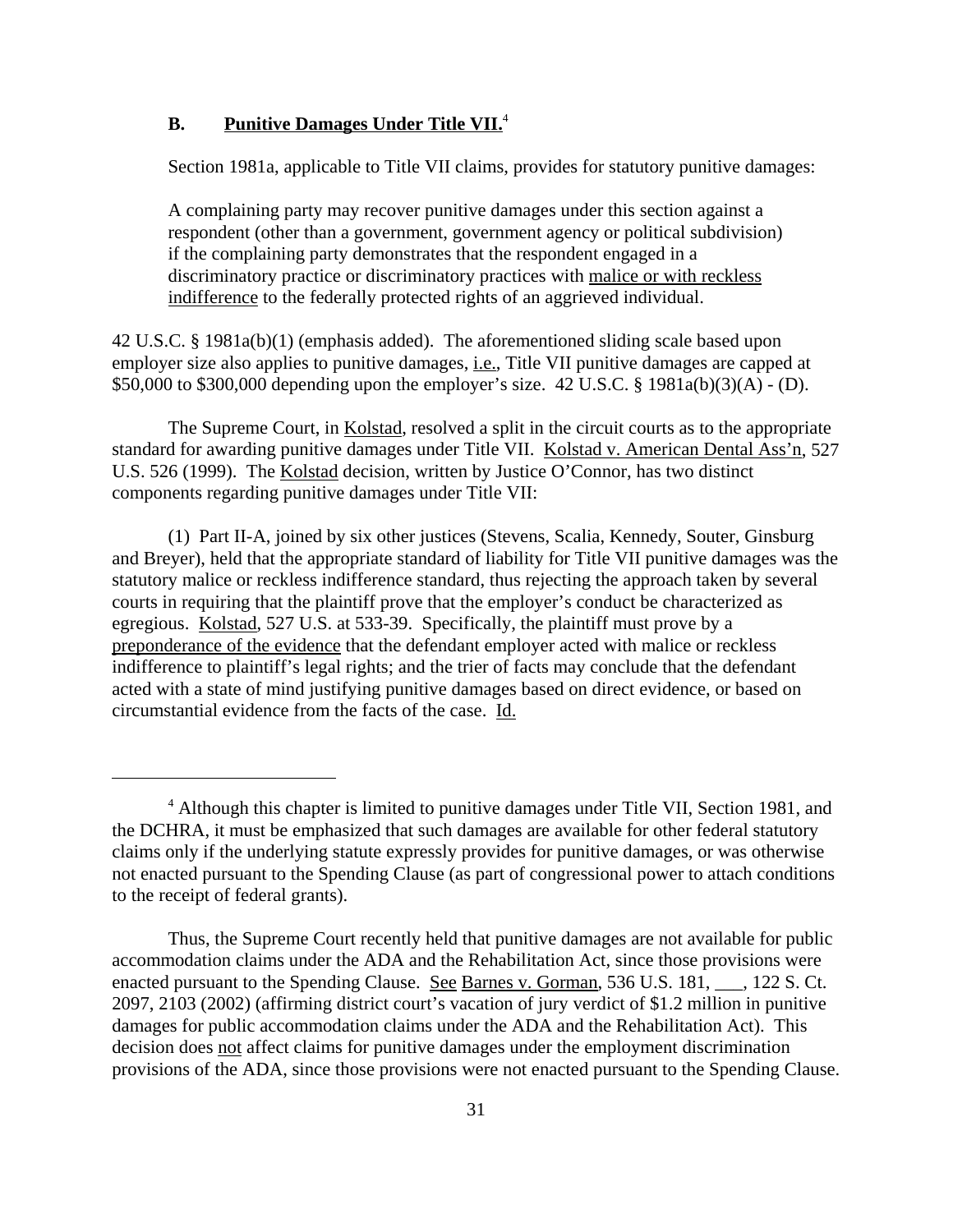### B. **Punitive Damages Under Title VII.**[4]

Section 1981a, applicable to Title VII claims, provides for statutory punitive damages:

> A complaining party may recover punitive damages under this section against a respondent (other than a government, government agency or political subdivision) if the complaining party demonstrates that the respondent engaged in a discriminatory practice or discriminatory practices with malice or with reckless indifference to the federally protected rights of an aggrieved individual.

42 U.S.C. § 1981a(b)(1) (emphasis added). The aforementioned sliding scale based upon employer size also applies to punitive damages, i.e., Title VII punitive damages are capped at \$50,000 to \$300,000 depending upon the employer's size. 42 U.S.C. § 1981a(b)(3)(A) - (D).

The Supreme Court, in Kolstad, resolved a split in the circuit courts as to the appropriate standard for awarding punitive damages under Title VII. Kolstad v. American Dental Ass'n, 527 U.S. 526 (1999). The Kolstad decision, written by Justice O'Connor, has two distinct components regarding punitive damages under Title VII:

(1) Part II-A, joined by six other justices (Stevens, Scalia, Kennedy, Souter, Ginsburg and Breyer), held that the appropriate standard of liability for Title VII punitive damages was the statutory malice or reckless indifference standard, thus rejecting the approach taken by several courts in requiring that the plaintiff prove that the employer's conduct be characterized as egregious. Kolstad, 527 U.S. at 533-39. Specifically, the plaintiff must prove by a preponderance of the evidence that the defendant employer acted with malice or reckless indifference to plaintiff's legal rights; and the trier of facts may conclude that the defendant acted with a state of mind justifying punitive damages based on direct evidence, or based on circumstantial evidence from the facts of the case. Id.

---

[4] Although this chapter is limited to punitive damages under Title VII, Section 1981, and the DCHRA, it must be emphasized that such damages are available for other federal statutory claims only if the underlying statute expressly provides for punitive damages, or was otherwise not enacted pursuant to the Spending Clause (as part of congressional power to attach conditions to the receipt of federal grants).

Thus, the Supreme Court recently held that punitive damages are not available for public accommodation claims under the ADA and the Rehabilitation Act, since those provisions were enacted pursuant to the Spending Clause. See Barnes v. Gorman, 536 U.S. 181, ___, 122 S. Ct. 2097, 2103 (2002) (affirming district court's vacation of jury verdict of \$1.2 million in punitive damages for public accommodation claims under the ADA and the Rehabilitation Act). This decision does not affect claims for punitive damages under the employment discrimination provisions of the ADA, since those provisions were not enacted pursuant to the Spending Clause.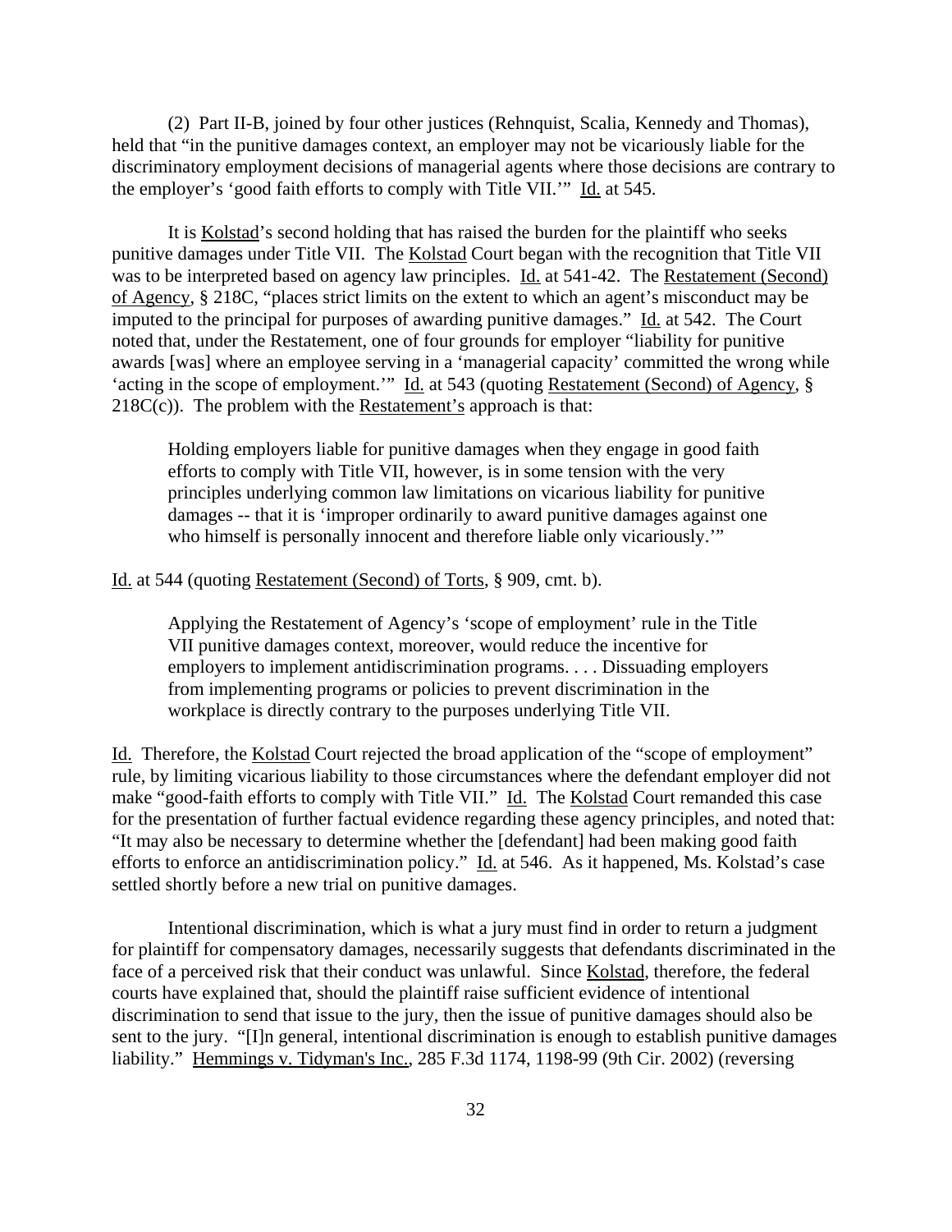(2) Part II-B, joined by four other justices (Rehnquist, Scalia, Kennedy and Thomas), held that "in the punitive damages context, an employer may not be vicariously liable for the discriminatory employment decisions of managerial agents where those decisions are contrary to the employer's 'good faith efforts to comply with Title VII.'" Id. at 545.

It is Kolstad's second holding that has raised the burden for the plaintiff who seeks punitive damages under Title VII. The Kolstad Court began with the recognition that Title VII was to be interpreted based on agency law principles. Id. at 541-42. The Restatement (Second) of Agency, § 218C, "places strict limits on the extent to which an agent's misconduct may be imputed to the principal for purposes of awarding punitive damages." Id. at 542. The Court noted that, under the Restatement, one of four grounds for employer "liability for punitive awards [was] where an employee serving in a 'managerial capacity' committed the wrong while 'acting in the scope of employment.'" Id. at 543 (quoting Restatement (Second) of Agency, § 218C(c)). The problem with the Restatement's approach is that:

> Holding employers liable for punitive damages when they engage in good faith efforts to comply with Title VII, however, is in some tension with the very principles underlying common law limitations on vicarious liability for punitive damages -- that it is 'improper ordinarily to award punitive damages against one who himself is personally innocent and therefore liable only vicariously.'"

Id. at 544 (quoting Restatement (Second) of Torts, § 909, cmt. b).

> Applying the Restatement of Agency's 'scope of employment' rule in the Title VII punitive damages context, moreover, would reduce the incentive for employers to implement antidiscrimination programs. . . . Dissuading employers from implementing programs or policies to prevent discrimination in the workplace is directly contrary to the purposes underlying Title VII.

Id. Therefore, the Kolstad Court rejected the broad application of the "scope of employment" rule, by limiting vicarious liability to those circumstances where the defendant employer did not make "good-faith efforts to comply with Title VII." Id. The Kolstad Court remanded this case for the presentation of further factual evidence regarding these agency principles, and noted that: "It may also be necessary to determine whether the [defendant] had been making good faith efforts to enforce an antidiscrimination policy." Id. at 546. As it happened, Ms. Kolstad's case settled shortly before a new trial on punitive damages.

Intentional discrimination, which is what a jury must find in order to return a judgment for plaintiff for compensatory damages, necessarily suggests that defendants discriminated in the face of a perceived risk that their conduct was unlawful. Since Kolstad, therefore, the federal courts have explained that, should the plaintiff raise sufficient evidence of intentional discrimination to send that issue to the jury, then the issue of punitive damages should also be sent to the jury. "[I]n general, intentional discrimination is enough to establish punitive damages liability." Hemmings v. Tidyman's Inc., 285 F.3d 1174, 1198-99 (9th Cir. 2002) (reversing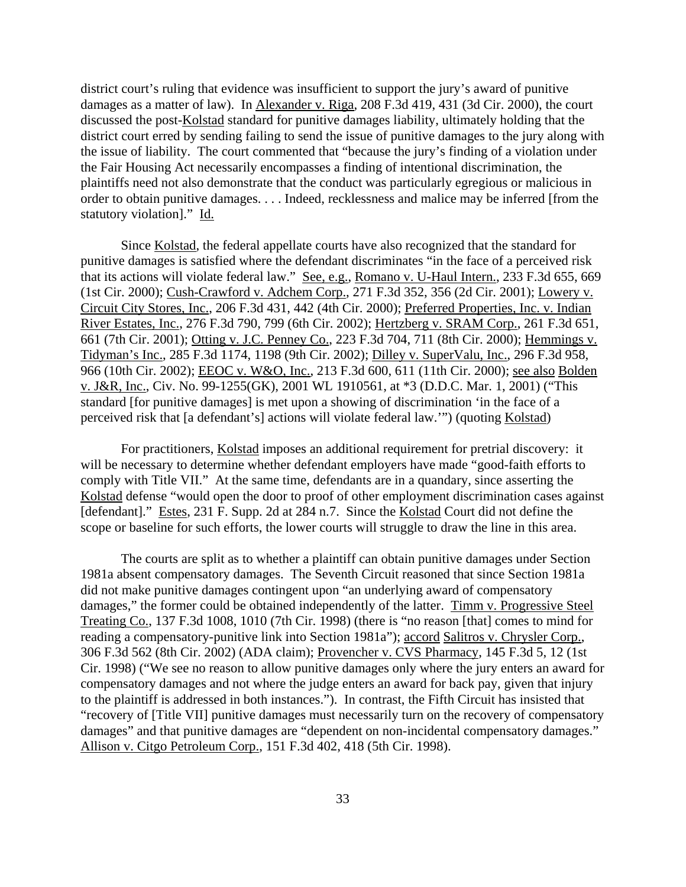district court's ruling that evidence was insufficient to support the jury's award of punitive damages as a matter of law). In Alexander v. Riga, 208 F.3d 419, 431 (3d Cir. 2000), the court discussed the post-Kolstad standard for punitive damages liability, ultimately holding that the district court erred by sending failing to send the issue of punitive damages to the jury along with the issue of liability. The court commented that "because the jury's finding of a violation under the Fair Housing Act necessarily encompasses a finding of intentional discrimination, the plaintiffs need not also demonstrate that the conduct was particularly egregious or malicious in order to obtain punitive damages. . . . Indeed, recklessness and malice may be inferred [from the statutory violation]." Id.

Since Kolstad, the federal appellate courts have also recognized that the standard for punitive damages is satisfied where the defendant discriminates "in the face of a perceived risk that its actions will violate federal law." See, e.g., Romano v. U-Haul Intern., 233 F.3d 655, 669 (1st Cir. 2000); Cush-Crawford v. Adchem Corp., 271 F.3d 352, 356 (2d Cir. 2001); Lowery v. Circuit City Stores, Inc., 206 F.3d 431, 442 (4th Cir. 2000); Preferred Properties, Inc. v. Indian River Estates, Inc., 276 F.3d 790, 799 (6th Cir. 2002); Hertzberg v. SRAM Corp., 261 F.3d 651, 661 (7th Cir. 2001); Otting v. J.C. Penney Co., 223 F.3d 704, 711 (8th Cir. 2000); Hemmings v. Tidyman's Inc., 285 F.3d 1174, 1198 (9th Cir. 2002); Dilley v. SuperValu, Inc., 296 F.3d 958, 966 (10th Cir. 2002); EEOC v. W&O, Inc., 213 F.3d 600, 611 (11th Cir. 2000); see also Bolden v. J&R, Inc., Civ. No. 99-1255(GK), 2001 WL 1910561, at *3 (D.D.C. Mar. 1, 2001) ("This standard [for punitive damages] is met upon a showing of discrimination 'in the face of a perceived risk that [a defendant's] actions will violate federal law.'") (quoting Kolstad)

For practitioners, Kolstad imposes an additional requirement for pretrial discovery: it will be necessary to determine whether defendant employers have made "good-faith efforts to comply with Title VII." At the same time, defendants are in a quandary, since asserting the Kolstad defense "would open the door to proof of other employment discrimination cases against [defendant]." Estes, 231 F. Supp. 2d at 284 n.7. Since the Kolstad Court did not define the scope or baseline for such efforts, the lower courts will struggle to draw the line in this area.

The courts are split as to whether a plaintiff can obtain punitive damages under Section 1981a absent compensatory damages. The Seventh Circuit reasoned that since Section 1981a did not make punitive damages contingent upon "an underlying award of compensatory damages," the former could be obtained independently of the latter. Timm v. Progressive Steel Treating Co., 137 F.3d 1008, 1010 (7th Cir. 1998) (there is "no reason [that] comes to mind for reading a compensatory-punitive link into Section 1981a"); accord Salitros v. Chrysler Corp., 306 F.3d 562 (8th Cir. 2002) (ADA claim); Provencher v. CVS Pharmacy, 145 F.3d 5, 12 (1st Cir. 1998) ("We see no reason to allow punitive damages only where the jury enters an award for compensatory damages and not where the judge enters an award for back pay, given that injury to the plaintiff is addressed in both instances."). In contrast, the Fifth Circuit has insisted that "recovery of [Title VII] punitive damages must necessarily turn on the recovery of compensatory damages" and that punitive damages are "dependent on non-incidental compensatory damages." Allison v. Citgo Petroleum Corp., 151 F.3d 402, 418 (5th Cir. 1998).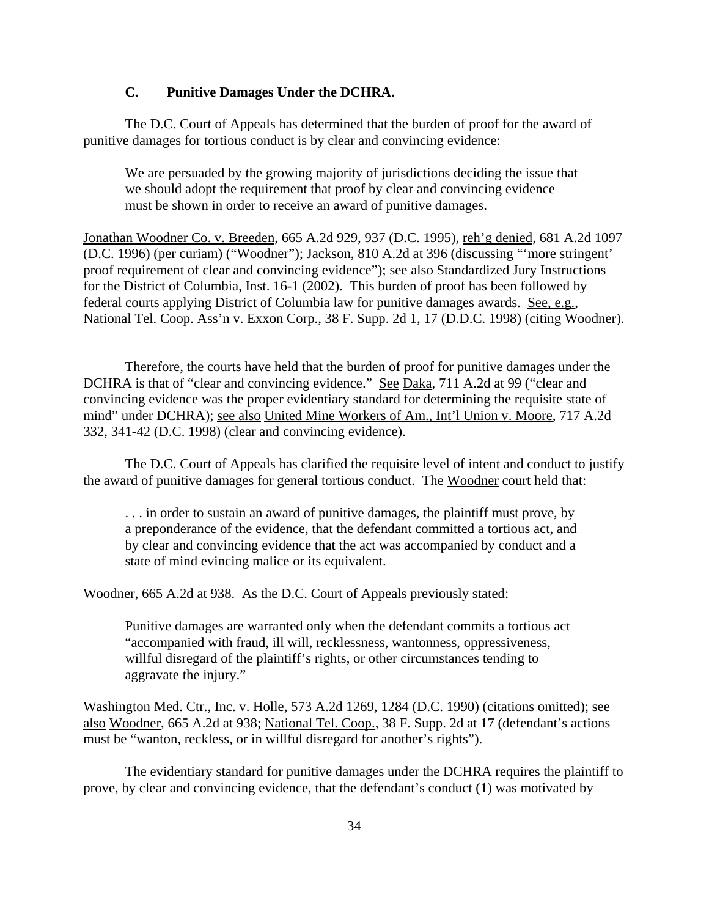### C. Punitive Damages Under the DCHRA.

The D.C. Court of Appeals has determined that the burden of proof for the award of punitive damages for tortious conduct is by clear and convincing evidence:

> We are persuaded by the growing majority of jurisdictions deciding the issue that we should adopt the requirement that proof by clear and convincing evidence must be shown in order to receive an award of punitive damages.

Jonathan Woodner Co. v. Breeden, 665 A.2d 929, 937 (D.C. 1995), reh'g denied, 681 A.2d 1097 (D.C. 1996) (per curiam) ("Woodner"); Jackson, 810 A.2d at 396 (discussing "'more stringent' proof requirement of clear and convincing evidence"); see also Standardized Jury Instructions for the District of Columbia, Inst. 16-1 (2002). This burden of proof has been followed by federal courts applying District of Columbia law for punitive damages awards. See, e.g., National Tel. Coop. Ass'n v. Exxon Corp., 38 F. Supp. 2d 1, 17 (D.D.C. 1998) (citing Woodner).

Therefore, the courts have held that the burden of proof for punitive damages under the DCHRA is that of "clear and convincing evidence." See Daka, 711 A.2d at 99 ("clear and convincing evidence was the proper evidentiary standard for determining the requisite state of mind" under DCHRA); see also United Mine Workers of Am., Int'l Union v. Moore, 717 A.2d 332, 341-42 (D.C. 1998) (clear and convincing evidence).

The D.C. Court of Appeals has clarified the requisite level of intent and conduct to justify the award of punitive damages for general tortious conduct. The Woodner court held that:

> . . . in order to sustain an award of punitive damages, the plaintiff must prove, by a preponderance of the evidence, that the defendant committed a tortious act, and by clear and convincing evidence that the act was accompanied by conduct and a state of mind evincing malice or its equivalent.

Woodner, 665 A.2d at 938. As the D.C. Court of Appeals previously stated:

> Punitive damages are warranted only when the defendant commits a tortious act "accompanied with fraud, ill will, recklessness, wantonness, oppressiveness, willful disregard of the plaintiff's rights, or other circumstances tending to aggravate the injury."

Washington Med. Ctr., Inc. v. Holle, 573 A.2d 1269, 1284 (D.C. 1990) (citations omitted); see also Woodner, 665 A.2d at 938; National Tel. Coop., 38 F. Supp. 2d at 17 (defendant's actions must be "wanton, reckless, or in willful disregard for another's rights").

The evidentiary standard for punitive damages under the DCHRA requires the plaintiff to prove, by clear and convincing evidence, that the defendant's conduct (1) was motivated by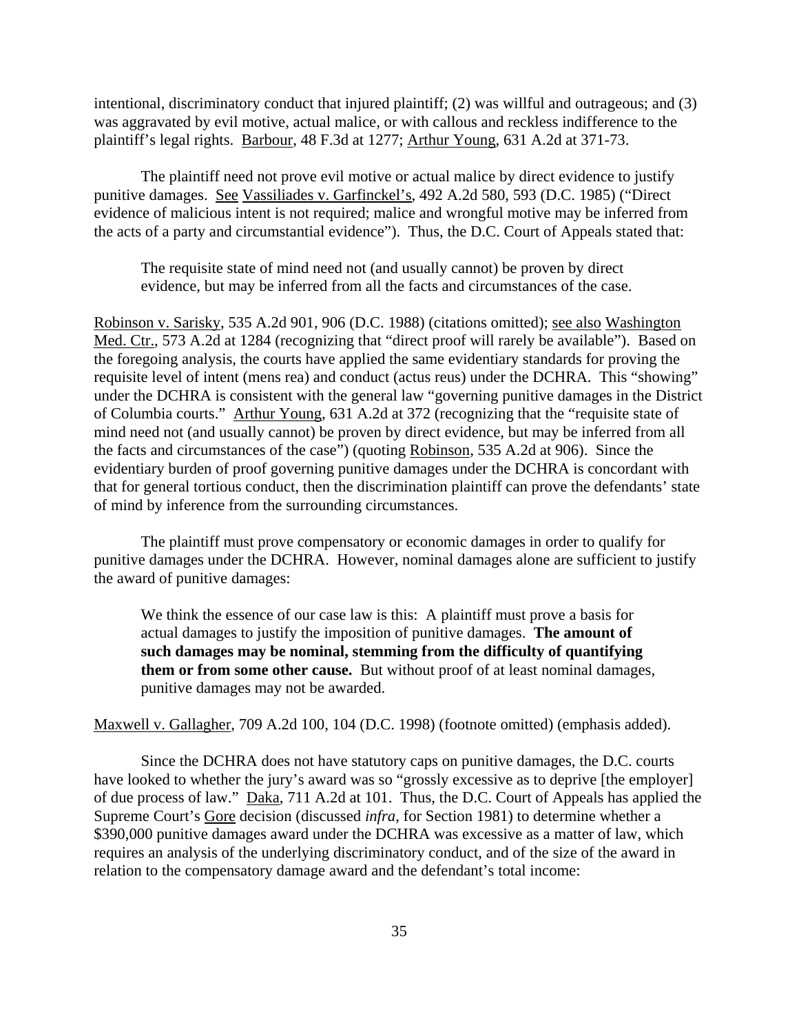intentional, discriminatory conduct that injured plaintiff; (2) was willful and outrageous; and (3) was aggravated by evil motive, actual malice, or with callous and reckless indifference to the plaintiff's legal rights. Barbour, 48 F.3d at 1277; Arthur Young, 631 A.2d at 371-73.

The plaintiff need not prove evil motive or actual malice by direct evidence to justify punitive damages. See Vassiliades v. Garfinckel's, 492 A.2d 580, 593 (D.C. 1985) ("Direct evidence of malicious intent is not required; malice and wrongful motive may be inferred from the acts of a party and circumstantial evidence"). Thus, the D.C. Court of Appeals stated that:

> The requisite state of mind need not (and usually cannot) be proven by direct evidence, but may be inferred from all the facts and circumstances of the case.

Robinson v. Sarisky, 535 A.2d 901, 906 (D.C. 1988) (citations omitted); see also Washington Med. Ctr., 573 A.2d at 1284 (recognizing that "direct proof will rarely be available"). Based on the foregoing analysis, the courts have applied the same evidentiary standards for proving the requisite level of intent (mens rea) and conduct (actus reus) under the DCHRA. This "showing" under the DCHRA is consistent with the general law "governing punitive damages in the District of Columbia courts." Arthur Young, 631 A.2d at 372 (recognizing that the "requisite state of mind need not (and usually cannot) be proven by direct evidence, but may be inferred from all the facts and circumstances of the case") (quoting Robinson, 535 A.2d at 906). Since the evidentiary burden of proof governing punitive damages under the DCHRA is concordant with that for general tortious conduct, then the discrimination plaintiff can prove the defendants' state of mind by inference from the surrounding circumstances.

The plaintiff must prove compensatory or economic damages in order to qualify for punitive damages under the DCHRA. However, nominal damages alone are sufficient to justify the award of punitive damages:

> We think the essence of our case law is this: A plaintiff must prove a basis for actual damages to justify the imposition of punitive damages. **The amount of such damages may be nominal, stemming from the difficulty of quantifying them or from some other cause.** But without proof of at least nominal damages, punitive damages may not be awarded.

Maxwell v. Gallagher, 709 A.2d 100, 104 (D.C. 1998) (footnote omitted) (emphasis added).

Since the DCHRA does not have statutory caps on punitive damages, the D.C. courts have looked to whether the jury's award was so "grossly excessive as to deprive [the employer] of due process of law." Daka, 711 A.2d at 101. Thus, the D.C. Court of Appeals has applied the Supreme Court's Gore decision (discussed *infra*, for Section 1981) to determine whether a $390,000 punitive damages award under the DCHRA was excessive as a matter of law, which requires an analysis of the underlying discriminatory conduct, and of the size of the award in relation to the compensatory damage award and the defendant's total income: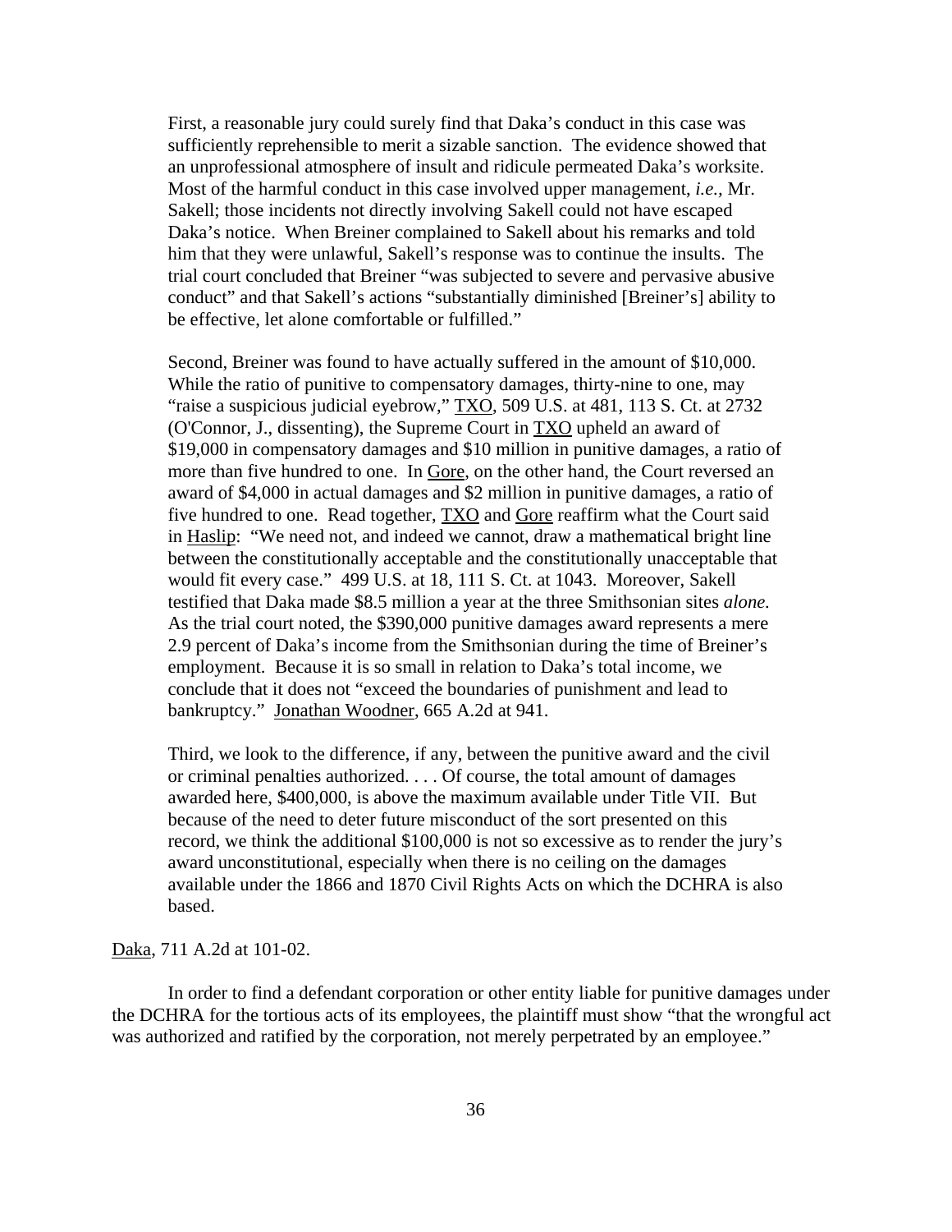> First, a reasonable jury could surely find that Daka's conduct in this case was sufficiently reprehensible to merit a sizable sanction. The evidence showed that an unprofessional atmosphere of insult and ridicule permeated Daka's worksite. Most of the harmful conduct in this case involved upper management, *i.e.,* Mr. Sakell; those incidents not directly involving Sakell could not have escaped Daka's notice. When Breiner complained to Sakell about his remarks and told him that they were unlawful, Sakell's response was to continue the insults. The trial court concluded that Breiner "was subjected to severe and pervasive abusive conduct" and that Sakell's actions "substantially diminished [Breiner's] ability to be effective, let alone comfortable or fulfilled."
>
> Second, Breiner was found to have actually suffered in the amount of $10,000. While the ratio of punitive to compensatory damages, thirty-nine to one, may "raise a suspicious judicial eyebrow," TXO, 509 U.S. at 481, 113 S. Ct. at 2732 (O'Connor, J., dissenting), the Supreme Court in TXO upheld an award of $19,000 in compensatory damages and $10 million in punitive damages, a ratio of more than five hundred to one. In Gore, on the other hand, the Court reversed an award of $4,000 in actual damages and $2 million in punitive damages, a ratio of five hundred to one. Read together, TXO and Gore reaffirm what the Court said in Haslip: "We need not, and indeed we cannot, draw a mathematical bright line between the constitutionally acceptable and the constitutionally unacceptable that would fit every case." 499 U.S. at 18, 111 S. Ct. at 1043. Moreover, Sakell testified that Daka made $8.5 million a year at the three Smithsonian sites *alone.* As the trial court noted, the $390,000 punitive damages award represents a mere 2.9 percent of Daka's income from the Smithsonian during the time of Breiner's employment. Because it is so small in relation to Daka's total income, we conclude that it does not "exceed the boundaries of punishment and lead to bankruptcy." Jonathan Woodner, 665 A.2d at 941.
>
> Third, we look to the difference, if any, between the punitive award and the civil or criminal penalties authorized. . . . Of course, the total amount of damages awarded here, $400,000, is above the maximum available under Title VII. But because of the need to deter future misconduct of the sort presented on this record, we think the additional $100,000 is not so excessive as to render the jury's award unconstitutional, especially when there is no ceiling on the damages available under the 1866 and 1870 Civil Rights Acts on which the DCHRA is also based.

Daka, 711 A.2d at 101-02.

In order to find a defendant corporation or other entity liable for punitive damages under the DCHRA for the tortious acts of its employees, the plaintiff must show "that the wrongful act was authorized and ratified by the corporation, not merely perpetrated by an employee."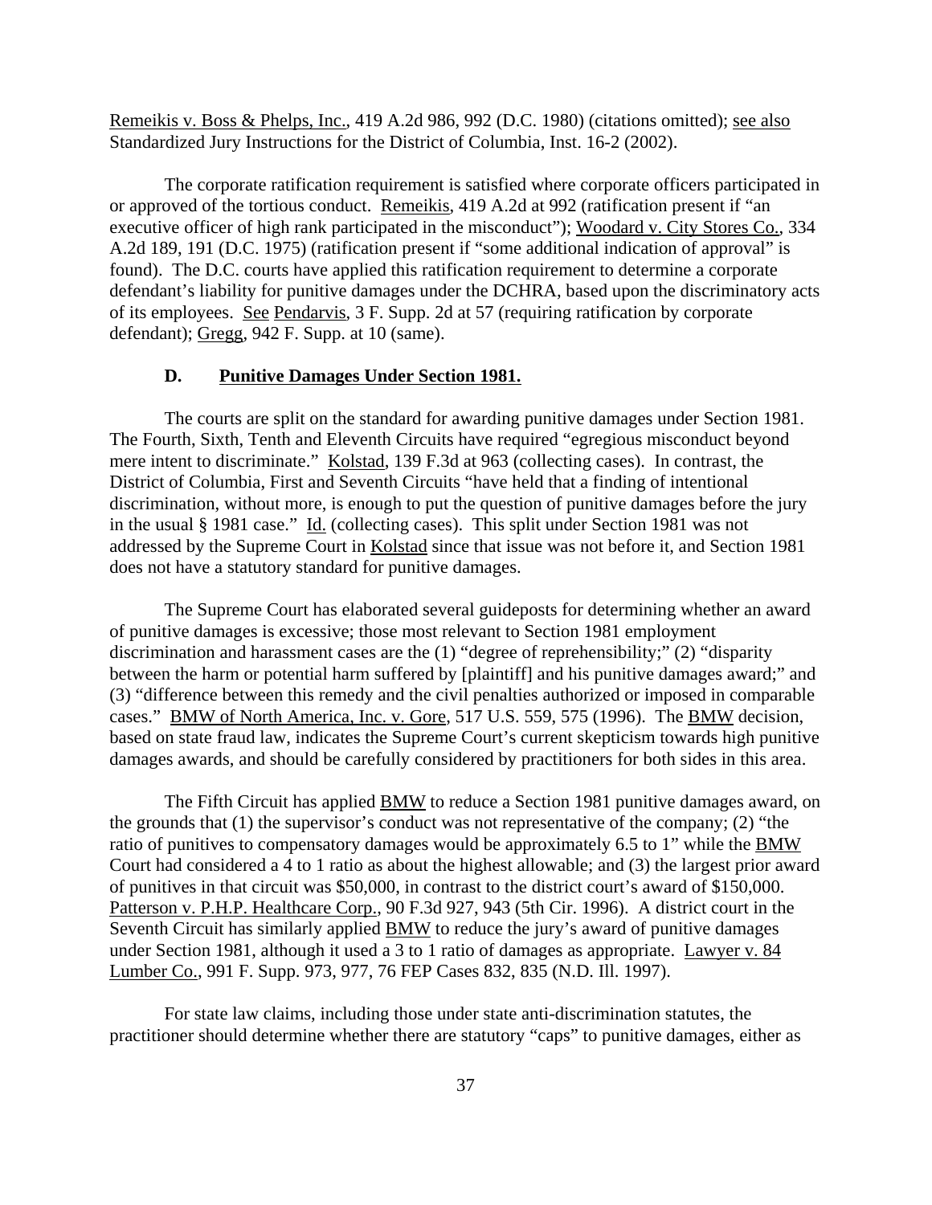Remeikis v. Boss & Phelps, Inc., 419 A.2d 986, 992 (D.C. 1980) (citations omitted); see also Standardized Jury Instructions for the District of Columbia, Inst. 16-2 (2002).

The corporate ratification requirement is satisfied where corporate officers participated in or approved of the tortious conduct. Remeikis, 419 A.2d at 992 (ratification present if "an executive officer of high rank participated in the misconduct"); Woodard v. City Stores Co., 334 A.2d 189, 191 (D.C. 1975) (ratification present if "some additional indication of approval" is found). The D.C. courts have applied this ratification requirement to determine a corporate defendant's liability for punitive damages under the DCHRA, based upon the discriminatory acts of its employees. See Pendarvis, 3 F. Supp. 2d at 57 (requiring ratification by corporate defendant); Gregg, 942 F. Supp. at 10 (same).

### D. **Punitive Damages Under Section 1981.**

The courts are split on the standard for awarding punitive damages under Section 1981. The Fourth, Sixth, Tenth and Eleventh Circuits have required "egregious misconduct beyond mere intent to discriminate." Kolstad, 139 F.3d at 963 (collecting cases). In contrast, the District of Columbia, First and Seventh Circuits "have held that a finding of intentional discrimination, without more, is enough to put the question of punitive damages before the jury in the usual § 1981 case." Id. (collecting cases). This split under Section 1981 was not addressed by the Supreme Court in Kolstad since that issue was not before it, and Section 1981 does not have a statutory standard for punitive damages.

The Supreme Court has elaborated several guideposts for determining whether an award of punitive damages is excessive; those most relevant to Section 1981 employment discrimination and harassment cases are the (1) "degree of reprehensibility;" (2) "disparity between the harm or potential harm suffered by [plaintiff] and his punitive damages award;" and (3) "difference between this remedy and the civil penalties authorized or imposed in comparable cases." BMW of North America, Inc. v. Gore, 517 U.S. 559, 575 (1996). The BMW decision, based on state fraud law, indicates the Supreme Court's current skepticism towards high punitive damages awards, and should be carefully considered by practitioners for both sides in this area.

The Fifth Circuit has applied BMW to reduce a Section 1981 punitive damages award, on the grounds that (1) the supervisor's conduct was not representative of the company; (2) "the ratio of punitives to compensatory damages would be approximately 6.5 to 1" while the BMW Court had considered a 4 to 1 ratio as about the highest allowable; and (3) the largest prior award of punitives in that circuit was $50,000, in contrast to the district court's award of $150,000. Patterson v. P.H.P. Healthcare Corp., 90 F.3d 927, 943 (5th Cir. 1996). A district court in the Seventh Circuit has similarly applied BMW to reduce the jury's award of punitive damages under Section 1981, although it used a 3 to 1 ratio of damages as appropriate. Lawyer v. 84 Lumber Co., 991 F. Supp. 973, 977, 76 FEP Cases 832, 835 (N.D. Ill. 1997).

For state law claims, including those under state anti-discrimination statutes, the practitioner should determine whether there are statutory "caps" to punitive damages, either as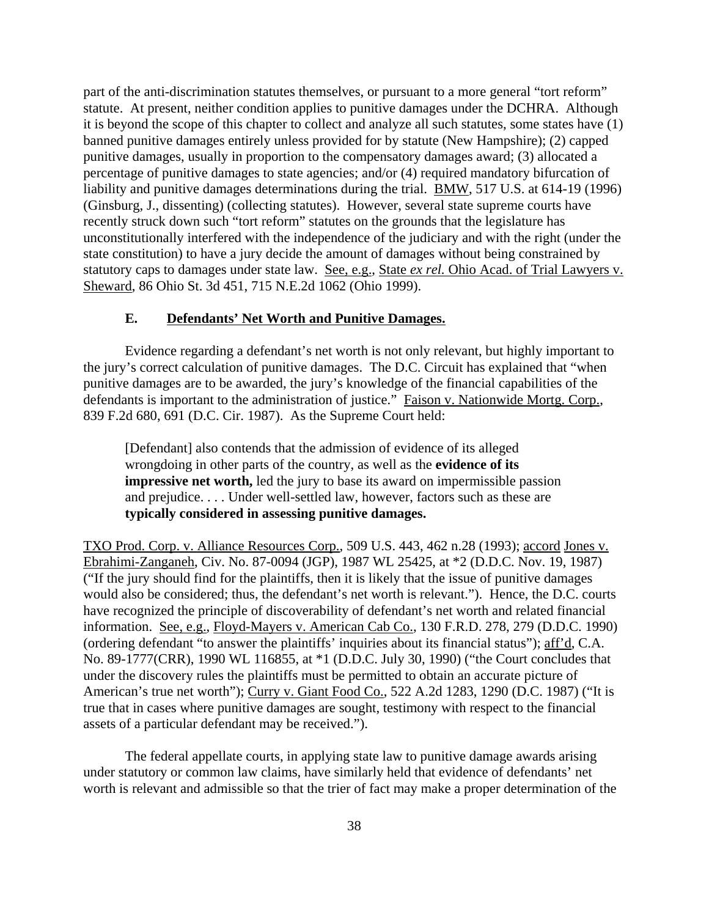part of the anti-discrimination statutes themselves, or pursuant to a more general "tort reform" statute. At present, neither condition applies to punitive damages under the DCHRA. Although it is beyond the scope of this chapter to collect and analyze all such statutes, some states have (1) banned punitive damages entirely unless provided for by statute (New Hampshire); (2) capped punitive damages, usually in proportion to the compensatory damages award; (3) allocated a percentage of punitive damages to state agencies; and/or (4) required mandatory bifurcation of liability and punitive damages determinations during the trial. BMW, 517 U.S. at 614-19 (1996) (Ginsburg, J., dissenting) (collecting statutes). However, several state supreme courts have recently struck down such "tort reform" statutes on the grounds that the legislature has unconstitutionally interfered with the independence of the judiciary and with the right (under the state constitution) to have a jury decide the amount of damages without being constrained by statutory caps to damages under state law. See, e.g., State *ex rel*. Ohio Acad. of Trial Lawyers v. Sheward, 86 Ohio St. 3d 451, 715 N.E.2d 1062 (Ohio 1999).

### E. Defendants' Net Worth and Punitive Damages.

Evidence regarding a defendant's net worth is not only relevant, but highly important to the jury's correct calculation of punitive damages. The D.C. Circuit has explained that "when punitive damages are to be awarded, the jury's knowledge of the financial capabilities of the defendants is important to the administration of justice." Faison v. Nationwide Mortg. Corp., 839 F.2d 680, 691 (D.C. Cir. 1987). As the Supreme Court held:

> [Defendant] also contends that the admission of evidence of its alleged wrongdoing in other parts of the country, as well as the **evidence of its impressive net worth,** led the jury to base its award on impermissible passion and prejudice. . . . Under well-settled law, however, factors such as these are **typically considered in assessing punitive damages.**

TXO Prod. Corp. v. Alliance Resources Corp., 509 U.S. 443, 462 n.28 (1993); accord Jones v. Ebrahimi-Zanganeh, Civ. No. 87-0094 (JGP), 1987 WL 25425, at *2 (D.D.C. Nov. 19, 1987) ("If the jury should find for the plaintiffs, then it is likely that the issue of punitive damages would also be considered; thus, the defendant's net worth is relevant."). Hence, the D.C. courts have recognized the principle of discoverability of defendant's net worth and related financial information. See, e.g., Floyd-Mayers v. American Cab Co., 130 F.R.D. 278, 279 (D.D.C. 1990) (ordering defendant "to answer the plaintiffs' inquiries about its financial status"); aff'd, C.A. No. 89-1777(CRR), 1990 WL 116855, at *1 (D.D.C. July 30, 1990) ("the Court concludes that under the discovery rules the plaintiffs must be permitted to obtain an accurate picture of American's true net worth"); Curry v. Giant Food Co., 522 A.2d 1283, 1290 (D.C. 1987) ("It is true that in cases where punitive damages are sought, testimony with respect to the financial assets of a particular defendant may be received.").

The federal appellate courts, in applying state law to punitive damage awards arising under statutory or common law claims, have similarly held that evidence of defendants' net worth is relevant and admissible so that the trier of fact may make a proper determination of the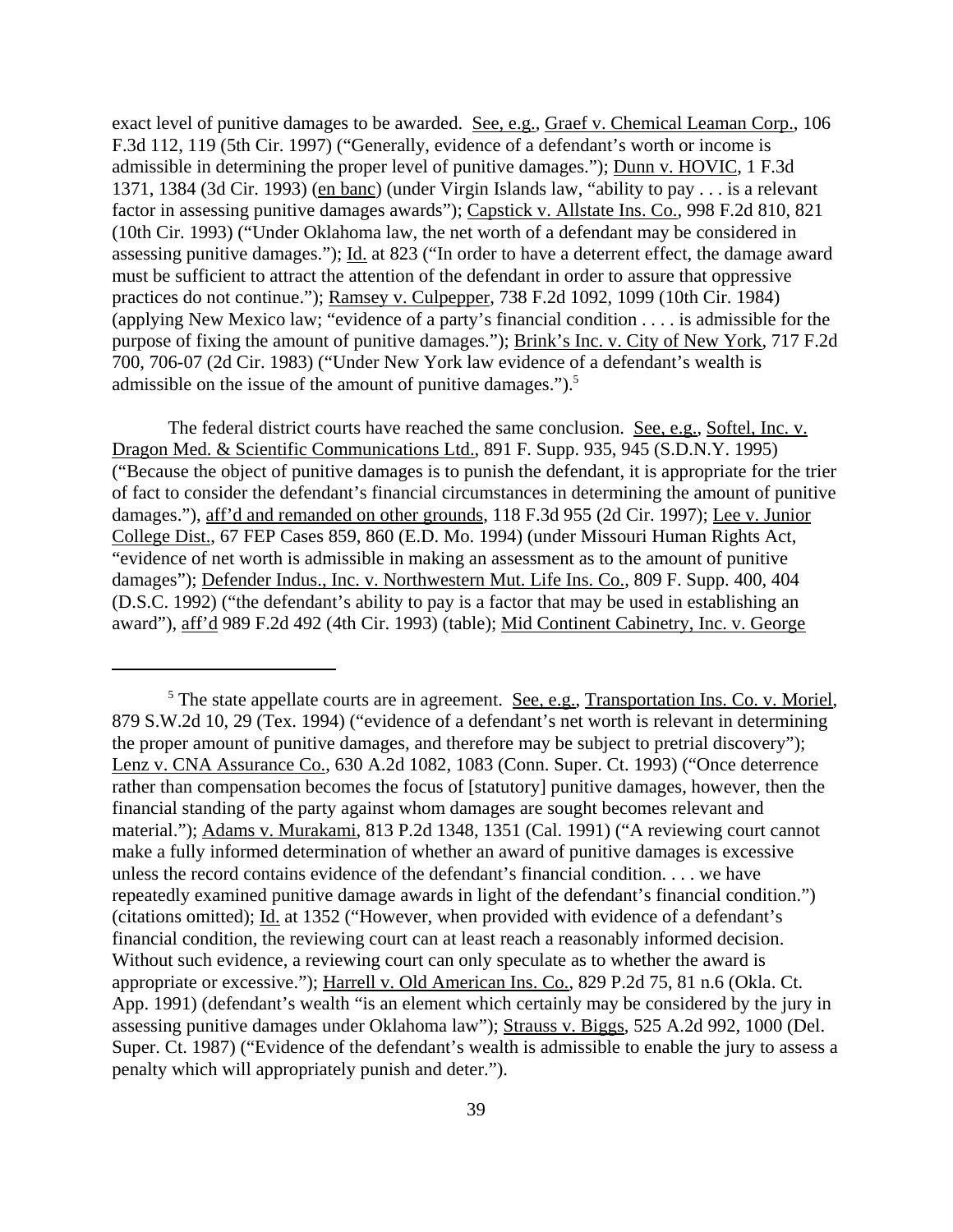exact level of punitive damages to be awarded. See, e.g., Graef v. Chemical Leaman Corp., 106 F.3d 112, 119 (5th Cir. 1997) ("Generally, evidence of a defendant's worth or income is admissible in determining the proper level of punitive damages."); Dunn v. HOVIC, 1 F.3d 1371, 1384 (3d Cir. 1993) (en banc) (under Virgin Islands law, "ability to pay . . . is a relevant factor in assessing punitive damages awards"); Capstick v. Allstate Ins. Co., 998 F.2d 810, 821 (10th Cir. 1993) ("Under Oklahoma law, the net worth of a defendant may be considered in assessing punitive damages."); Id. at 823 ("In order to have a deterrent effect, the damage award must be sufficient to attract the attention of the defendant in order to assure that oppressive practices do not continue."); Ramsey v. Culpepper, 738 F.2d 1092, 1099 (10th Cir. 1984) (applying New Mexico law; "evidence of a party's financial condition . . . . is admissible for the purpose of fixing the amount of punitive damages."); Brink's Inc. v. City of New York, 717 F.2d 700, 706-07 (2d Cir. 1983) ("Under New York law evidence of a defendant's wealth is admissible on the issue of the amount of punitive damages.").[5]

The federal district courts have reached the same conclusion. See, e.g., Softel, Inc. v. Dragon Med. & Scientific Communications Ltd., 891 F. Supp. 935, 945 (S.D.N.Y. 1995) ("Because the object of punitive damages is to punish the defendant, it is appropriate for the trier of fact to consider the defendant's financial circumstances in determining the amount of punitive damages."), aff'd and remanded on other grounds, 118 F.3d 955 (2d Cir. 1997); Lee v. Junior College Dist., 67 FEP Cases 859, 860 (E.D. Mo. 1994) (under Missouri Human Rights Act, "evidence of net worth is admissible in making an assessment as to the amount of punitive damages"); Defender Indus., Inc. v. Northwestern Mut. Life Ins. Co., 809 F. Supp. 400, 404 (D.S.C. 1992) ("the defendant's ability to pay is a factor that may be used in establishing an award"), aff'd 989 F.2d 492 (4th Cir. 1993) (table); Mid Continent Cabinetry, Inc. v. George

---

[5] The state appellate courts are in agreement. See, e.g., Transportation Ins. Co. v. Moriel, 879 S.W.2d 10, 29 (Tex. 1994) ("evidence of a defendant's net worth is relevant in determining the proper amount of punitive damages, and therefore may be subject to pretrial discovery"); Lenz v. CNA Assurance Co., 630 A.2d 1082, 1083 (Conn. Super. Ct. 1993) ("Once deterrence rather than compensation becomes the focus of [statutory] punitive damages, however, then the financial standing of the party against whom damages are sought becomes relevant and material."); Adams v. Murakami, 813 P.2d 1348, 1351 (Cal. 1991) ("A reviewing court cannot make a fully informed determination of whether an award of punitive damages is excessive unless the record contains evidence of the defendant's financial condition. . . . we have repeatedly examined punitive damage awards in light of the defendant's financial condition.") (citations omitted); Id. at 1352 ("However, when provided with evidence of a defendant's financial condition, the reviewing court can at least reach a reasonably informed decision. Without such evidence, a reviewing court can only speculate as to whether the award is appropriate or excessive."); Harrell v. Old American Ins. Co., 829 P.2d 75, 81 n.6 (Okla. Ct. App. 1991) (defendant's wealth "is an element which certainly may be considered by the jury in assessing punitive damages under Oklahoma law"); Strauss v. Biggs, 525 A.2d 992, 1000 (Del. Super. Ct. 1987) ("Evidence of the defendant's wealth is admissible to enable the jury to assess a penalty which will appropriately punish and deter.").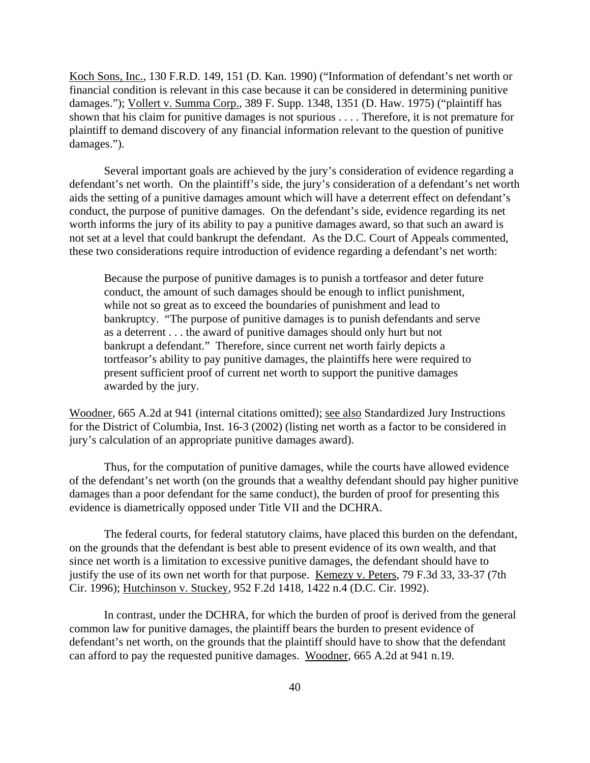Koch Sons, Inc., 130 F.R.D. 149, 151 (D. Kan. 1990) ("Information of defendant's net worth or financial condition is relevant in this case because it can be considered in determining punitive damages."); Vollert v. Summa Corp., 389 F. Supp. 1348, 1351 (D. Haw. 1975) ("plaintiff has shown that his claim for punitive damages is not spurious . . . . Therefore, it is not premature for plaintiff to demand discovery of any financial information relevant to the question of punitive damages.").

Several important goals are achieved by the jury's consideration of evidence regarding a defendant's net worth. On the plaintiff's side, the jury's consideration of a defendant's net worth aids the setting of a punitive damages amount which will have a deterrent effect on defendant's conduct, the purpose of punitive damages. On the defendant's side, evidence regarding its net worth informs the jury of its ability to pay a punitive damages award, so that such an award is not set at a level that could bankrupt the defendant. As the D.C. Court of Appeals commented, these two considerations require introduction of evidence regarding a defendant's net worth:

> Because the purpose of punitive damages is to punish a tortfeasor and deter future conduct, the amount of such damages should be enough to inflict punishment, while not so great as to exceed the boundaries of punishment and lead to bankruptcy. "The purpose of punitive damages is to punish defendants and serve as a deterrent . . . the award of punitive damages should only hurt but not bankrupt a defendant." Therefore, since current net worth fairly depicts a tortfeasor's ability to pay punitive damages, the plaintiffs here were required to present sufficient proof of current net worth to support the punitive damages awarded by the jury.

Woodner, 665 A.2d at 941 (internal citations omitted); see also Standardized Jury Instructions for the District of Columbia, Inst. 16-3 (2002) (listing net worth as a factor to be considered in jury's calculation of an appropriate punitive damages award).

Thus, for the computation of punitive damages, while the courts have allowed evidence of the defendant's net worth (on the grounds that a wealthy defendant should pay higher punitive damages than a poor defendant for the same conduct), the burden of proof for presenting this evidence is diametrically opposed under Title VII and the DCHRA.

The federal courts, for federal statutory claims, have placed this burden on the defendant, on the grounds that the defendant is best able to present evidence of its own wealth, and that since net worth is a limitation to excessive punitive damages, the defendant should have to justify the use of its own net worth for that purpose. Kemezy v. Peters, 79 F.3d 33, 33-37 (7th Cir. 1996); Hutchinson v. Stuckey, 952 F.2d 1418, 1422 n.4 (D.C. Cir. 1992).

In contrast, under the DCHRA, for which the burden of proof is derived from the general common law for punitive damages, the plaintiff bears the burden to present evidence of defendant's net worth, on the grounds that the plaintiff should have to show that the defendant can afford to pay the requested punitive damages. Woodner, 665 A.2d at 941 n.19.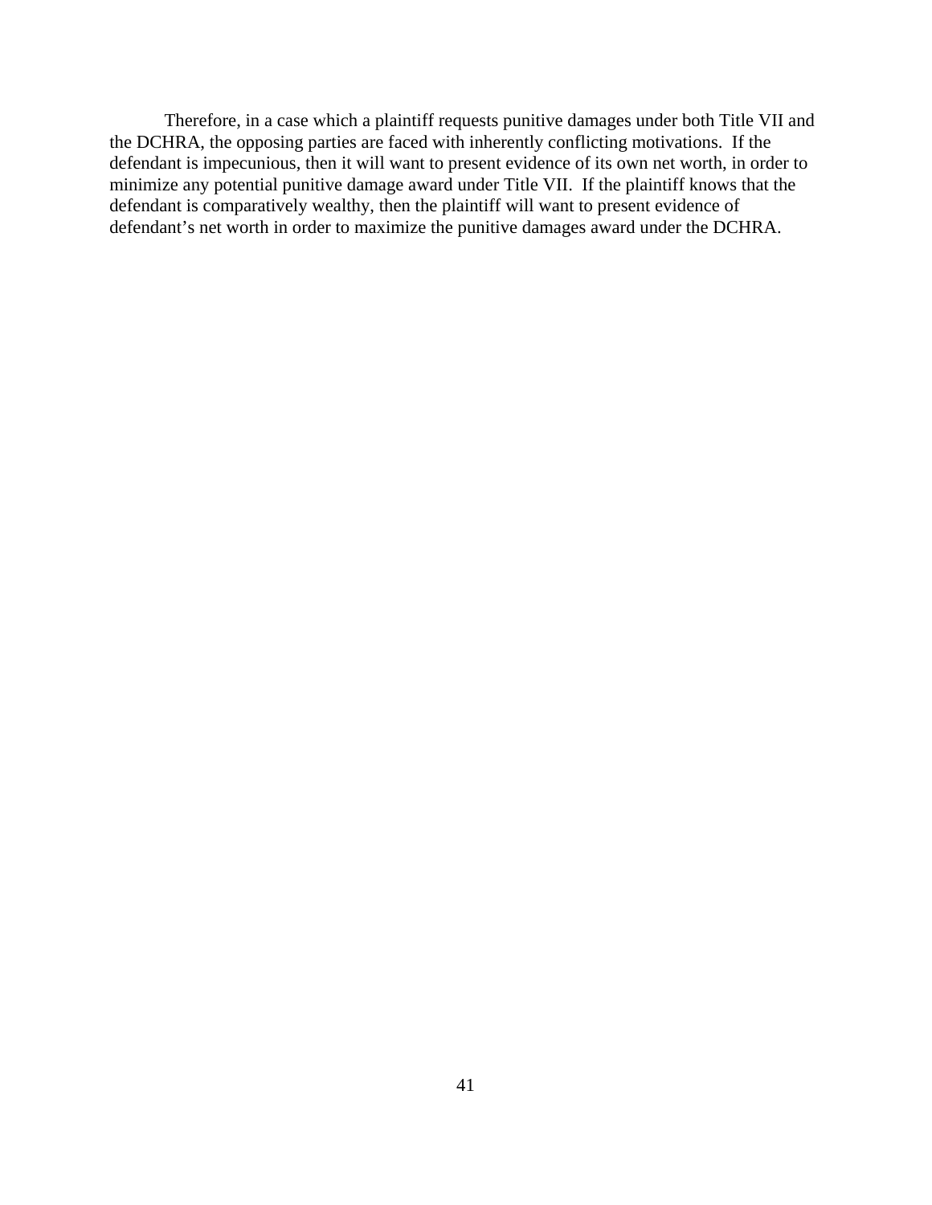Therefore, in a case which a plaintiff requests punitive damages under both Title VII and the DCHRA, the opposing parties are faced with inherently conflicting motivations. If the defendant is impecunious, then it will want to present evidence of its own net worth, in order to minimize any potential punitive damage award under Title VII. If the plaintiff knows that the defendant is comparatively wealthy, then the plaintiff will want to present evidence of defendant's net worth in order to maximize the punitive damages award under the DCHRA.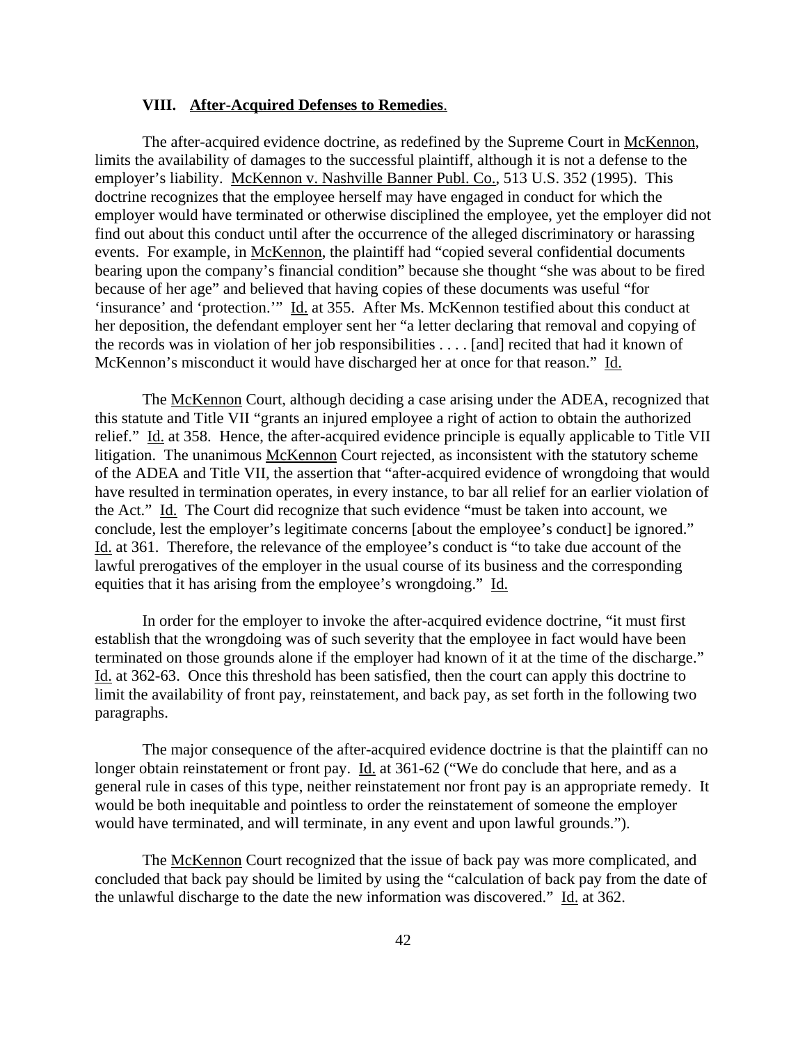## VIII. **After-Acquired Defenses to Remedies**.

The after-acquired evidence doctrine, as redefined by the Supreme Court in McKennon, limits the availability of damages to the successful plaintiff, although it is not a defense to the employer's liability. McKennon v. Nashville Banner Publ. Co., 513 U.S. 352 (1995). This doctrine recognizes that the employee herself may have engaged in conduct for which the employer would have terminated or otherwise disciplined the employee, yet the employer did not find out about this conduct until after the occurrence of the alleged discriminatory or harassing events. For example, in McKennon, the plaintiff had "copied several confidential documents bearing upon the company's financial condition" because she thought "she was about to be fired because of her age" and believed that having copies of these documents was useful "for 'insurance' and 'protection.'" Id. at 355. After Ms. McKennon testified about this conduct at her deposition, the defendant employer sent her "a letter declaring that removal and copying of the records was in violation of her job responsibilities . . . . [and] recited that had it known of McKennon's misconduct it would have discharged her at once for that reason." Id.

The McKennon Court, although deciding a case arising under the ADEA, recognized that this statute and Title VII "grants an injured employee a right of action to obtain the authorized relief." Id. at 358. Hence, the after-acquired evidence principle is equally applicable to Title VII litigation. The unanimous McKennon Court rejected, as inconsistent with the statutory scheme of the ADEA and Title VII, the assertion that "after-acquired evidence of wrongdoing that would have resulted in termination operates, in every instance, to bar all relief for an earlier violation of the Act." Id. The Court did recognize that such evidence "must be taken into account, we conclude, lest the employer's legitimate concerns [about the employee's conduct] be ignored." Id. at 361. Therefore, the relevance of the employee's conduct is "to take due account of the lawful prerogatives of the employer in the usual course of its business and the corresponding equities that it has arising from the employee's wrongdoing." Id.

In order for the employer to invoke the after-acquired evidence doctrine, "it must first establish that the wrongdoing was of such severity that the employee in fact would have been terminated on those grounds alone if the employer had known of it at the time of the discharge." Id. at 362-63. Once this threshold has been satisfied, then the court can apply this doctrine to limit the availability of front pay, reinstatement, and back pay, as set forth in the following two paragraphs.

The major consequence of the after-acquired evidence doctrine is that the plaintiff can no longer obtain reinstatement or front pay. Id. at 361-62 ("We do conclude that here, and as a general rule in cases of this type, neither reinstatement nor front pay is an appropriate remedy. It would be both inequitable and pointless to order the reinstatement of someone the employer would have terminated, and will terminate, in any event and upon lawful grounds.").

The McKennon Court recognized that the issue of back pay was more complicated, and concluded that back pay should be limited by using the "calculation of back pay from the date of the unlawful discharge to the date the new information was discovered." Id. at 362.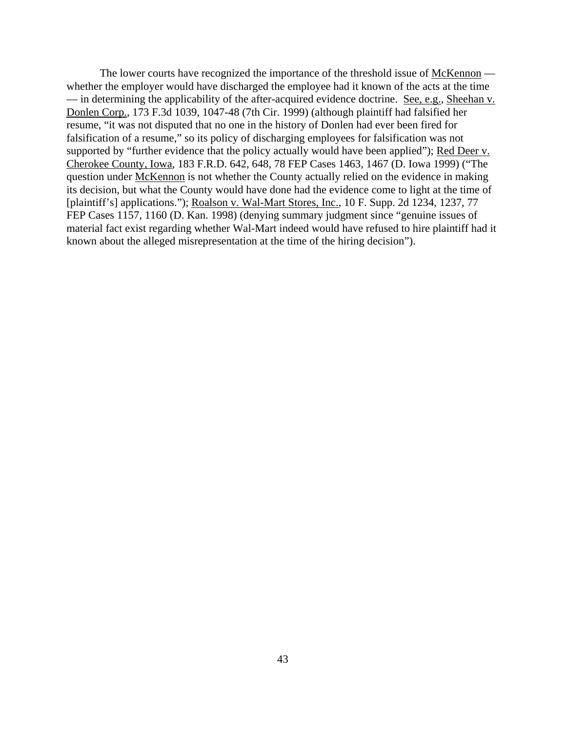The lower courts have recognized the importance of the threshold issue of McKennon — whether the employer would have discharged the employee had it known of the acts at the time — in determining the applicability of the after-acquired evidence doctrine. See, e.g., Sheehan v. Donlen Corp., 173 F.3d 1039, 1047-48 (7th Cir. 1999) (although plaintiff had falsified her resume, "it was not disputed that no one in the history of Donlen had ever been fired for falsification of a resume," so its policy of discharging employees for falsification was not supported by "further evidence that the policy actually would have been applied"); Red Deer v. Cherokee County, Iowa, 183 F.R.D. 642, 648, 78 FEP Cases 1463, 1467 (D. Iowa 1999) ("The question under McKennon is not whether the County actually relied on the evidence in making its decision, but what the County would have done had the evidence come to light at the time of [plaintiff's] applications."); Roalson v. Wal-Mart Stores, Inc., 10 F. Supp. 2d 1234, 1237, 77 FEP Cases 1157, 1160 (D. Kan. 1998) (denying summary judgment since "genuine issues of material fact exist regarding whether Wal-Mart indeed would have refused to hire plaintiff had it known about the alleged misrepresentation at the time of the hiring decision").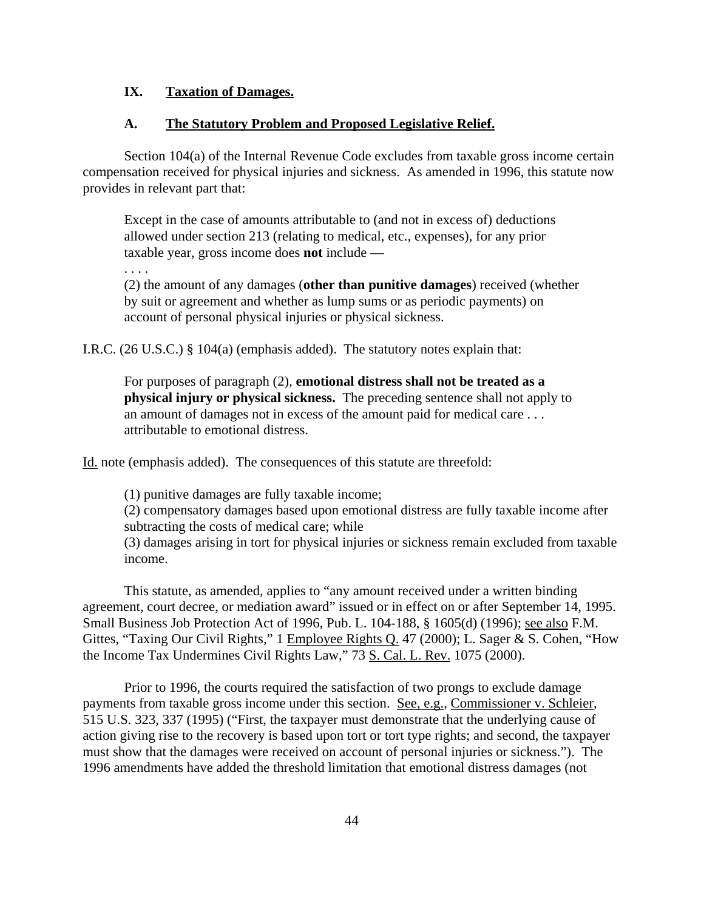## IX. Taxation of Damages.

### A. The Statutory Problem and Proposed Legislative Relief.

Section 104(a) of the Internal Revenue Code excludes from taxable gross income certain compensation received for physical injuries and sickness. As amended in 1996, this statute now provides in relevant part that:

> Except in the case of amounts attributable to (and not in excess of) deductions allowed under section 213 (relating to medical, etc., expenses), for any prior taxable year, gross income does **not** include —
>
> . . . .
>
> (2) the amount of any damages (**other than punitive damages**) received (whether by suit or agreement and whether as lump sums or as periodic payments) on account of personal physical injuries or physical sickness.

I.R.C. (26 U.S.C.) § 104(a) (emphasis added). The statutory notes explain that:

> For purposes of paragraph (2), **emotional distress shall not be treated as a physical injury or physical sickness.** The preceding sentence shall not apply to an amount of damages not in excess of the amount paid for medical care . . . attributable to emotional distress.

Id. note (emphasis added). The consequences of this statute are threefold:

> (1) punitive damages are fully taxable income;
>
> (2) compensatory damages based upon emotional distress are fully taxable income after subtracting the costs of medical care; while
>
> (3) damages arising in tort for physical injuries or sickness remain excluded from taxable income.

This statute, as amended, applies to "any amount received under a written binding agreement, court decree, or mediation award" issued or in effect on or after September 14, 1995. Small Business Job Protection Act of 1996, Pub. L. 104-188, § 1605(d) (1996); see also F.M. Gittes, "Taxing Our Civil Rights," 1 Employee Rights Q. 47 (2000); L. Sager & S. Cohen, "How the Income Tax Undermines Civil Rights Law," 73 S. Cal. L. Rev. 1075 (2000).

Prior to 1996, the courts required the satisfaction of two prongs to exclude damage payments from taxable gross income under this section. See, e.g., Commissioner v. Schleier, 515 U.S. 323, 337 (1995) ("First, the taxpayer must demonstrate that the underlying cause of action giving rise to the recovery is based upon tort or tort type rights; and second, the taxpayer must show that the damages were received on account of personal injuries or sickness."). The 1996 amendments have added the threshold limitation that emotional distress damages (not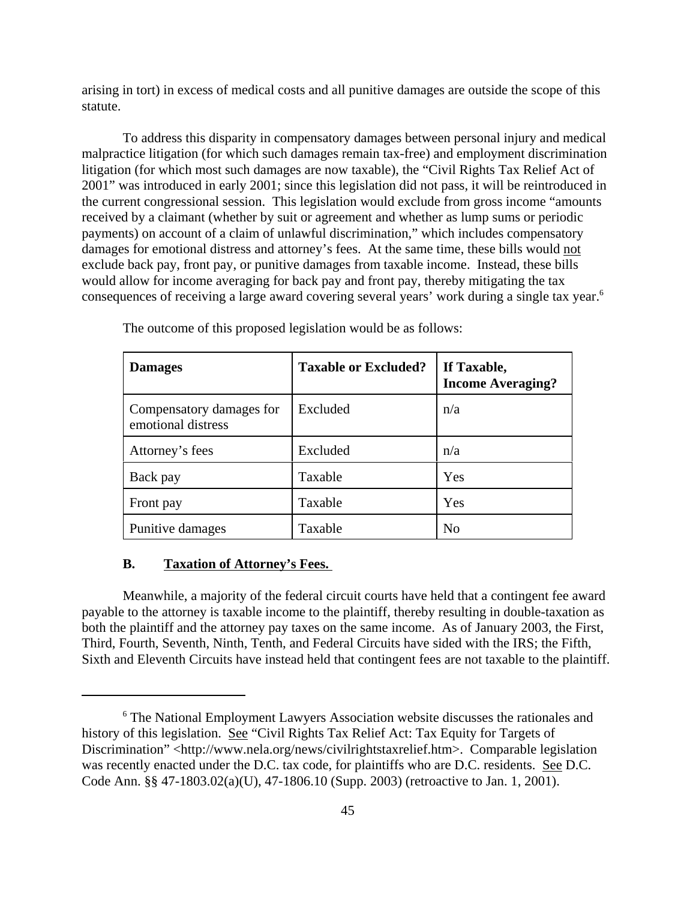arising in tort) in excess of medical costs and all punitive damages are outside the scope of this statute.

To address this disparity in compensatory damages between personal injury and medical malpractice litigation (for which such damages remain tax-free) and employment discrimination litigation (for which most such damages are now taxable), the "Civil Rights Tax Relief Act of 2001" was introduced in early 2001; since this legislation did not pass, it will be reintroduced in the current congressional session. This legislation would exclude from gross income "amounts received by a claimant (whether by suit or agreement and whether as lump sums or periodic payments) on account of a claim of unlawful discrimination," which includes compensatory damages for emotional distress and attorney's fees. At the same time, these bills would <u>not</u> exclude back pay, front pay, or punitive damages from taxable income. Instead, these bills would allow for income averaging for back pay and front pay, thereby mitigating the tax consequences of receiving a large award covering several years' work during a single tax year.[6]

The outcome of this proposed legislation would be as follows:

| **Damages** | **Taxable or Excluded?** | **If Taxable, Income Averaging?** |
|---|---|---|
| Compensatory damages for emotional distress | Excluded | n/a |
| Attorney's fees | Excluded | n/a |
| Back pay | Taxable | Yes |
| Front pay | Taxable | Yes |
| Punitive damages | Taxable | No |

### B. Taxation of Attorney's Fees.

Meanwhile, a majority of the federal circuit courts have held that a contingent fee award payable to the attorney is taxable income to the plaintiff, thereby resulting in double-taxation as both the plaintiff and the attorney pay taxes on the same income. As of January 2003, the First, Third, Fourth, Seventh, Ninth, Tenth, and Federal Circuits have sided with the IRS; the Fifth, Sixth and Eleventh Circuits have instead held that contingent fees are not taxable to the plaintiff.

---

[6] The National Employment Lawyers Association website discusses the rationales and history of this legislation. <u>See</u> "Civil Rights Tax Relief Act: Tax Equity for Targets of Discrimination" <http://www.nela.org/news/civilrightstaxrelief.htm>. Comparable legislation was recently enacted under the D.C. tax code, for plaintiffs who are D.C. residents. <u>See</u> D.C. Code Ann. §§ 47-1803.02(a)(U), 47-1806.10 (Supp. 2003) (retroactive to Jan. 1, 2001).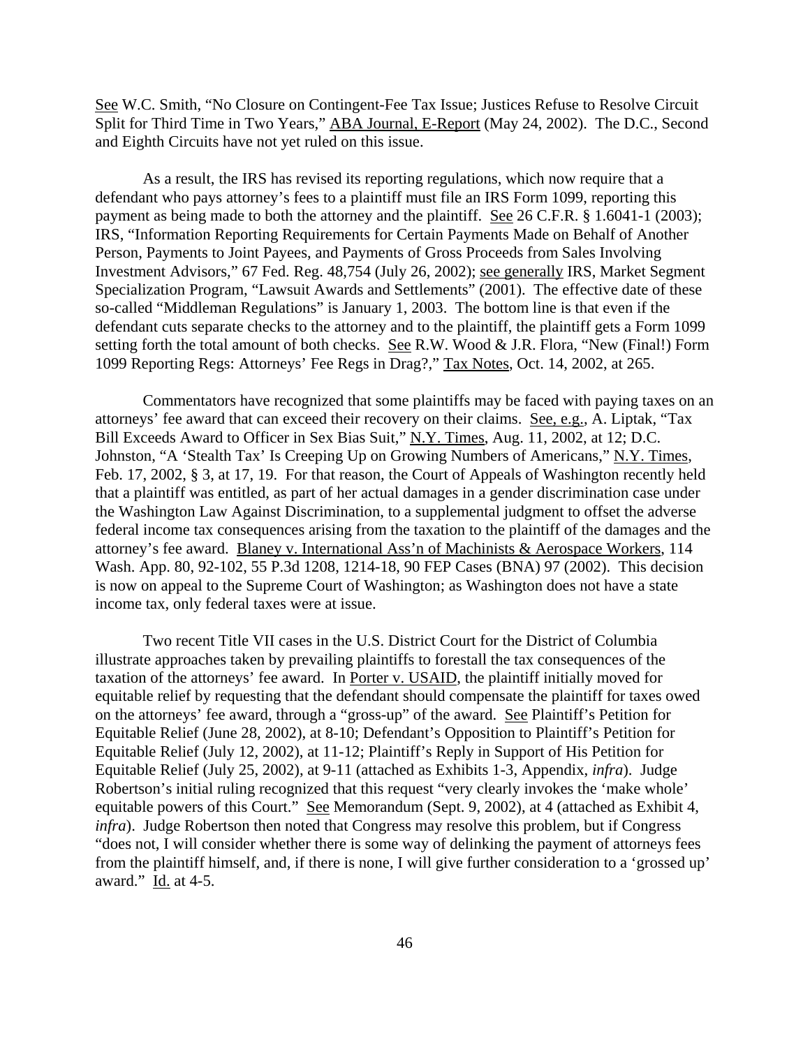See W.C. Smith, "No Closure on Contingent-Fee Tax Issue; Justices Refuse to Resolve Circuit Split for Third Time in Two Years," ABA Journal, E-Report (May 24, 2002). The D.C., Second and Eighth Circuits have not yet ruled on this issue.

As a result, the IRS has revised its reporting regulations, which now require that a defendant who pays attorney's fees to a plaintiff must file an IRS Form 1099, reporting this payment as being made to both the attorney and the plaintiff. See 26 C.F.R. § 1.6041-1 (2003); IRS, "Information Reporting Requirements for Certain Payments Made on Behalf of Another Person, Payments to Joint Payees, and Payments of Gross Proceeds from Sales Involving Investment Advisors," 67 Fed. Reg. 48,754 (July 26, 2002); see generally IRS, Market Segment Specialization Program, "Lawsuit Awards and Settlements" (2001). The effective date of these so-called "Middleman Regulations" is January 1, 2003. The bottom line is that even if the defendant cuts separate checks to the attorney and to the plaintiff, the plaintiff gets a Form 1099 setting forth the total amount of both checks. See R.W. Wood & J.R. Flora, "New (Final!) Form 1099 Reporting Regs: Attorneys' Fee Regs in Drag?," Tax Notes, Oct. 14, 2002, at 265.

Commentators have recognized that some plaintiffs may be faced with paying taxes on an attorneys' fee award that can exceed their recovery on their claims. See, e.g., A. Liptak, "Tax Bill Exceeds Award to Officer in Sex Bias Suit," N.Y. Times, Aug. 11, 2002, at 12; D.C. Johnston, "A 'Stealth Tax' Is Creeping Up on Growing Numbers of Americans," N.Y. Times, Feb. 17, 2002, § 3, at 17, 19. For that reason, the Court of Appeals of Washington recently held that a plaintiff was entitled, as part of her actual damages in a gender discrimination case under the Washington Law Against Discrimination, to a supplemental judgment to offset the adverse federal income tax consequences arising from the taxation to the plaintiff of the damages and the attorney's fee award. Blaney v. International Ass'n of Machinists & Aerospace Workers, 114 Wash. App. 80, 92-102, 55 P.3d 1208, 1214-18, 90 FEP Cases (BNA) 97 (2002). This decision is now on appeal to the Supreme Court of Washington; as Washington does not have a state income tax, only federal taxes were at issue.

Two recent Title VII cases in the U.S. District Court for the District of Columbia illustrate approaches taken by prevailing plaintiffs to forestall the tax consequences of the taxation of the attorneys' fee award. In Porter v. USAID, the plaintiff initially moved for equitable relief by requesting that the defendant should compensate the plaintiff for taxes owed on the attorneys' fee award, through a "gross-up" of the award. See Plaintiff's Petition for Equitable Relief (June 28, 2002), at 8-10; Defendant's Opposition to Plaintiff's Petition for Equitable Relief (July 12, 2002), at 11-12; Plaintiff's Reply in Support of His Petition for Equitable Relief (July 25, 2002), at 9-11 (attached as Exhibits 1-3, Appendix, *infra*). Judge Robertson's initial ruling recognized that this request "very clearly invokes the 'make whole' equitable powers of this Court." See Memorandum (Sept. 9, 2002), at 4 (attached as Exhibit 4, *infra*). Judge Robertson then noted that Congress may resolve this problem, but if Congress "does not, I will consider whether there is some way of delinking the payment of attorneys fees from the plaintiff himself, and, if there is none, I will give further consideration to a 'grossed up' award." Id. at 4-5.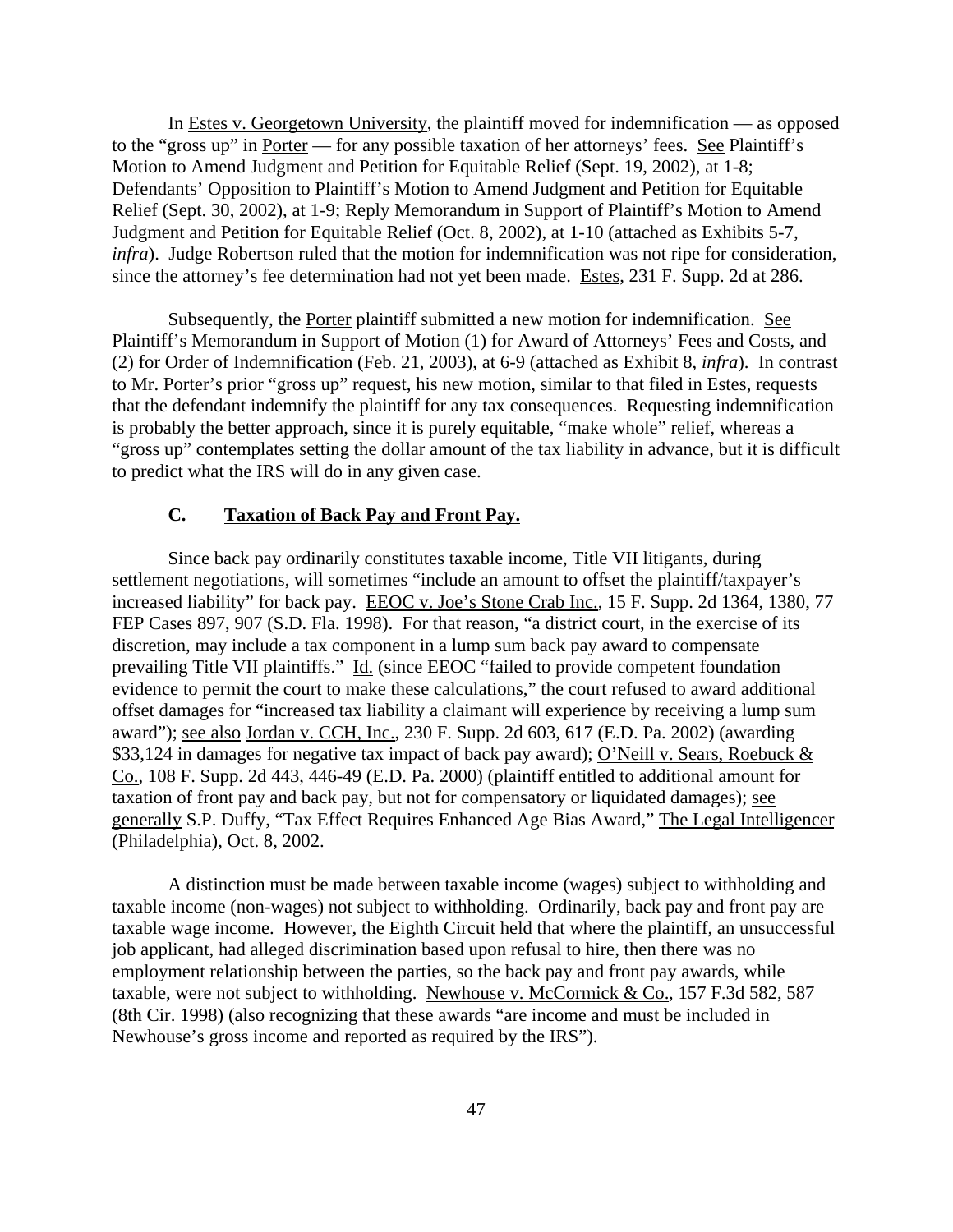In Estes v. Georgetown University, the plaintiff moved for indemnification — as opposed to the "gross up" in Porter — for any possible taxation of her attorneys' fees. See Plaintiff's Motion to Amend Judgment and Petition for Equitable Relief (Sept. 19, 2002), at 1-8; Defendants' Opposition to Plaintiff's Motion to Amend Judgment and Petition for Equitable Relief (Sept. 30, 2002), at 1-9; Reply Memorandum in Support of Plaintiff's Motion to Amend Judgment and Petition for Equitable Relief (Oct. 8, 2002), at 1-10 (attached as Exhibits 5-7, *infra*). Judge Robertson ruled that the motion for indemnification was not ripe for consideration, since the attorney's fee determination had not yet been made. Estes, 231 F. Supp. 2d at 286.

Subsequently, the Porter plaintiff submitted a new motion for indemnification. See Plaintiff's Memorandum in Support of Motion (1) for Award of Attorneys' Fees and Costs, and (2) for Order of Indemnification (Feb. 21, 2003), at 6-9 (attached as Exhibit 8, *infra*). In contrast to Mr. Porter's prior "gross up" request, his new motion, similar to that filed in Estes, requests that the defendant indemnify the plaintiff for any tax consequences. Requesting indemnification is probably the better approach, since it is purely equitable, "make whole" relief, whereas a "gross up" contemplates setting the dollar amount of the tax liability in advance, but it is difficult to predict what the IRS will do in any given case.

### C. Taxation of Back Pay and Front Pay.

Since back pay ordinarily constitutes taxable income, Title VII litigants, during settlement negotiations, will sometimes "include an amount to offset the plaintiff/taxpayer's increased liability" for back pay. EEOC v. Joe's Stone Crab Inc., 15 F. Supp. 2d 1364, 1380, 77 FEP Cases 897, 907 (S.D. Fla. 1998). For that reason, "a district court, in the exercise of its discretion, may include a tax component in a lump sum back pay award to compensate prevailing Title VII plaintiffs." Id. (since EEOC "failed to provide competent foundation evidence to permit the court to make these calculations," the court refused to award additional offset damages for "increased tax liability a claimant will experience by receiving a lump sum award"); see also Jordan v. CCH, Inc., 230 F. Supp. 2d 603, 617 (E.D. Pa. 2002) (awarding $33,124 in damages for negative tax impact of back pay award); O'Neill v. Sears, Roebuck & Co., 108 F. Supp. 2d 443, 446-49 (E.D. Pa. 2000) (plaintiff entitled to additional amount for taxation of front pay and back pay, but not for compensatory or liquidated damages); see generally S.P. Duffy, "Tax Effect Requires Enhanced Age Bias Award," The Legal Intelligencer (Philadelphia), Oct. 8, 2002.

A distinction must be made between taxable income (wages) subject to withholding and taxable income (non-wages) not subject to withholding. Ordinarily, back pay and front pay are taxable wage income. However, the Eighth Circuit held that where the plaintiff, an unsuccessful job applicant, had alleged discrimination based upon refusal to hire, then there was no employment relationship between the parties, so the back pay and front pay awards, while taxable, were not subject to withholding. Newhouse v. McCormick & Co., 157 F.3d 582, 587 (8th Cir. 1998) (also recognizing that these awards "are income and must be included in Newhouse's gross income and reported as required by the IRS").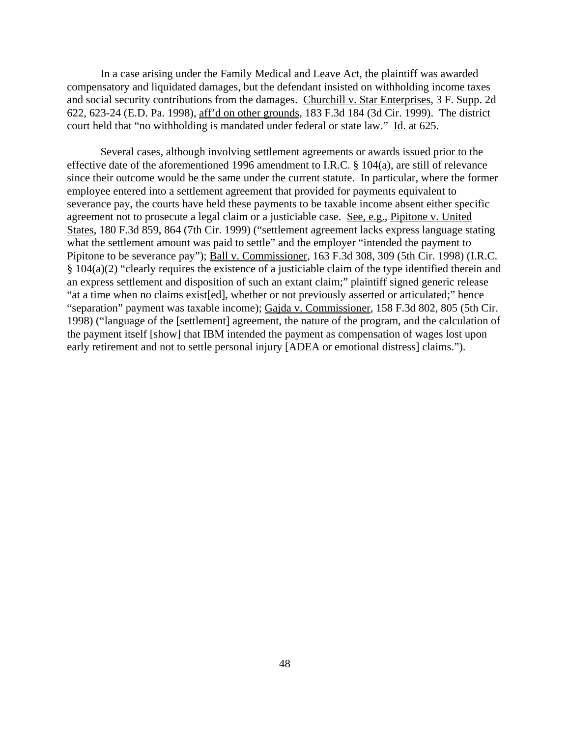In a case arising under the Family Medical and Leave Act, the plaintiff was awarded compensatory and liquidated damages, but the defendant insisted on withholding income taxes and social security contributions from the damages. Churchill v. Star Enterprises, 3 F. Supp. 2d 622, 623-24 (E.D. Pa. 1998), aff'd on other grounds, 183 F.3d 184 (3d Cir. 1999). The district court held that "no withholding is mandated under federal or state law." Id. at 625.

Several cases, although involving settlement agreements or awards issued prior to the effective date of the aforementioned 1996 amendment to I.R.C. § 104(a), are still of relevance since their outcome would be the same under the current statute. In particular, where the former employee entered into a settlement agreement that provided for payments equivalent to severance pay, the courts have held these payments to be taxable income absent either specific agreement not to prosecute a legal claim or a justiciable case. See, e.g., Pipitone v. United States, 180 F.3d 859, 864 (7th Cir. 1999) ("settlement agreement lacks express language stating what the settlement amount was paid to settle" and the employer "intended the payment to Pipitone to be severance pay"); Ball v. Commissioner, 163 F.3d 308, 309 (5th Cir. 1998) (I.R.C. § 104(a)(2) "clearly requires the existence of a justiciable claim of the type identified therein and an express settlement and disposition of such an extant claim;" plaintiff signed generic release "at a time when no claims exist[ed], whether or not previously asserted or articulated;" hence "separation" payment was taxable income); Gajda v. Commissioner, 158 F.3d 802, 805 (5th Cir. 1998) ("language of the [settlement] agreement, the nature of the program, and the calculation of the payment itself [show] that IBM intended the payment as compensation of wages lost upon early retirement and not to settle personal injury [ADEA or emotional distress] claims.").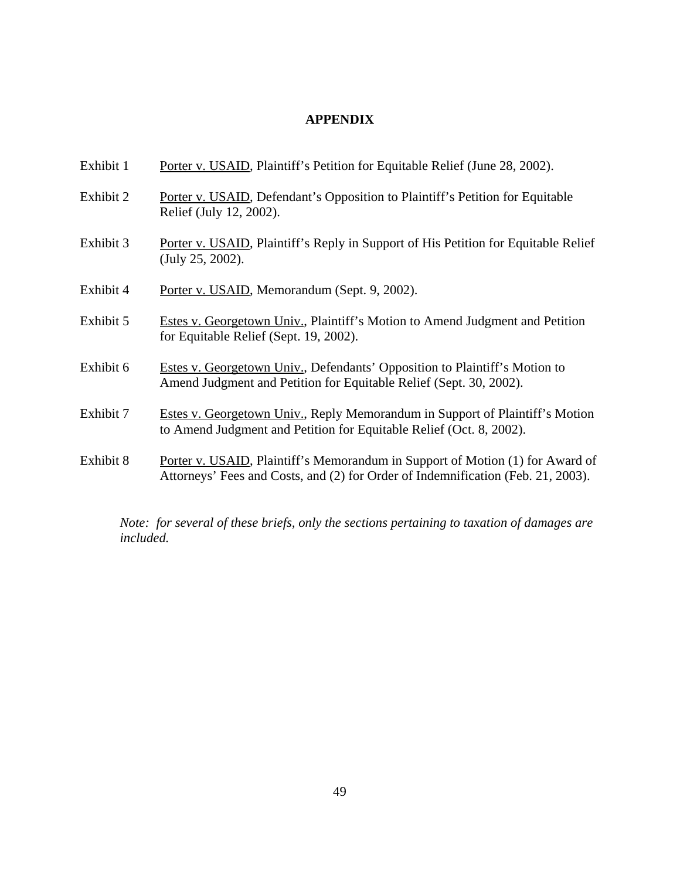## APPENDIX

| | |
|---|---|
| Exhibit 1 | Porter v. USAID, Plaintiff's Petition for Equitable Relief (June 28, 2002). |
| Exhibit 2 | Porter v. USAID, Defendant's Opposition to Plaintiff's Petition for Equitable Relief (July 12, 2002). |
| Exhibit 3 | Porter v. USAID, Plaintiff's Reply in Support of His Petition for Equitable Relief (July 25, 2002). |
| Exhibit 4 | Porter v. USAID, Memorandum (Sept. 9, 2002). |
| Exhibit 5 | Estes v. Georgetown Univ., Plaintiff's Motion to Amend Judgment and Petition for Equitable Relief (Sept. 19, 2002). |
| Exhibit 6 | Estes v. Georgetown Univ., Defendants' Opposition to Plaintiff's Motion to Amend Judgment and Petition for Equitable Relief (Sept. 30, 2002). |
| Exhibit 7 | Estes v. Georgetown Univ., Reply Memorandum in Support of Plaintiff's Motion to Amend Judgment and Petition for Equitable Relief (Oct. 8, 2002). |
| Exhibit 8 | Porter v. USAID, Plaintiff's Memorandum in Support of Motion (1) for Award of Attorneys' Fees and Costs, and (2) for Order of Indemnification (Feb. 21, 2003). |

*Note: for several of these briefs, only the sections pertaining to taxation of damages are included.*